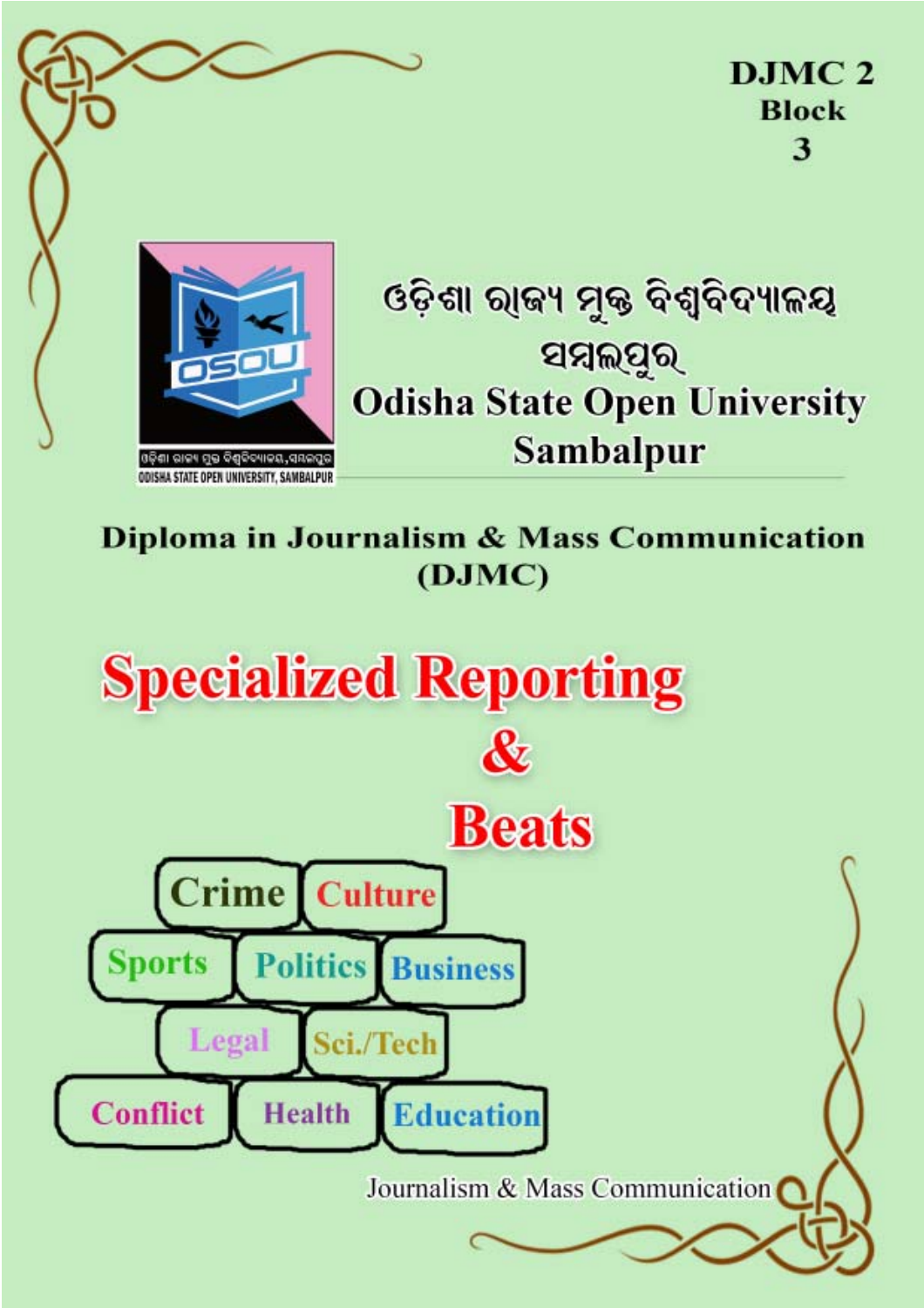DJMC 2
Block
3

ଓଡ଼ିଶା ରାଜ୍ୟ ମୁକ୍ତ ବିଶ୍ୱବିଦ୍ୟାଳୟ
ସମ୍ବଲପୁର

**Odisha State Open University**
**Sambalpur**

**Diploma in Journalism & Mass Communication**
**(DJMC)**

# Specialized Reporting & Beats

Crime | Culture
Sports | Politics | Business
Legal | Sci./Tech
Conflict | Health | Education

Journalism & Mass Communication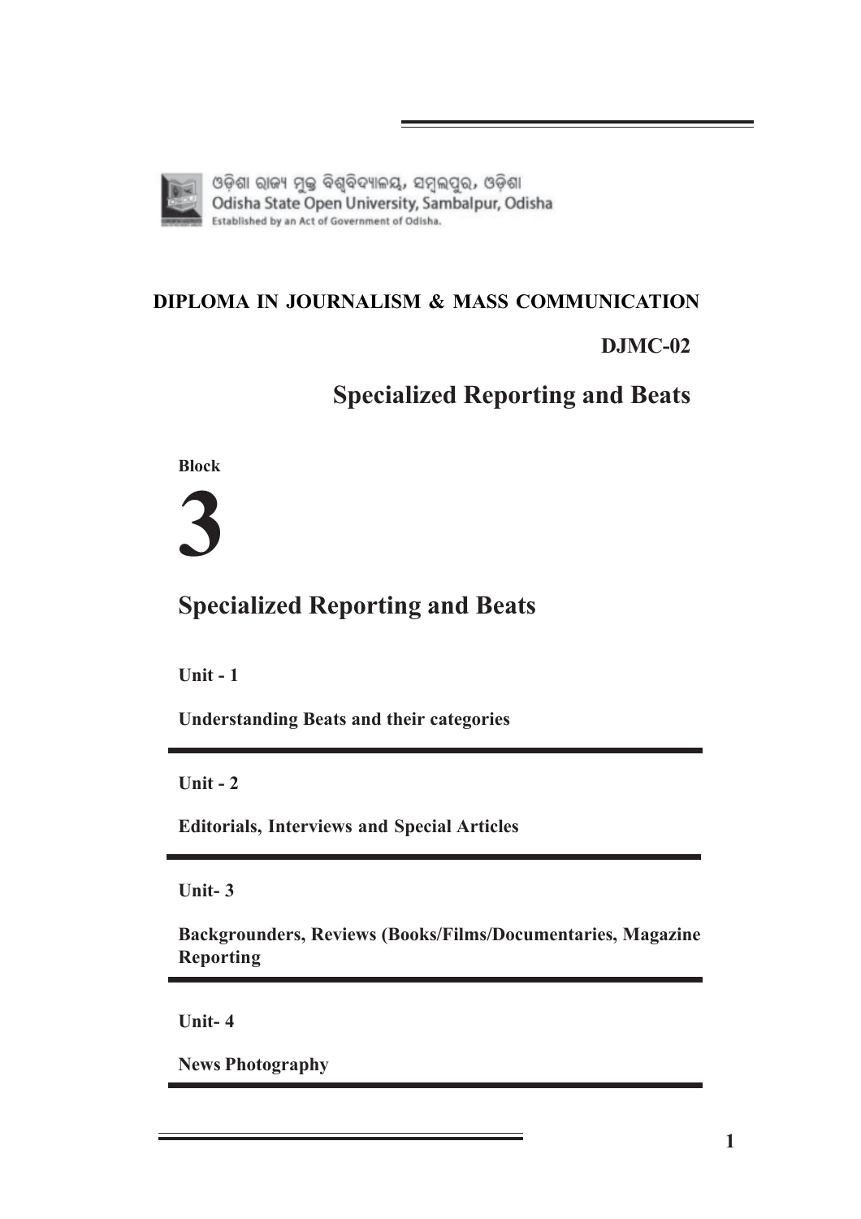ଓଡ଼ିଶା ରାଜ୍ୟ ମୁକ୍ତ ବିଶ୍ୱବିଦ୍ୟାଳୟ, ସମ୍ବଲପୁର, ଓଡ଼ିଶା
Odisha State Open University, Sambalpur, Odisha
Established by an Act of Government of Odisha.

**DIPLOMA IN JOURNALISM & MASS COMMUNICATION**

**DJMC-02**

# Specialized Reporting and Beats

**Block**

# 3

## Specialized Reporting and Beats

**Unit - 1**

**Understanding Beats and their categories**

**Unit - 2**

**Editorials, Interviews and Special Articles**

**Unit- 3**

**Backgrounders, Reviews (Books/Films/Documentaries, Magazine Reporting**

**Unit- 4**

**News Photography**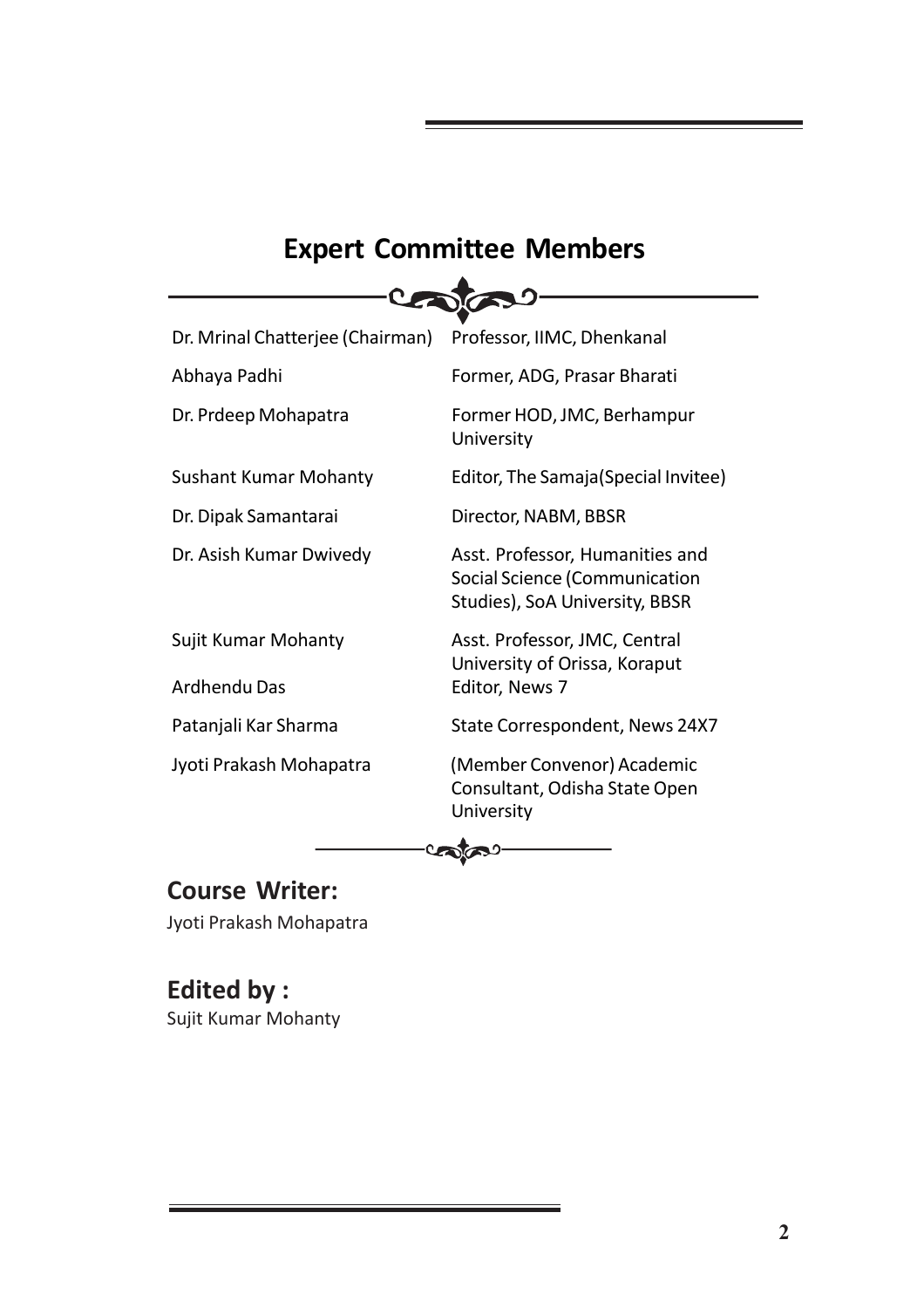## Expert Committee Members

| | |
|---|---|
| Dr. Mrinal Chatterjee (Chairman) | Professor, IIMC, Dhenkanal |
| Abhaya Padhi | Former, ADG, Prasar Bharati |
| Dr. Prdeep Mohapatra | Former HOD, JMC, Berhampur University |
| Sushant Kumar Mohanty | Editor, The Samaja(Special Invitee) |
| Dr. Dipak Samantarai | Director, NABM, BBSR |
| Dr. Asish Kumar Dwivedy | Asst. Professor, Humanities and Social Science (Communication Studies), SoA University, BBSR |
| Sujit Kumar Mohanty | Asst. Professor, JMC, Central University of Orissa, Koraput |
| Ardhendu Das | Editor, News 7 |
| Patanjali Kar Sharma | State Correspondent, News 24X7 |
| Jyoti Prakash Mohapatra | (Member Convenor) Academic Consultant, Odisha State Open University |

## Course Writer:

Jyoti Prakash Mohapatra

## Edited by :

Sujit Kumar Mohanty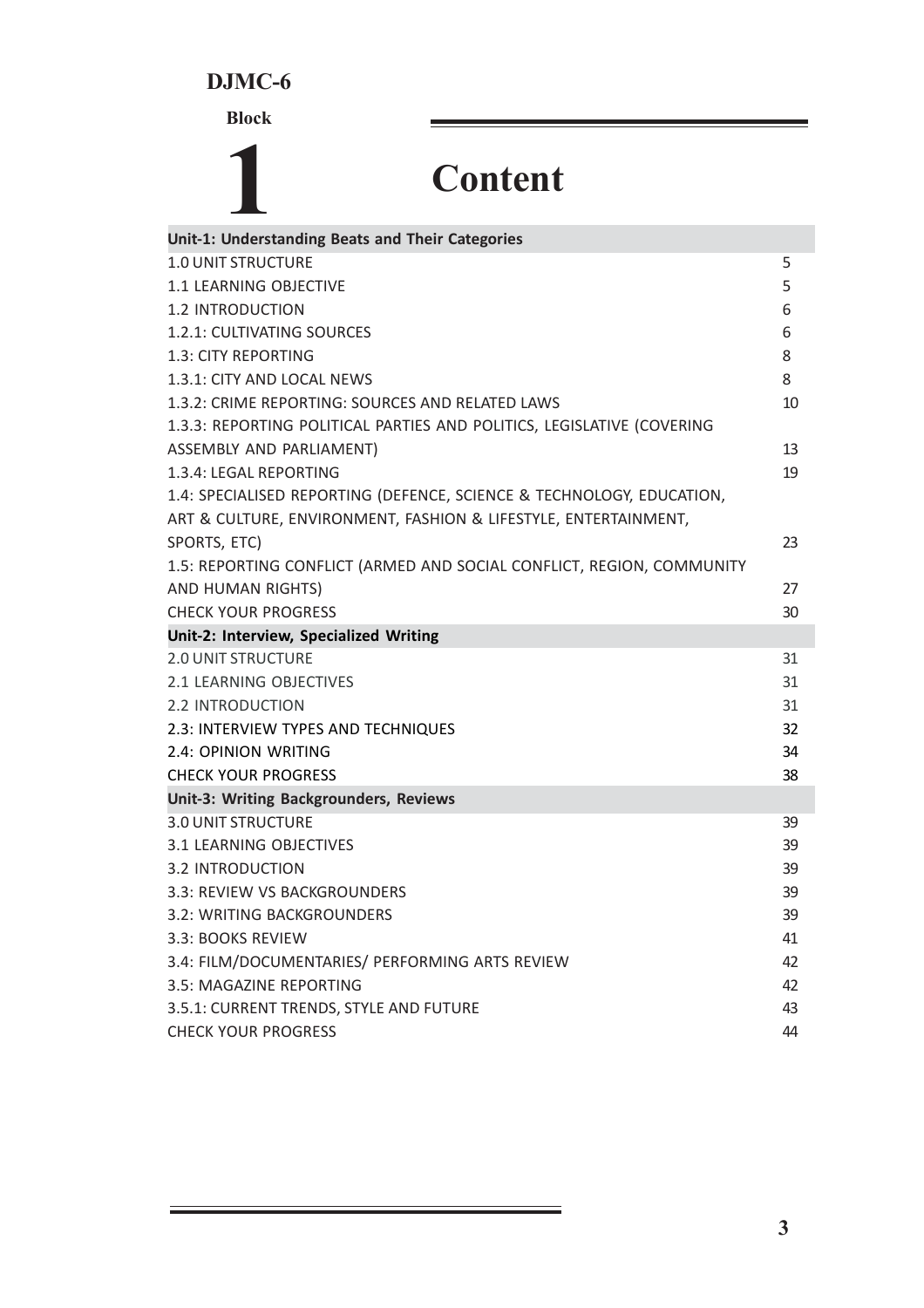**DJMC-6**

**Block 1**

# Content

| **Unit-1: Understanding Beats and Their Categories** | |
|---|---|
| 1.0 UNIT STRUCTURE | 5 |
| 1.1 LEARNING OBJECTIVE | 5 |
| 1.2 INTRODUCTION | 6 |
| 1.2.1: CULTIVATING SOURCES | 6 |
| 1.3: CITY REPORTING | 8 |
| 1.3.1: CITY AND LOCAL NEWS | 8 |
| 1.3.2: CRIME REPORTING: SOURCES AND RELATED LAWS | 10 |
| 1.3.3: REPORTING POLITICAL PARTIES AND POLITICS, LEGISLATIVE (COVERING ASSEMBLY AND PARLIAMENT) | 13 |
| 1.3.4: LEGAL REPORTING | 19 |
| 1.4: SPECIALISED REPORTING (DEFENCE, SCIENCE & TECHNOLOGY, EDUCATION, ART & CULTURE, ENVIRONMENT, FASHION & LIFESTYLE, ENTERTAINMENT, SPORTS, ETC) | 23 |
| 1.5: REPORTING CONFLICT (ARMED AND SOCIAL CONFLICT, REGION, COMMUNITY AND HUMAN RIGHTS) | 27 |
| CHECK YOUR PROGRESS | 30 |
| **Unit-2: Interview, Specialized Writing** | |
| 2.0 UNIT STRUCTURE | 31 |
| 2.1 LEARNING OBJECTIVES | 31 |
| 2.2 INTRODUCTION | 31 |
| 2.3: INTERVIEW TYPES AND TECHNIQUES | 32 |
| 2.4: OPINION WRITING | 34 |
| CHECK YOUR PROGRESS | 38 |
| **Unit-3: Writing Backgrounders, Reviews** | |
| 3.0 UNIT STRUCTURE | 39 |
| 3.1 LEARNING OBJECTIVES | 39 |
| 3.2 INTRODUCTION | 39 |
| 3.3: REVIEW VS BACKGROUNDERS | 39 |
| 3.2: WRITING BACKGROUNDERS | 39 |
| 3.3: BOOKS REVIEW | 41 |
| 3.4: FILM/DOCUMENTARIES/ PERFORMING ARTS REVIEW | 42 |
| 3.5: MAGAZINE REPORTING | 42 |
| 3.5.1: CURRENT TRENDS, STYLE AND FUTURE | 43 |
| CHECK YOUR PROGRESS | 44 |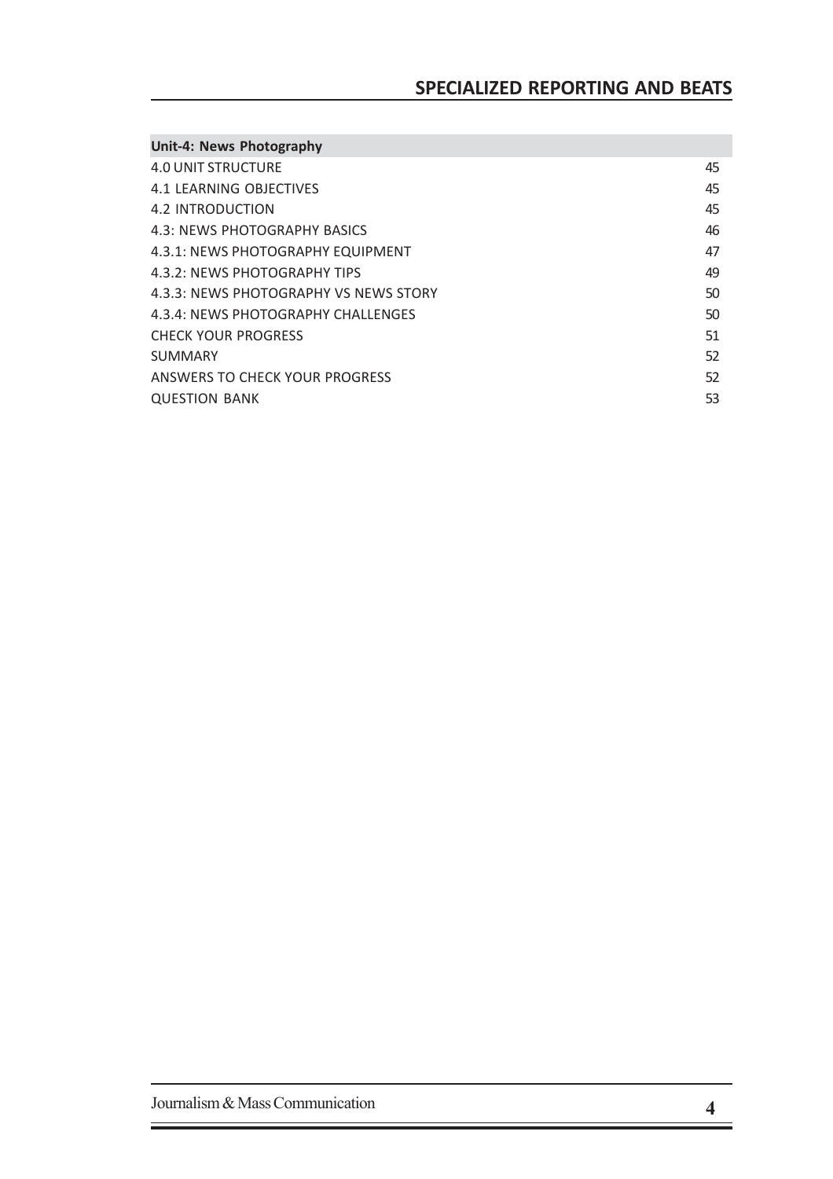| Unit-4: News Photography | |
|---|---|
| 4.0 UNIT STRUCTURE | 45 |
| 4.1 LEARNING OBJECTIVES | 45 |
| 4.2 INTRODUCTION | 45 |
| 4.3: NEWS PHOTOGRAPHY BASICS | 46 |
| 4.3.1: NEWS PHOTOGRAPHY EQUIPMENT | 47 |
| 4.3.2: NEWS PHOTOGRAPHY TIPS | 49 |
| 4.3.3: NEWS PHOTOGRAPHY VS NEWS STORY | 50 |
| 4.3.4: NEWS PHOTOGRAPHY CHALLENGES | 50 |
| CHECK YOUR PROGRESS | 51 |
| SUMMARY | 52 |
| ANSWERS TO CHECK YOUR PROGRESS | 52 |
| QUESTION BANK | 53 |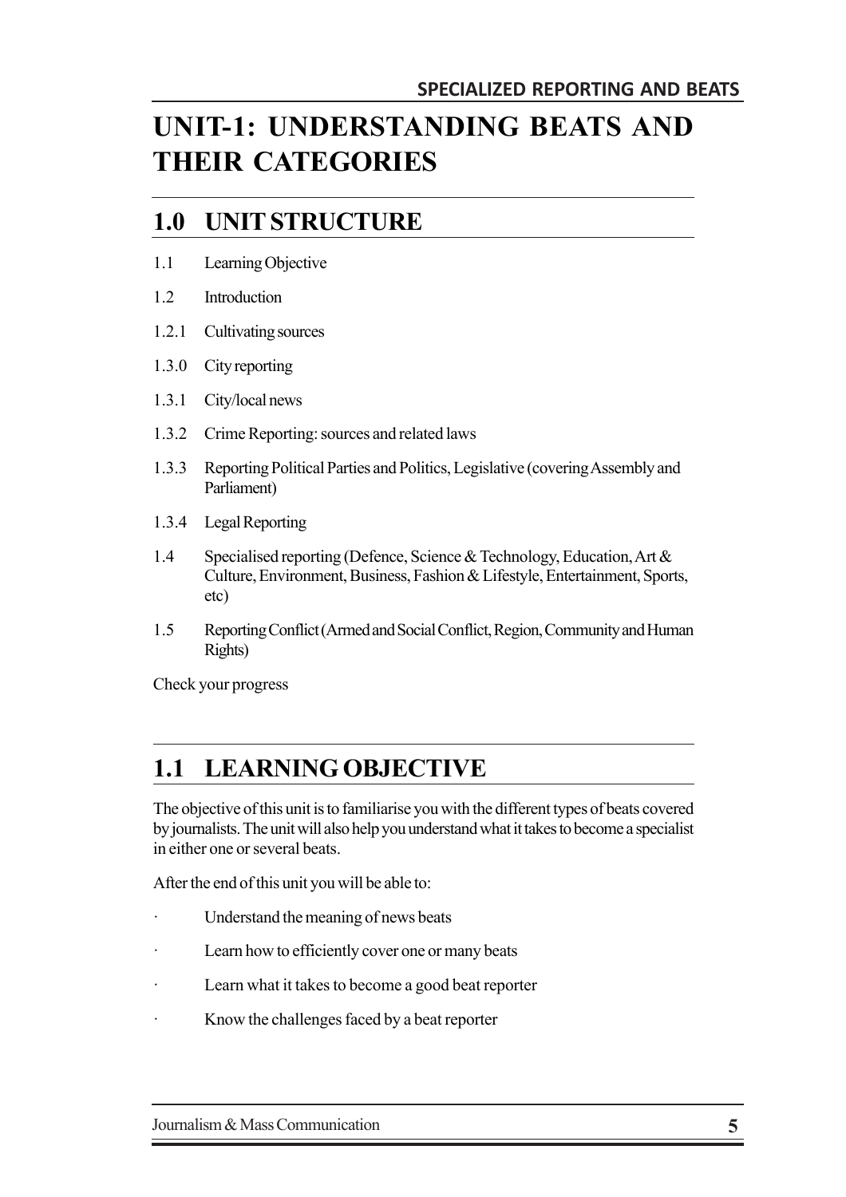# UNIT-1: UNDERSTANDING BEATS AND THEIR CATEGORIES

## 1.0 UNIT STRUCTURE

1.1 Learning Objective

1.2 Introduction

1.2.1 Cultivating sources

1.3.0 City reporting

1.3.1 City/local news

1.3.2 Crime Reporting: sources and related laws

1.3.3 Reporting Political Parties and Politics, Legislative (covering Assembly and Parliament)

1.3.4 Legal Reporting

1.4 Specialised reporting (Defence, Science & Technology, Education, Art & Culture, Environment, Business, Fashion & Lifestyle, Entertainment, Sports, etc)

1.5 Reporting Conflict (Armed and Social Conflict, Region, Community and Human Rights)

Check your progress

## 1.1 LEARNING OBJECTIVE

The objective of this unit is to familiarise you with the different types of beats covered by journalists. The unit will also help you understand what it takes to become a specialist in either one or several beats.

After the end of this unit you will be able to:

- Understand the meaning of news beats
- Learn how to efficiently cover one or many beats
- Learn what it takes to become a good beat reporter
- Know the challenges faced by a beat reporter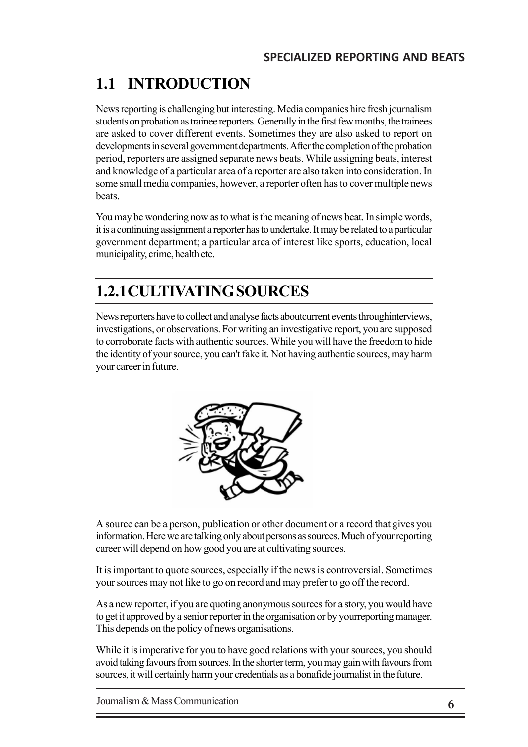## 1.1 INTRODUCTION

News reporting is challenging but interesting. Media companies hire fresh journalism students on probation as trainee reporters. Generally in the first few months, the trainees are asked to cover different events. Sometimes they are also asked to report on developments in several government departments. After the completion of the probation period, reporters are assigned separate news beats. While assigning beats, interest and knowledge of a particular area of a reporter are also taken into consideration. In some small media companies, however, a reporter often has to cover multiple news beats.

You may be wondering now as to what is the meaning of news beat. In simple words, it is a continuing assignment a reporter has to undertake. It may be related to a particular government department; a particular area of interest like sports, education, local municipality, crime, health etc.

## 1.2.1 CULTIVATING SOURCES

News reporters have to collect and analyse facts aboutcurrent events throughinterviews, investigations, or observations. For writing an investigative report, you are supposed to corroborate facts with authentic sources. While you will have the freedom to hide the identity of your source, you can't fake it. Not having authentic sources, may harm your career in future.

A source can be a person, publication or other document or a record that gives you information. Here we are talking only about persons as sources. Much of your reporting career will depend on how good you are at cultivating sources.

It is important to quote sources, especially if the news is controversial. Sometimes your sources may not like to go on record and may prefer to go off the record.

As a new reporter, if you are quoting anonymous sources for a story, you would have to get it approved by a senior reporter in the organisation or by yourreporting manager. This depends on the policy of news organisations.

While it is imperative for you to have good relations with your sources, you should avoid taking favours from sources. In the shorter term, you may gain with favours from sources, it will certainly harm your credentials as a bonafide journalist in the future.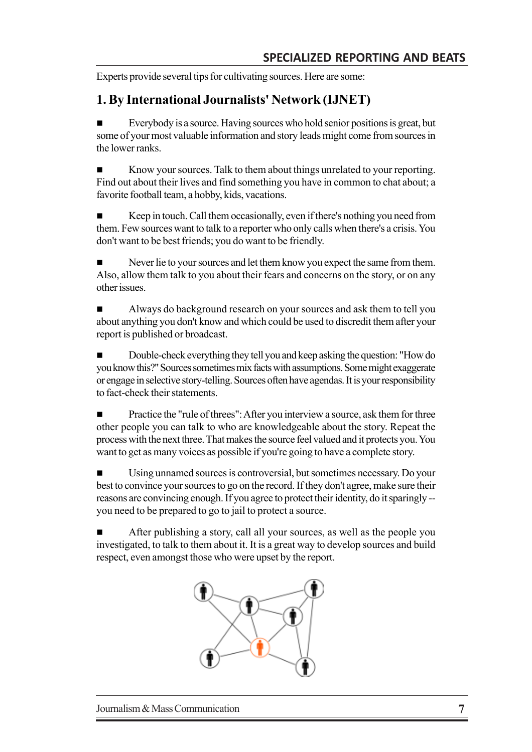Experts provide several tips for cultivating sources. Here are some:

## 1. By International Journalists' Network (IJNET)

- Everybody is a source. Having sources who hold senior positions is great, but some of your most valuable information and story leads might come from sources in the lower ranks.

- Know your sources. Talk to them about things unrelated to your reporting. Find out about their lives and find something you have in common to chat about; a favorite football team, a hobby, kids, vacations.

- Keep in touch. Call them occasionally, even if there's nothing you need from them. Few sources want to talk to a reporter who only calls when there's a crisis. You don't want to be best friends; you do want to be friendly.

- Never lie to your sources and let them know you expect the same from them. Also, allow them talk to you about their fears and concerns on the story, or on any other issues.

- Always do background research on your sources and ask them to tell you about anything you don't know and which could be used to discredit them after your report is published or broadcast.

- Double-check everything they tell you and keep asking the question: "How do you know this?" Sources sometimes mix facts with assumptions. Some might exaggerate or engage in selective story-telling. Sources often have agendas. It is your responsibility to fact-check their statements.

- Practice the "rule of threes": After you interview a source, ask them for three other people you can talk to who are knowledgeable about the story. Repeat the process with the next three. That makes the source feel valued and it protects you. You want to get as many voices as possible if you're going to have a complete story.

- Using unnamed sources is controversial, but sometimes necessary. Do your best to convince your sources to go on the record. If they don't agree, make sure their reasons are convincing enough. If you agree to protect their identity, do it sparingly -- you need to be prepared to go to jail to protect a source.

- After publishing a story, call all your sources, as well as the people you investigated, to talk to them about it. It is a great way to develop sources and build respect, even amongst those who were upset by the report.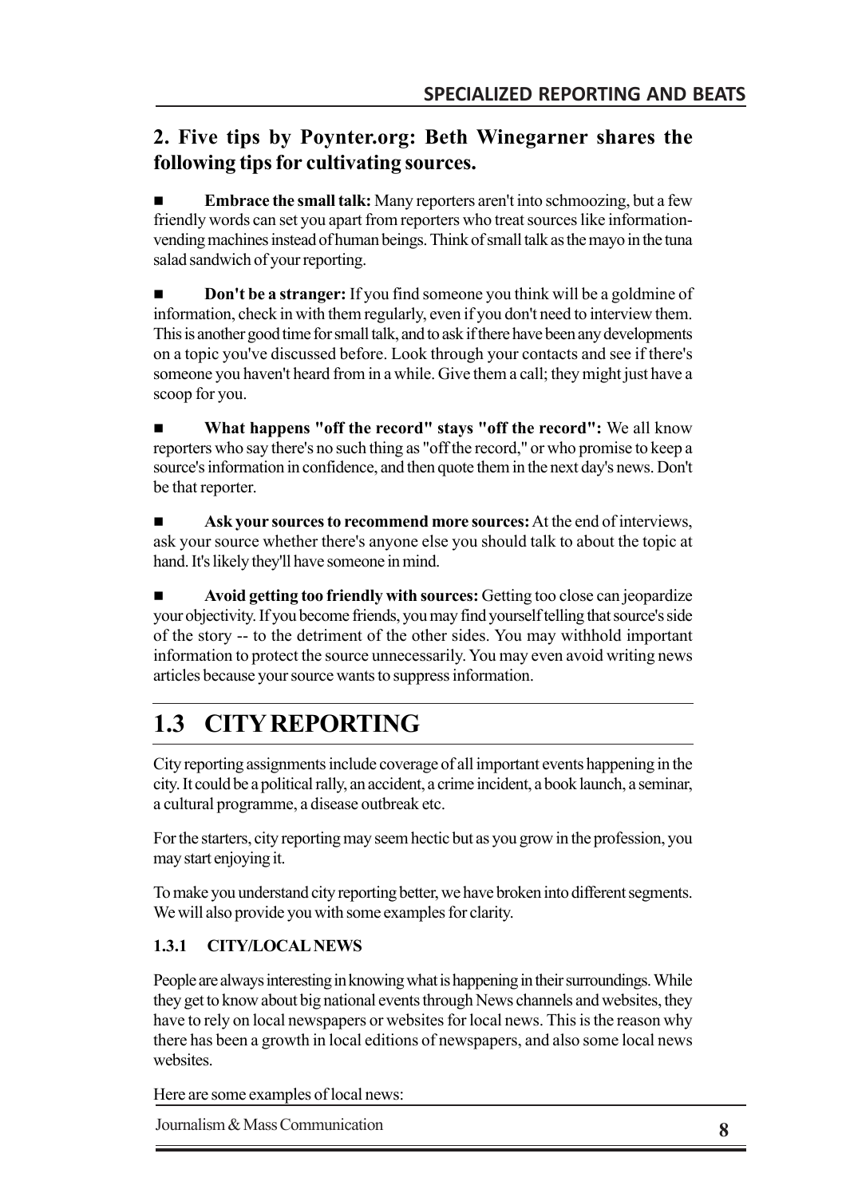## 2. Five tips by Poynter.org: Beth Winegarner shares the following tips for cultivating sources.

- **Embrace the small talk:** Many reporters aren't into schmoozing, but a few friendly words can set you apart from reporters who treat sources like information-vending machines instead of human beings. Think of small talk as the mayo in the tuna salad sandwich of your reporting.

- **Don't be a stranger:** If you find someone you think will be a goldmine of information, check in with them regularly, even if you don't need to interview them. This is another good time for small talk, and to ask if there have been any developments on a topic you've discussed before. Look through your contacts and see if there's someone you haven't heard from in a while. Give them a call; they might just have a scoop for you.

- **What happens "off the record" stays "off the record":** We all know reporters who say there's no such thing as "off the record," or who promise to keep a source's information in confidence, and then quote them in the next day's news. Don't be that reporter.

- **Ask your sources to recommend more sources:** At the end of interviews, ask your source whether there's anyone else you should talk to about the topic at hand. It's likely they'll have someone in mind.

- **Avoid getting too friendly with sources:** Getting too close can jeopardize your objectivity. If you become friends, you may find yourself telling that source's side of the story -- to the detriment of the other sides. You may withhold important information to protect the source unnecessarily. You may even avoid writing news articles because your source wants to suppress information.

# 1.3 CITY REPORTING

City reporting assignments include coverage of all important events happening in the city. It could be a political rally, an accident, a crime incident, a book launch, a seminar, a cultural programme, a disease outbreak etc.

For the starters, city reporting may seem hectic but as you grow in the profession, you may start enjoying it.

To make you understand city reporting better, we have broken into different segments. We will also provide you with some examples for clarity.

### 1.3.1 CITY/LOCAL NEWS

People are always interesting in knowing what is happening in their surroundings. While they get to know about big national events through News channels and websites, they have to rely on local newspapers or websites for local news. This is the reason why there has been a growth in local editions of newspapers, and also some local news websites.

Here are some examples of local news: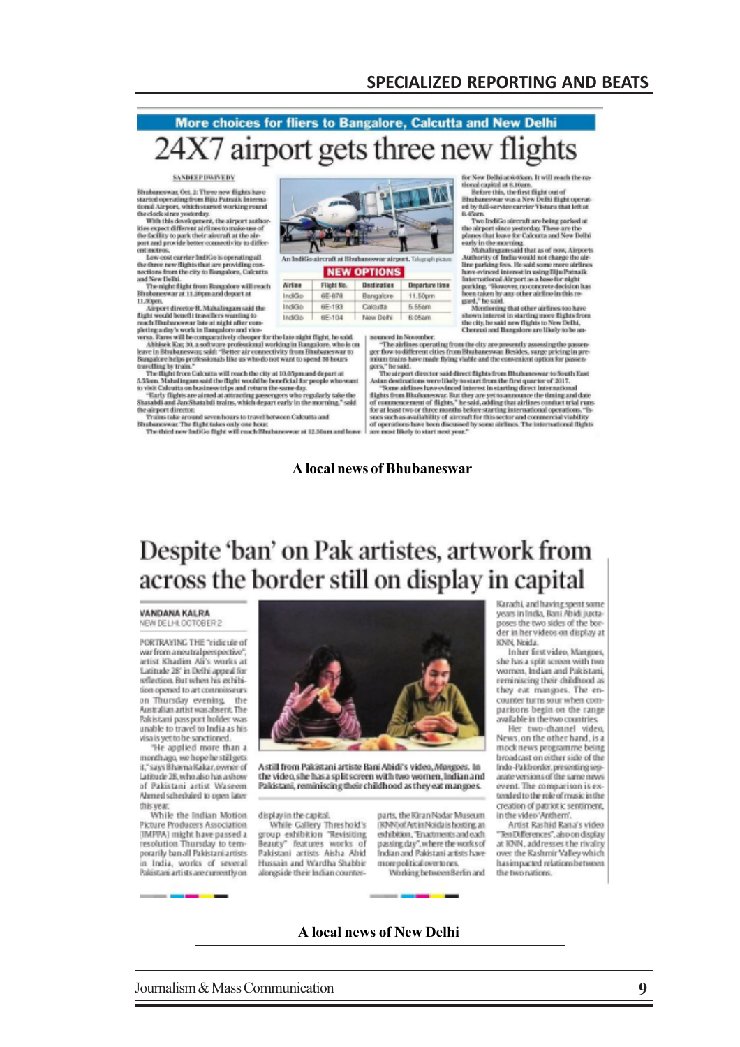More choices for fliers to Bangalore, Calcutta and New Delhi

# 24X7 airport gets three new flights

SANDEEP DWIVEDY

Bhubaneswar, Oct. 2: Three new flights have started operating from Biju Patnaik International Airport, which started working round the clock since yesterday.

With this development, the airport authorities expect different airlines to make use of the facility to park their aircraft at the airport and provide better connectivity to different metros.

Low-cost carrier IndiGo is operating all the three new flights that are providing connections from the city to Bangalore, Calcutta and New Delhi.

The night flight from Bangalore will reach Bhubaneswar at 11.20pm and depart at 11.50pm.

Airport director R. Mahalingam said the flight would benefit travellers wanting to reach Bhubaneswar late at night after completing a day's work in Bangalore and vice-versa. Fares will be comparatively cheaper for the late night flight, he said.

Abhisek Kar, 30, a software professional working in Bangalore, who is on leave in Bhubaneswar, said: "Better air connectivity from Bhubaneswar to Bangalore helps professionals like us who do not want to spend 30 hours travelling by train."

The flight from Calcutta will reach the city at 10.05pm and depart at 5.55am. Mahalingam said the flight would be beneficial for people who want to visit Calcutta on business trips and return the same day.

"Early flights are aimed at attracting passengers who regularly take the Shatabdi and Jan Shatabdi trains, which depart early in the morning," said the airport director.

Trains take around seven hours to travel between Calcutta and Bhubaneswar. The flight takes only one hour.

The third new IndiGo flight will reach Bhubaneswar at 12.30am and leave for New Delhi at 6.05am. It will reach the national capital at 8.10am.

Before this, the first flight out of Bhubaneswar was a New Delhi flight operated by full-service carrier Vistara that left at 6.45am.

Two IndiGo aircraft are being parked at the airport since yesterday. These are the planes that leave for Calcutta and New Delhi early in the morning.

Mahalingam said that as of now, Airports Authority of India would not charge the airline parking fees. He said some more airlines have evinced interest in using Biju Patnaik International Airport as a base for night parking. "However, no concrete decision has been taken by any other airline in this regard," he said.

Mentioning that other airlines too have shown interest in starting more flights from the city, he said new flights to New Delhi, Chennai and Bangalore are likely to be announced in November.

"The airlines operating from the city are presently assessing the passenger flow to different cities from Bhubaneswar. Besides, surge pricing in premium trains have made flying viable and the convenient option for passengers," he said.

The airport director said direct flights from Bhubaneswar to South East Asian destinations were likely to start from the first quarter of 2017.

"Some airlines have evinced interest in starting direct international flights from Bhubaneswar. But they are yet to announce the timing and date of commencement of flights," he said, adding that airlines conduct trial runs for at least two or three months before starting international operations. "Issues such as availability of aircraft for this sector and commercial viability of operations have been discussed by some airlines. The international flights are most likely to start next year."

An IndiGo aircraft at Bhubaneswar airport. Telegraph picture

NEW OPTIONS

| Airline | Flight No. | Destination | Departure time |
|---|---|---|---|
| IndiGo | 6E-878 | Bangalore | 11.50pm |
| IndiGo | 6E-193 | Calcutta | 5.55am |
| IndiGo | 6E-104 | New Delhi | 6.05am |

**A local news of Bhubaneswar**

# Despite 'ban' on Pak artistes, artwork from across the border still on display in capital

VANDANA KALRA
NEW DELHI, OCTOBER 2

PORTRAYING THE "ridicule of war from a neutral perspective", artist Khadim Ali's works at 'Latitude 28' in Delhi appeal for reflection. But when his exhibition opened to art connoisseurs on Thursday evening, the Australian artist was absent. The Pakistani passport holder was unable to travel to India as his visa is yet to be sanctioned.

"He applied more than a month ago, we hope he still gets it," says Bhavna Kakar, owner of Latitude 28, who also has a show of Pakistani artist Waseem Ahmed scheduled to open later this year.

While the Indian Motion Picture Producers Association (IMPPA) might have passed a resolution Thursday to temporarily ban all Pakistani artists in India, works of several Pakistani artists are currently on display in the capital.

While Gallery Threshold's group exhibition "Revisiting Beauty" features works of Pakistani artists Aisha Abid Hussain and Wardha Shabbir alongside their Indian counterparts, the Kiran Nadar Museum (KNMA) of Art in Noida is hosting an exhibition, "Enactments and each passing day", where the works of Indian and Pakistani artists have more political overtones.

Working between Berlin and Karachi, and having spent some years in India, Bani Abidi juxtaposes the two sides of the border in her videos on display at KNMA, Noida.

In her first video, Mangoes, she has a split screen with two women, Indian and Pakistani, reminiscing their childhood as they eat mangoes. The encounter turns sour when comparisons begin on the range available in the two countries.

Her two-channel video, News, on the other hand, is a mock news programme being broadcast on either side of the Indo-Pak border, presenting separate versions of the same news event. The comparison is extended to the role of music in the creation of patriotic sentiment, in the video 'Anthem'.

Artist Rashid Rana's video "Ten Differences", also on display at KNMA, addresses the rivalry over the Kashmir Valley which has impacted relations between the two nations.

A still from Pakistani artiste Bani Abidi's video, Mangoes. In the video, she has a split screen with two women, Indian and Pakistani, reminiscing their childhood as they eat mangoes.

**A local news of New Delhi**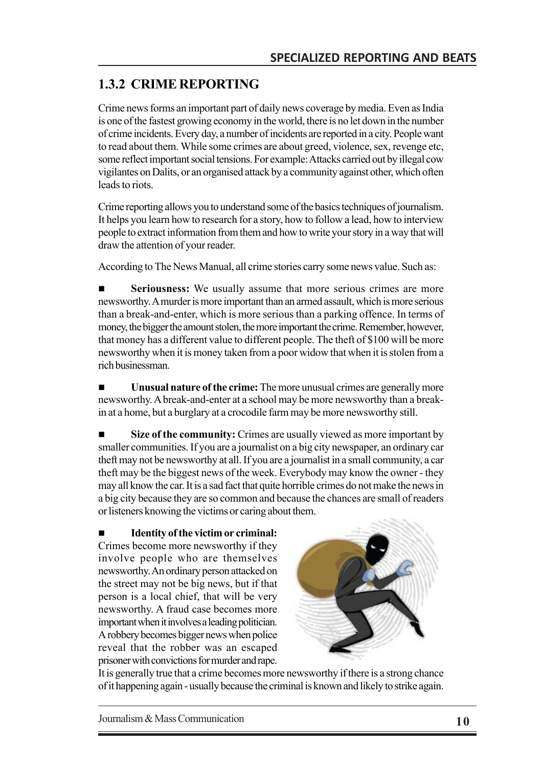## 1.3.2 CRIME REPORTING

Crime news forms an important part of daily news coverage by media. Even as India is one of the fastest growing economy in the world, there is no let down in the number of crime incidents. Every day, a number of incidents are reported in a city. People want to read about them. While some crimes are about greed, violence, sex, revenge etc, some reflect important social tensions. For example: Attacks carried out by illegal cow vigilantes on Dalits, or an organised attack by a community against other, which often leads to riots.

Crime reporting allows you to understand some of the basics techniques of journalism. It helps you learn how to research for a story, how to follow a lead, how to interview people to extract information from them and how to write your story in a way that will draw the attention of your reader.

According to The News Manual, all crime stories carry some news value. Such as:

- **Seriousness:** We usually assume that more serious crimes are more newsworthy. A murder is more important than an armed assault, which is more serious than a break-and-enter, which is more serious than a parking offence. In terms of money, the bigger the amount stolen, the more important the crime. Remember, however, that money has a different value to different people. The theft of $100 will be more newsworthy when it is money taken from a poor widow that when it is stolen from a rich businessman.

- **Unusual nature of the crime:** The more unusual crimes are generally more newsworthy. A break-and-enter at a school may be more newsworthy than a break-in at a home, but a burglary at a crocodile farm may be more newsworthy still.

- **Size of the community:** Crimes are usually viewed as more important by smaller communities. If you are a journalist on a big city newspaper, an ordinary car theft may not be newsworthy at all. If you are a journalist in a small community, a car theft may be the biggest news of the week. Everybody may know the owner - they may all know the car. It is a sad fact that quite horrible crimes do not make the news in a big city because they are so common and because the chances are small of readers or listeners knowing the victims or caring about them.

- **Identity of the victim or criminal:** Crimes become more newsworthy if they involve people who are themselves newsworthy. An ordinary person attacked on the street may not be big news, but if that person is a local chief, that will be very newsworthy. A fraud case becomes more important when it involves a leading politician. A robbery becomes bigger news when police reveal that the robber was an escaped prisoner with convictions for murder and rape.

It is generally true that a crime becomes more newsworthy if there is a strong chance of it happening again - usually because the criminal is known and likely to strike again.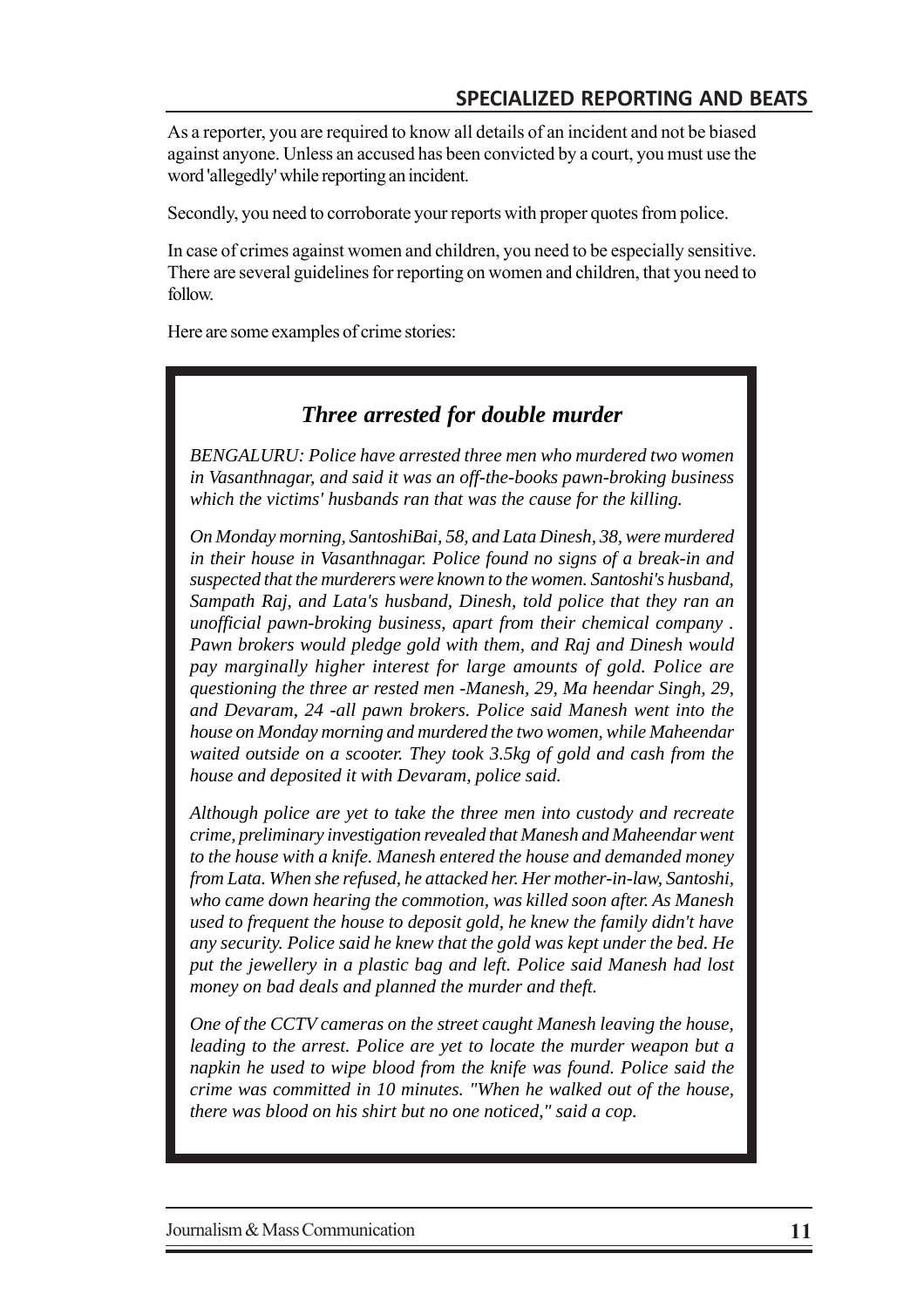As a reporter, you are required to know all details of an incident and not be biased against anyone. Unless an accused has been convicted by a court, you must use the word 'allegedly' while reporting an incident.

Secondly, you need to corroborate your reports with proper quotes from police.

In case of crimes against women and children, you need to be especially sensitive. There are several guidelines for reporting on women and children, that you need to follow.

Here are some examples of crime stories:

### *Three arrested for double murder*

*BENGALURU: Police have arrested three men who murdered two women in Vasanthnagar, and said it was an off-the-books pawn-broking business which the victims' husbands ran that was the cause for the killing.*

*On Monday morning, SantoshiBai, 58, and Lata Dinesh, 38, were murdered in their house in Vasanthnagar. Police found no signs of a break-in and suspected that the murderers were known to the women. Santoshi's husband, Sampath Raj, and Lata's husband, Dinesh, told police that they ran an unofficial pawn-broking business, apart from their chemical company . Pawn brokers would pledge gold with them, and Raj and Dinesh would pay marginally higher interest for large amounts of gold. Police are questioning the three ar rested men -Manesh, 29, Ma heendar Singh, 29, and Devaram, 24 -all pawn brokers. Police said Manesh went into the house on Monday morning and murdered the two women, while Maheendar waited outside on a scooter. They took 3.5kg of gold and cash from the house and deposited it with Devaram, police said.*

*Although police are yet to take the three men into custody and recreate crime, preliminary investigation revealed that Manesh and Maheendar went to the house with a knife. Manesh entered the house and demanded money from Lata. When she refused, he attacked her. Her mother-in-law, Santoshi, who came down hearing the commotion, was killed soon after. As Manesh used to frequent the house to deposit gold, he knew the family didn't have any security. Police said he knew that the gold was kept under the bed. He put the jewellery in a plastic bag and left. Police said Manesh had lost money on bad deals and planned the murder and theft.*

*One of the CCTV cameras on the street caught Manesh leaving the house, leading to the arrest. Police are yet to locate the murder weapon but a napkin he used to wipe blood from the knife was found. Police said the crime was committed in 10 minutes. "When he walked out of the house, there was blood on his shirt but no one noticed," said a cop.*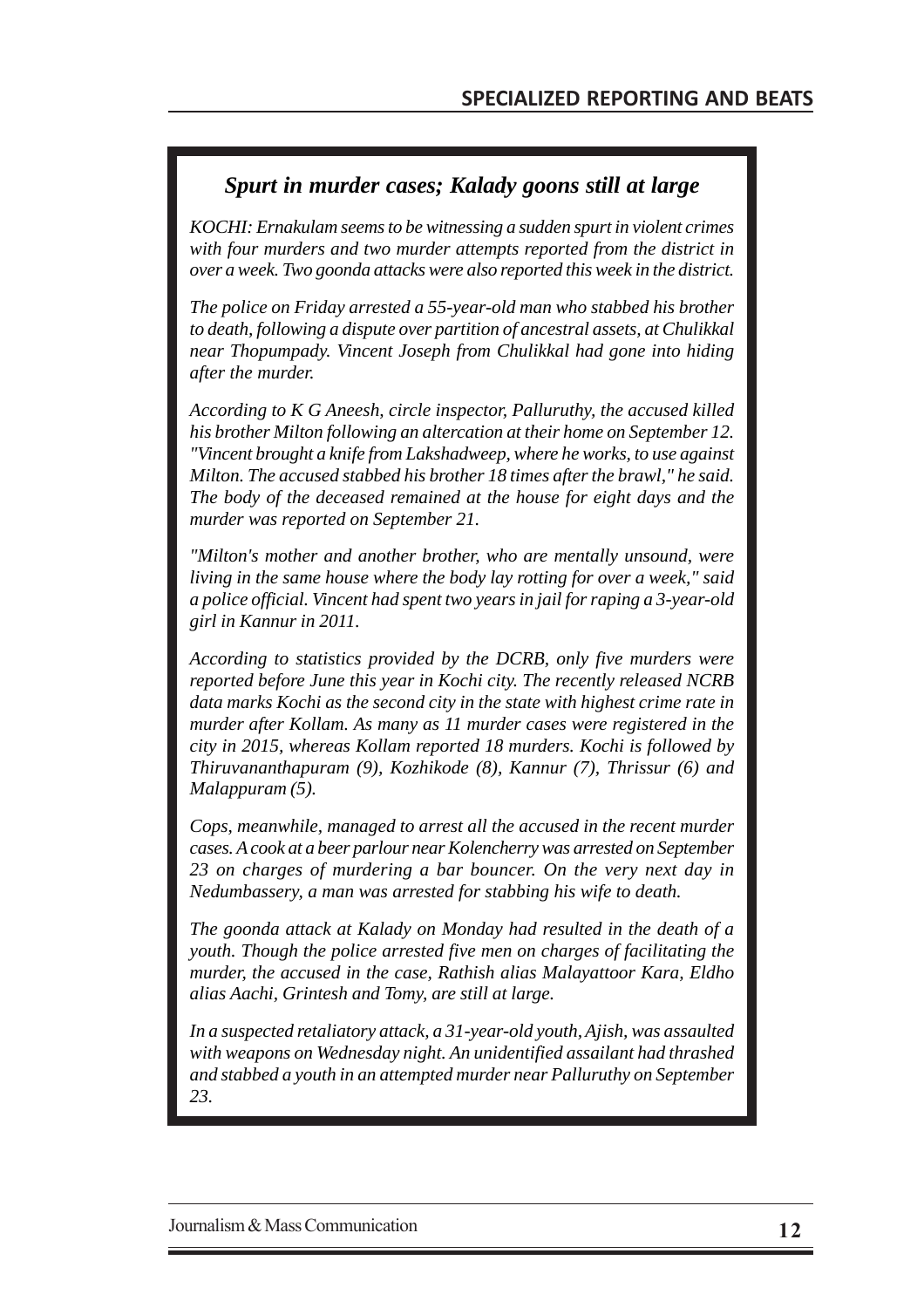### *Spurt in murder cases; Kalady goons still at large*

*KOCHI: Ernakulam seems to be witnessing a sudden spurt in violent crimes with four murders and two murder attempts reported from the district in over a week. Two goonda attacks were also reported this week in the district.*

*The police on Friday arrested a 55-year-old man who stabbed his brother to death, following a dispute over partition of ancestral assets, at Chulikkal near Thopumpady. Vincent Joseph from Chulikkal had gone into hiding after the murder.*

*According to K G Aneesh, circle inspector, Palluruthy, the accused killed his brother Milton following an altercation at their home on September 12. "Vincent brought a knife from Lakshadweep, where he works, to use against Milton. The accused stabbed his brother 18 times after the brawl," he said. The body of the deceased remained at the house for eight days and the murder was reported on September 21.*

*"Milton's mother and another brother, who are mentally unsound, were living in the same house where the body lay rotting for over a week," said a police official. Vincent had spent two years in jail for raping a 3-year-old girl in Kannur in 2011.*

*According to statistics provided by the DCRB, only five murders were reported before June this year in Kochi city. The recently released NCRB data marks Kochi as the second city in the state with highest crime rate in murder after Kollam. As many as 11 murder cases were registered in the city in 2015, whereas Kollam reported 18 murders. Kochi is followed by Thiruvananthapuram (9), Kozhikode (8), Kannur (7), Thrissur (6) and Malappuram (5).*

*Cops, meanwhile, managed to arrest all the accused in the recent murder cases. A cook at a beer parlour near Kolencherry was arrested on September 23 on charges of murdering a bar bouncer. On the very next day in Nedumbassery, a man was arrested for stabbing his wife to death.*

*The goonda attack at Kalady on Monday had resulted in the death of a youth. Though the police arrested five men on charges of facilitating the murder, the accused in the case, Rathish alias Malayattoor Kara, Eldho alias Aachi, Grintesh and Tomy, are still at large.*

*In a suspected retaliatory attack, a 31-year-old youth, Ajish, was assaulted with weapons on Wednesday night. An unidentified assailant had thrashed and stabbed a youth in an attempted murder near Palluruthy on September 23.*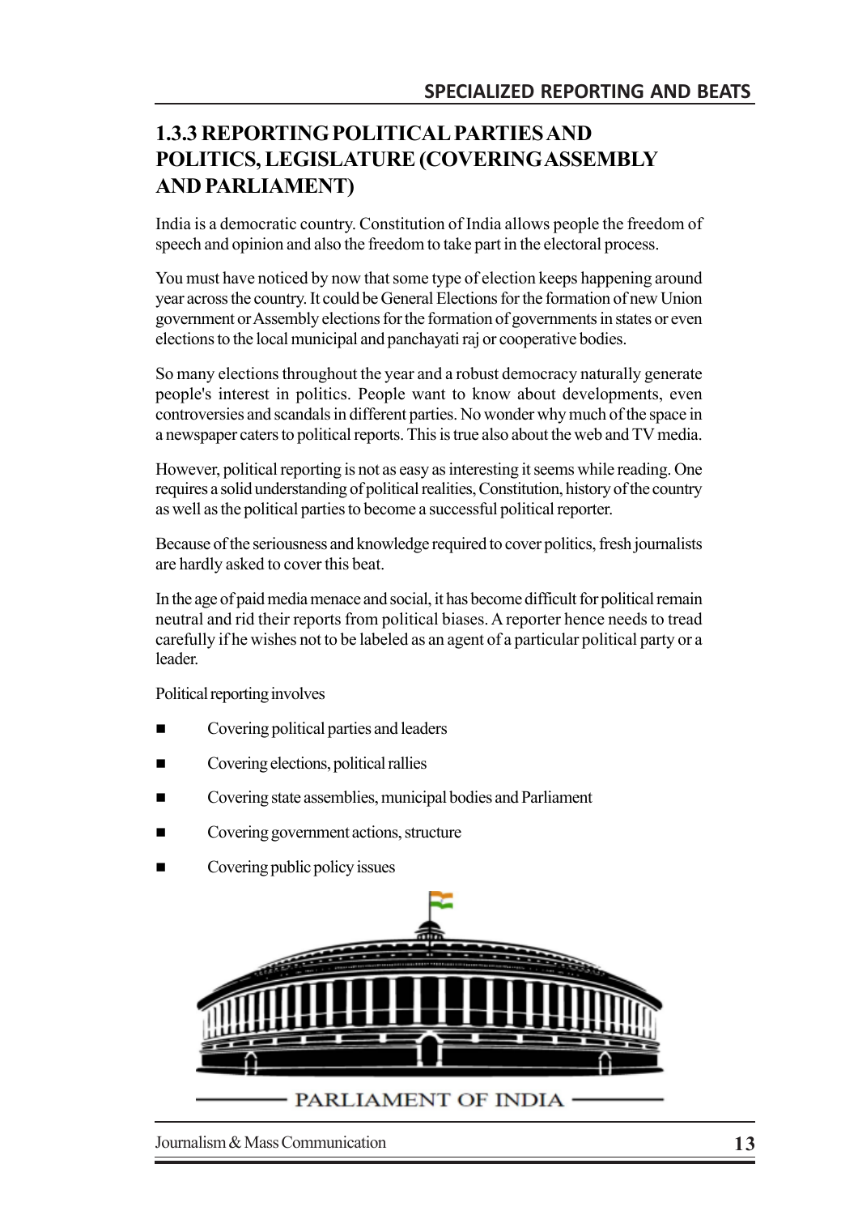## 1.3.3 REPORTING POLITICAL PARTIES AND POLITICS, LEGISLATURE (COVERING ASSEMBLY AND PARLIAMENT)

India is a democratic country. Constitution of India allows people the freedom of speech and opinion and also the freedom to take part in the electoral process.

You must have noticed by now that some type of election keeps happening around year across the country. It could be General Elections for the formation of new Union government or Assembly elections for the formation of governments in states or even elections to the local municipal and panchayati raj or cooperative bodies.

So many elections throughout the year and a robust democracy naturally generate people's interest in politics. People want to know about developments, even controversies and scandals in different parties. No wonder why much of the space in a newspaper caters to political reports. This is true also about the web and TV media.

However, political reporting is not as easy as interesting it seems while reading. One requires a solid understanding of political realities, Constitution, history of the country as well as the political parties to become a successful political reporter.

Because of the seriousness and knowledge required to cover politics, fresh journalists are hardly asked to cover this beat.

In the age of paid media menace and social, it has become difficult for political remain neutral and rid their reports from political biases. A reporter hence needs to tread carefully if he wishes not to be labeled as an agent of a particular political party or a leader.

Political reporting involves

- Covering political parties and leaders
- Covering elections, political rallies
- Covering state assemblies, municipal bodies and Parliament
- Covering government actions, structure
- Covering public policy issues

PARLIAMENT OF INDIA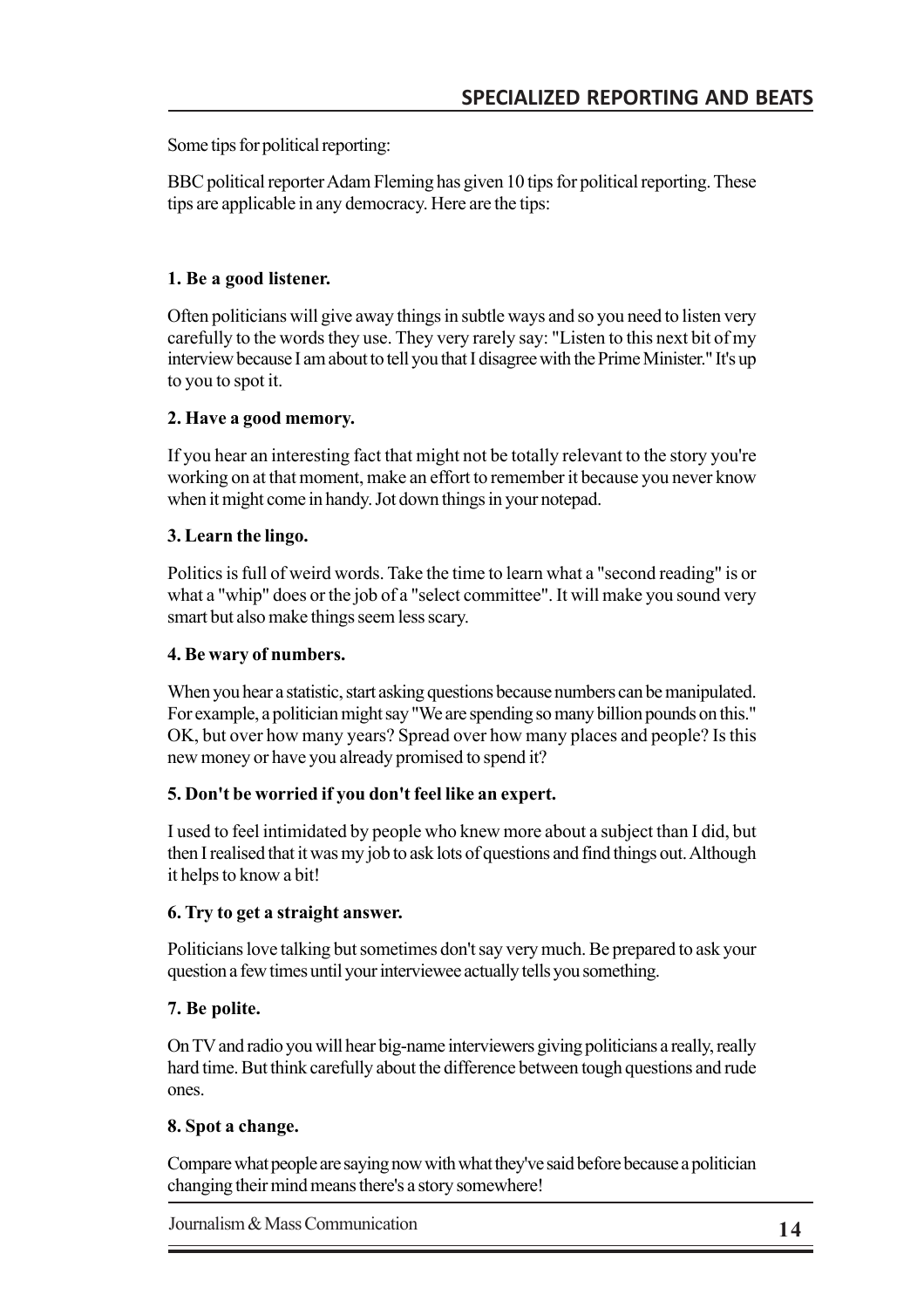Some tips for political reporting:

BBC political reporter Adam Fleming has given 10 tips for political reporting. These tips are applicable in any democracy. Here are the tips:

**1. Be a good listener.**

Often politicians will give away things in subtle ways and so you need to listen very carefully to the words they use. They very rarely say: "Listen to this next bit of my interview because I am about to tell you that I disagree with the Prime Minister." It's up to you to spot it.

**2. Have a good memory.**

If you hear an interesting fact that might not be totally relevant to the story you're working on at that moment, make an effort to remember it because you never know when it might come in handy. Jot down things in your notepad.

**3. Learn the lingo.**

Politics is full of weird words. Take the time to learn what a "second reading" is or what a "whip" does or the job of a "select committee". It will make you sound very smart but also make things seem less scary.

**4. Be wary of numbers.**

When you hear a statistic, start asking questions because numbers can be manipulated. For example, a politician might say "We are spending so many billion pounds on this." OK, but over how many years? Spread over how many places and people? Is this new money or have you already promised to spend it?

**5. Don't be worried if you don't feel like an expert.**

I used to feel intimidated by people who knew more about a subject than I did, but then I realised that it was my job to ask lots of questions and find things out. Although it helps to know a bit!

**6. Try to get a straight answer.**

Politicians love talking but sometimes don't say very much. Be prepared to ask your question a few times until your interviewee actually tells you something.

**7. Be polite.**

On TV and radio you will hear big-name interviewers giving politicians a really, really hard time. But think carefully about the difference between tough questions and rude ones.

**8. Spot a change.**

Compare what people are saying now with what they've said before because a politician changing their mind means there's a story somewhere!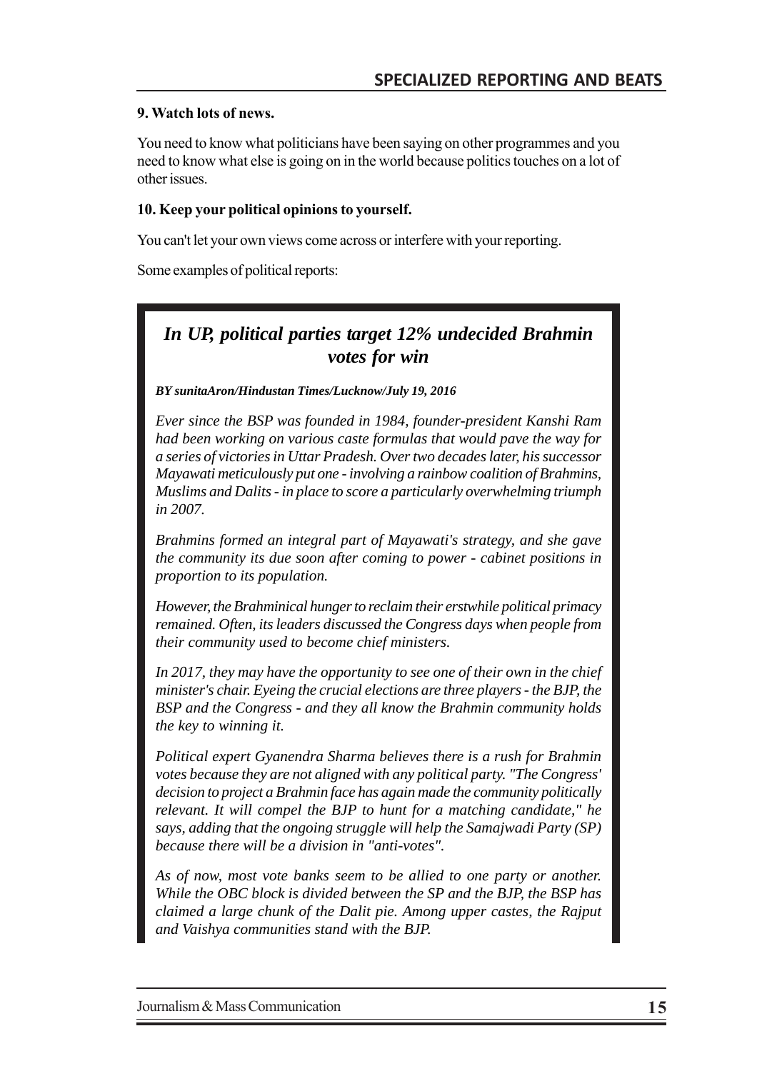**9. Watch lots of news.**

You need to know what politicians have been saying on other programmes and you need to know what else is going on in the world because politics touches on a lot of other issues.

**10. Keep your political opinions to yourself.**

You can't let your own views come across or interfere with your reporting.

Some examples of political reports:

## *In UP, political parties target 12% undecided Brahmin votes for win*

***BY sunitaAron/Hindustan Times/Lucknow/July 19, 2016***

*Ever since the BSP was founded in 1984, founder-president Kanshi Ram had been working on various caste formulas that would pave the way for a series of victories in Uttar Pradesh. Over two decades later, his successor Mayawati meticulously put one - involving a rainbow coalition of Brahmins, Muslims and Dalits - in place to score a particularly overwhelming triumph in 2007.*

*Brahmins formed an integral part of Mayawati's strategy, and she gave the community its due soon after coming to power - cabinet positions in proportion to its population.*

*However, the Brahminical hunger to reclaim their erstwhile political primacy remained. Often, its leaders discussed the Congress days when people from their community used to become chief ministers.*

*In 2017, they may have the opportunity to see one of their own in the chief minister's chair. Eyeing the crucial elections are three players - the BJP, the BSP and the Congress - and they all know the Brahmin community holds the key to winning it.*

*Political expert Gyanendra Sharma believes there is a rush for Brahmin votes because they are not aligned with any political party. "The Congress' decision to project a Brahmin face has again made the community politically relevant. It will compel the BJP to hunt for a matching candidate," he says, adding that the ongoing struggle will help the Samajwadi Party (SP) because there will be a division in "anti-votes".*

*As of now, most vote banks seem to be allied to one party or another. While the OBC block is divided between the SP and the BJP, the BSP has claimed a large chunk of the Dalit pie. Among upper castes, the Rajput and Vaishya communities stand with the BJP.*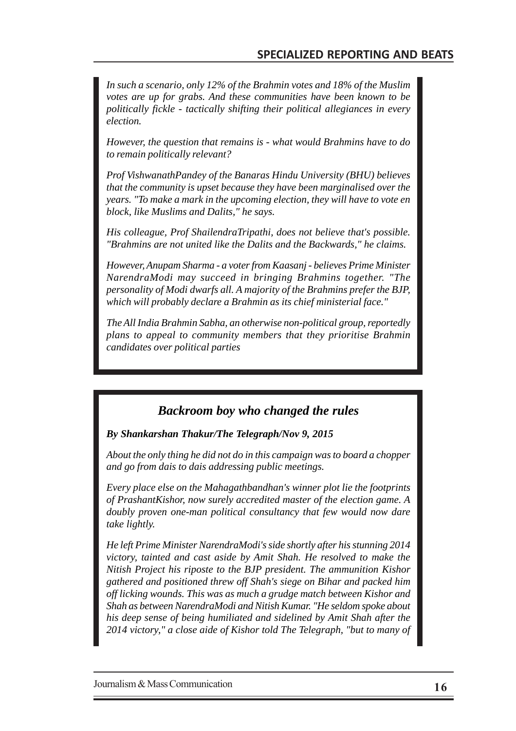*In such a scenario, only 12% of the Brahmin votes and 18% of the Muslim votes are up for grabs. And these communities have been known to be politically fickle - tactically shifting their political allegiances in every election.*

*However, the question that remains is - what would Brahmins have to do to remain politically relevant?*

*Prof VishwanathPandey of the Banaras Hindu University (BHU) believes that the community is upset because they have been marginalised over the years. "To make a mark in the upcoming election, they will have to vote en block, like Muslims and Dalits," he says.*

*His colleague, Prof ShailendraTripathi, does not believe that's possible. "Brahmins are not united like the Dalits and the Backwards," he claims.*

*However, Anupam Sharma - a voter from Kaasanj - believes Prime Minister NarendraModi may succeed in bringing Brahmins together. "The personality of Modi dwarfs all. A majority of the Brahmins prefer the BJP, which will probably declare a Brahmin as its chief ministerial face."*

*The All India Brahmin Sabha, an otherwise non-political group, reportedly plans to appeal to community members that they prioritise Brahmin candidates over political parties*

### *Backroom boy who changed the rules*

***By Shankarshan Thakur/The Telegraph/Nov 9, 2015***

*About the only thing he did not do in this campaign was to board a chopper and go from dais to dais addressing public meetings.*

*Every place else on the Mahagathbandhan's winner plot lie the footprints of PrashantKishor, now surely accredited master of the election game. A doubly proven one-man political consultancy that few would now dare take lightly.*

*He left Prime Minister NarendraModi's side shortly after his stunning 2014 victory, tainted and cast aside by Amit Shah. He resolved to make the Nitish Project his riposte to the BJP president. The ammunition Kishor gathered and positioned threw off Shah's siege on Bihar and packed him off licking wounds. This was as much a grudge match between Kishor and Shah as between NarendraModi and Nitish Kumar. "He seldom spoke about his deep sense of being humiliated and sidelined by Amit Shah after the 2014 victory," a close aide of Kishor told The Telegraph, "but to many of*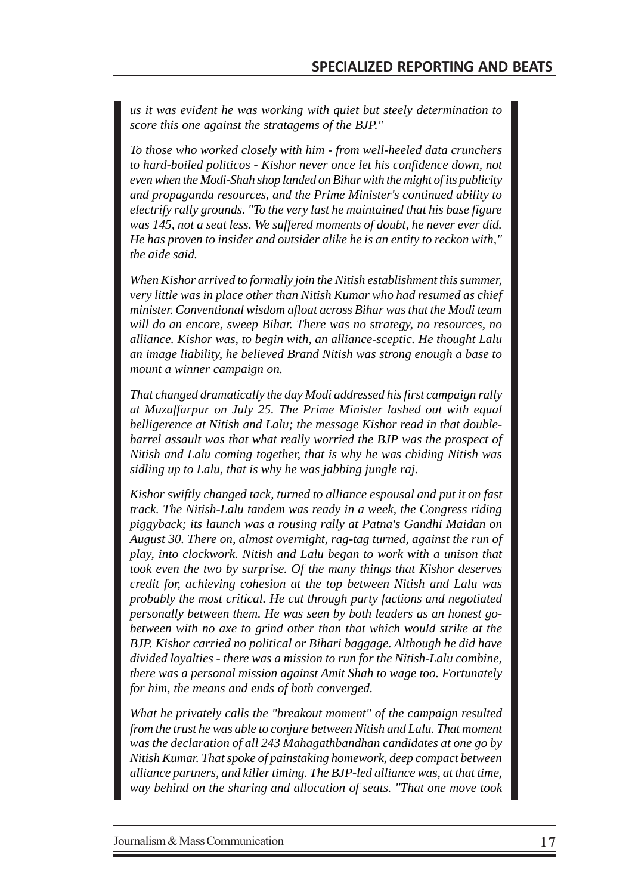*us it was evident he was working with quiet but steely determination to score this one against the stratagems of the BJP."*

*To those who worked closely with him - from well-heeled data crunchers to hard-boiled politicos - Kishor never once let his confidence down, not even when the Modi-Shah shop landed on Bihar with the might of its publicity and propaganda resources, and the Prime Minister's continued ability to electrify rally grounds. "To the very last he maintained that his base figure was 145, not a seat less. We suffered moments of doubt, he never ever did. He has proven to insider and outsider alike he is an entity to reckon with," the aide said.*

*When Kishor arrived to formally join the Nitish establishment this summer, very little was in place other than Nitish Kumar who had resumed as chief minister. Conventional wisdom afloat across Bihar was that the Modi team will do an encore, sweep Bihar. There was no strategy, no resources, no alliance. Kishor was, to begin with, an alliance-sceptic. He thought Lalu an image liability, he believed Brand Nitish was strong enough a base to mount a winner campaign on.*

*That changed dramatically the day Modi addressed his first campaign rally at Muzaffarpur on July 25. The Prime Minister lashed out with equal belligerence at Nitish and Lalu; the message Kishor read in that double-barrel assault was that what really worried the BJP was the prospect of Nitish and Lalu coming together, that is why he was chiding Nitish was sidling up to Lalu, that is why he was jabbing jungle raj.*

*Kishor swiftly changed tack, turned to alliance espousal and put it on fast track. The Nitish-Lalu tandem was ready in a week, the Congress riding piggyback; its launch was a rousing rally at Patna's Gandhi Maidan on August 30. There on, almost overnight, rag-tag turned, against the run of play, into clockwork. Nitish and Lalu began to work with a unison that took even the two by surprise. Of the many things that Kishor deserves credit for, achieving cohesion at the top between Nitish and Lalu was probably the most critical. He cut through party factions and negotiated personally between them. He was seen by both leaders as an honest go-between with no axe to grind other than that which would strike at the BJP. Kishor carried no political or Bihari baggage. Although he did have divided loyalties - there was a mission to run for the Nitish-Lalu combine, there was a personal mission against Amit Shah to wage too. Fortunately for him, the means and ends of both converged.*

*What he privately calls the "breakout moment" of the campaign resulted from the trust he was able to conjure between Nitish and Lalu. That moment was the declaration of all 243 Mahagathbandhan candidates at one go by Nitish Kumar. That spoke of painstaking homework, deep compact between alliance partners, and killer timing. The BJP-led alliance was, at that time, way behind on the sharing and allocation of seats. "That one move took*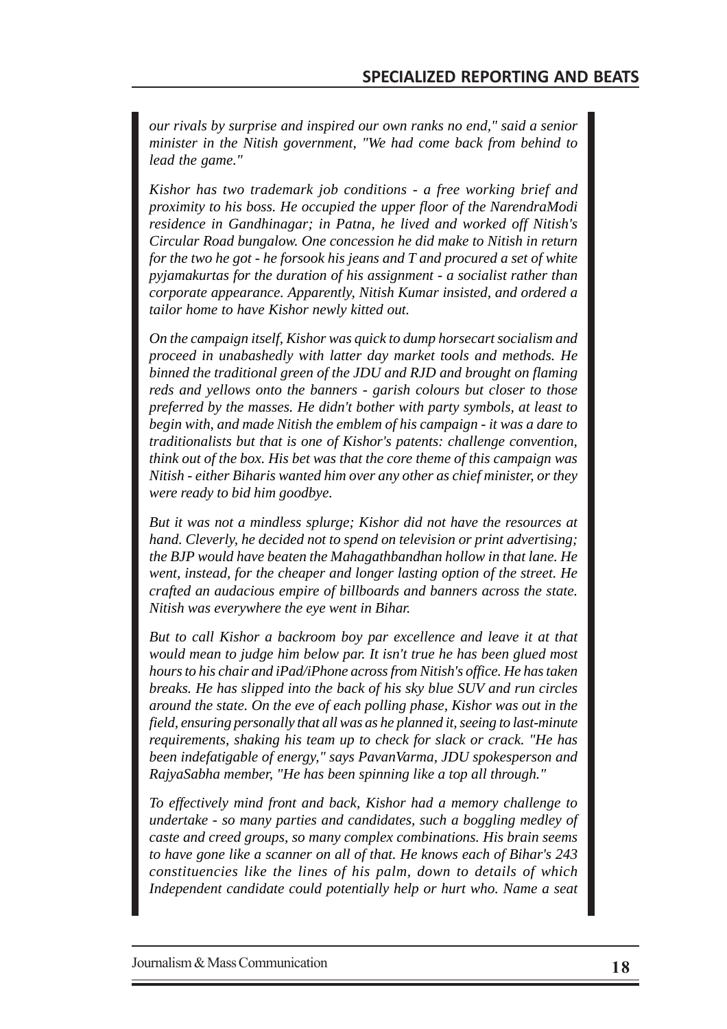*our rivals by surprise and inspired our own ranks no end," said a senior minister in the Nitish government, "We had come back from behind to lead the game."*

*Kishor has two trademark job conditions - a free working brief and proximity to his boss. He occupied the upper floor of the NarendraModi residence in Gandhinagar; in Patna, he lived and worked off Nitish's Circular Road bungalow. One concession he did make to Nitish in return for the two he got - he forsook his jeans and T and procured a set of white pyjamakurtas for the duration of his assignment - a socialist rather than corporate appearance. Apparently, Nitish Kumar insisted, and ordered a tailor home to have Kishor newly kitted out.*

*On the campaign itself, Kishor was quick to dump horsecart socialism and proceed in unabashedly with latter day market tools and methods. He binned the traditional green of the JDU and RJD and brought on flaming reds and yellows onto the banners - garish colours but closer to those preferred by the masses. He didn't bother with party symbols, at least to begin with, and made Nitish the emblem of his campaign - it was a dare to traditionalists but that is one of Kishor's patents: challenge convention, think out of the box. His bet was that the core theme of this campaign was Nitish - either Biharis wanted him over any other as chief minister, or they were ready to bid him goodbye.*

*But it was not a mindless splurge; Kishor did not have the resources at hand. Cleverly, he decided not to spend on television or print advertising; the BJP would have beaten the Mahagathbandhan hollow in that lane. He went, instead, for the cheaper and longer lasting option of the street. He crafted an audacious empire of billboards and banners across the state. Nitish was everywhere the eye went in Bihar.*

*But to call Kishor a backroom boy par excellence and leave it at that would mean to judge him below par. It isn't true he has been glued most hours to his chair and iPad/iPhone across from Nitish's office. He has taken breaks. He has slipped into the back of his sky blue SUV and run circles around the state. On the eve of each polling phase, Kishor was out in the field, ensuring personally that all was as he planned it, seeing to last-minute requirements, shaking his team up to check for slack or crack. "He has been indefatigable of energy," says PavanVarma, JDU spokesperson and RajyaSabha member, "He has been spinning like a top all through."*

*To effectively mind front and back, Kishor had a memory challenge to undertake - so many parties and candidates, such a boggling medley of caste and creed groups, so many complex combinations. His brain seems to have gone like a scanner on all of that. He knows each of Bihar's 243 constituencies like the lines of his palm, down to details of which Independent candidate could potentially help or hurt who. Name a seat*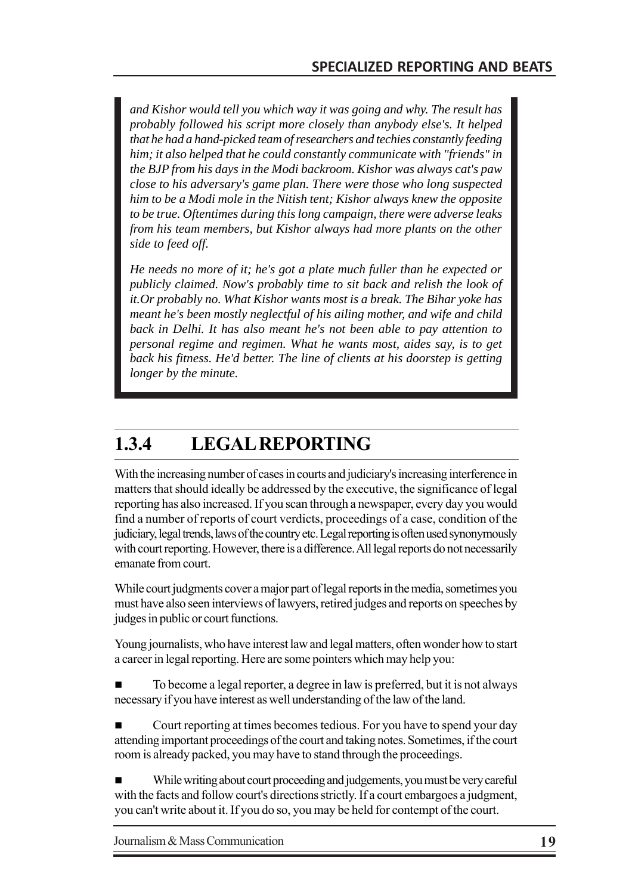*and Kishor would tell you which way it was going and why. The result has probably followed his script more closely than anybody else's. It helped that he had a hand-picked team of researchers and techies constantly feeding him; it also helped that he could constantly communicate with "friends" in the BJP from his days in the Modi backroom. Kishor was always cat's paw close to his adversary's game plan. There were those who long suspected him to be a Modi mole in the Nitish tent; Kishor always knew the opposite to be true. Oftentimes during this long campaign, there were adverse leaks from his team members, but Kishor always had more plants on the other side to feed off.*

*He needs no more of it; he's got a plate much fuller than he expected or publicly claimed. Now's probably time to sit back and relish the look of it.Or probably no. What Kishor wants most is a break. The Bihar yoke has meant he's been mostly neglectful of his ailing mother, and wife and child back in Delhi. It has also meant he's not been able to pay attention to personal regime and regimen. What he wants most, aides say, is to get back his fitness. He'd better. The line of clients at his doorstep is getting longer by the minute.*

## 1.3.4 LEGAL REPORTING

With the increasing number of cases in courts and judiciary's increasing interference in matters that should ideally be addressed by the executive, the significance of legal reporting has also increased. If you scan through a newspaper, every day you would find a number of reports of court verdicts, proceedings of a case, condition of the judiciary, legal trends, laws of the country etc. Legal reporting is often used synonymously with court reporting. However, there is a difference. All legal reports do not necessarily emanate from court.

While court judgments cover a major part of legal reports in the media, sometimes you must have also seen interviews of lawyers, retired judges and reports on speeches by judges in public or court functions.

Young journalists, who have interest law and legal matters, often wonder how to start a career in legal reporting. Here are some pointers which may help you:

- To become a legal reporter, a degree in law is preferred, but it is not always necessary if you have interest as well understanding of the law of the land.
- Court reporting at times becomes tedious. For you have to spend your day attending important proceedings of the court and taking notes. Sometimes, if the court room is already packed, you may have to stand through the proceedings.
- While writing about court proceeding and judgements, you must be very careful with the facts and follow court's directions strictly. If a court embargoes a judgment, you can't write about it. If you do so, you may be held for contempt of the court.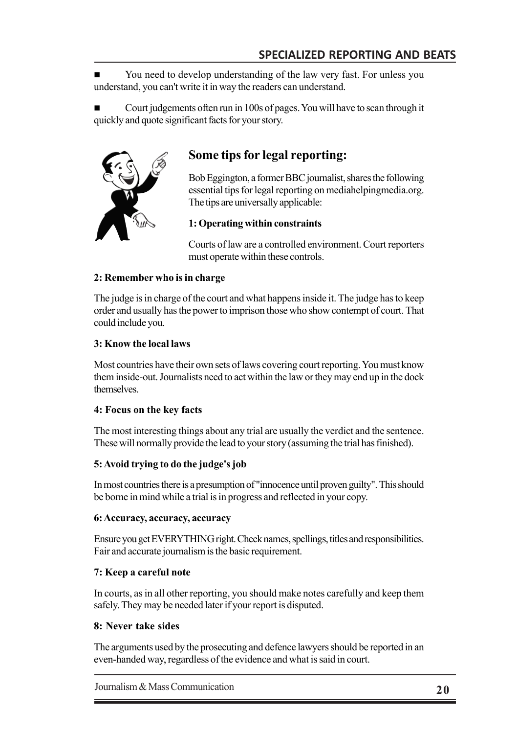- You need to develop understanding of the law very fast. For unless you understand, you can't write it in way the readers can understand.

- Court judgements often run in 100s of pages. You will have to scan through it quickly and quote significant facts for your story.

## Some tips for legal reporting:

Bob Eggington, a former BBC journalist, shares the following essential tips for legal reporting on mediahelpingmedia.org. The tips are universally applicable:

**1: Operating within constraints**

Courts of law are a controlled environment. Court reporters must operate within these controls.

**2: Remember who is in charge**

The judge is in charge of the court and what happens inside it. The judge has to keep order and usually has the power to imprison those who show contempt of court. That could include you.

**3: Know the local laws**

Most countries have their own sets of laws covering court reporting. You must know them inside-out. Journalists need to act within the law or they may end up in the dock themselves.

**4: Focus on the key facts**

The most interesting things about any trial are usually the verdict and the sentence. These will normally provide the lead to your story (assuming the trial has finished).

**5: Avoid trying to do the judge's job**

In most countries there is a presumption of "innocence until proven guilty". This should be borne in mind while a trial is in progress and reflected in your copy.

**6: Accuracy, accuracy, accuracy**

Ensure you get EVERYTHING right. Check names, spellings, titles and responsibilities. Fair and accurate journalism is the basic requirement.

**7: Keep a careful note**

In courts, as in all other reporting, you should make notes carefully and keep them safely. They may be needed later if your report is disputed.

**8: Never take sides**

The arguments used by the prosecuting and defence lawyers should be reported in an even-handed way, regardless of the evidence and what is said in court.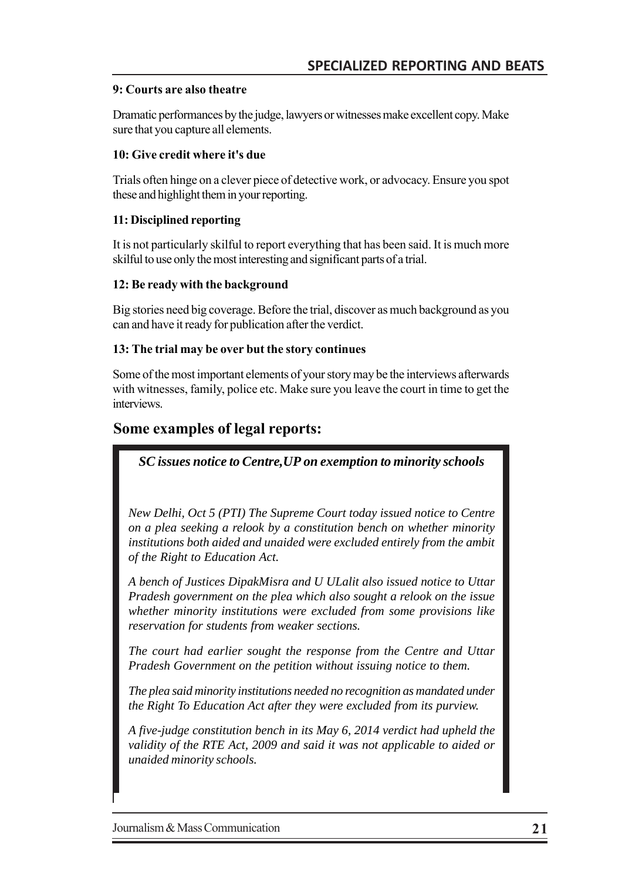**9: Courts are also theatre**

Dramatic performances by the judge, lawyers or witnesses make excellent copy. Make sure that you capture all elements.

**10: Give credit where it's due**

Trials often hinge on a clever piece of detective work, or advocacy. Ensure you spot these and highlight them in your reporting.

**11: Disciplined reporting**

It is not particularly skilful to report everything that has been said. It is much more skilful to use only the most interesting and significant parts of a trial.

**12: Be ready with the background**

Big stories need big coverage. Before the trial, discover as much background as you can and have it ready for publication after the verdict.

**13: The trial may be over but the story continues**

Some of the most important elements of your story may be the interviews afterwards with witnesses, family, police etc. Make sure you leave the court in time to get the interviews.

## Some examples of legal reports:

***SC issues notice to Centre,UP on exemption to minority schools***

*New Delhi, Oct 5 (PTI) The Supreme Court today issued notice to Centre on a plea seeking a relook by a constitution bench on whether minority institutions both aided and unaided were excluded entirely from the ambit of the Right to Education Act.*

*A bench of Justices DipakMisra and U ULalit also issued notice to Uttar Pradesh government on the plea which also sought a relook on the issue whether minority institutions were excluded from some provisions like reservation for students from weaker sections.*

*The court had earlier sought the response from the Centre and Uttar Pradesh Government on the petition without issuing notice to them.*

*The plea said minority institutions needed no recognition as mandated under the Right To Education Act after they were excluded from its purview.*

*A five-judge constitution bench in its May 6, 2014 verdict had upheld the validity of the RTE Act, 2009 and said it was not applicable to aided or unaided minority schools.*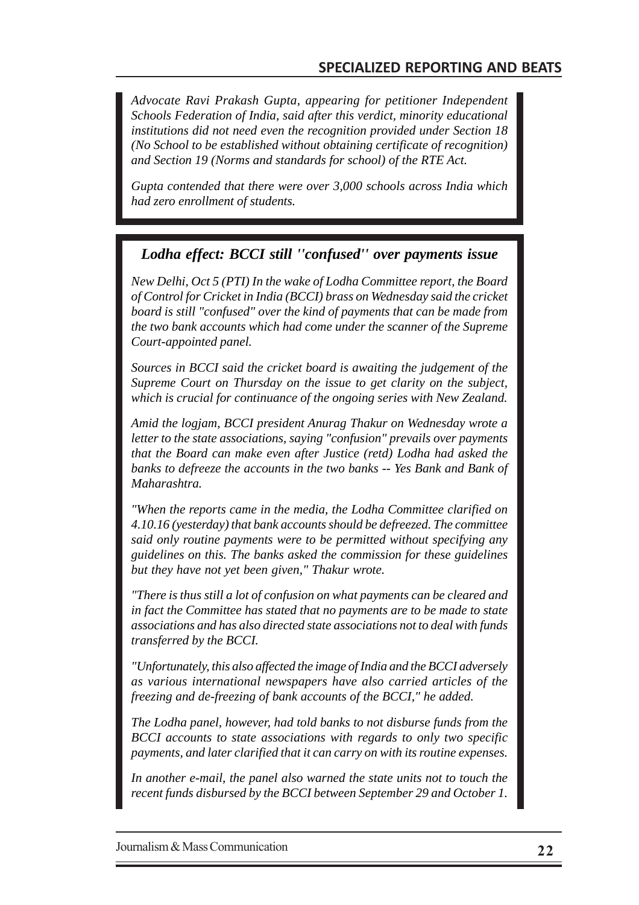*Advocate Ravi Prakash Gupta, appearing for petitioner Independent Schools Federation of India, said after this verdict, minority educational institutions did not need even the recognition provided under Section 18 (No School to be established without obtaining certificate of recognition) and Section 19 (Norms and standards for school) of the RTE Act.*

*Gupta contended that there were over 3,000 schools across India which had zero enrollment of students.*

### *Lodha effect: BCCI still ''confused'' over payments issue*

*New Delhi, Oct 5 (PTI) In the wake of Lodha Committee report, the Board of Control for Cricket in India (BCCI) brass on Wednesday said the cricket board is still "confused" over the kind of payments that can be made from the two bank accounts which had come under the scanner of the Supreme Court-appointed panel.*

*Sources in BCCI said the cricket board is awaiting the judgement of the Supreme Court on Thursday on the issue to get clarity on the subject, which is crucial for continuance of the ongoing series with New Zealand.*

*Amid the logjam, BCCI president Anurag Thakur on Wednesday wrote a letter to the state associations, saying "confusion" prevails over payments that the Board can make even after Justice (retd) Lodha had asked the banks to defreeze the accounts in the two banks -- Yes Bank and Bank of Maharashtra.*

*"When the reports came in the media, the Lodha Committee clarified on 4.10.16 (yesterday) that bank accounts should be defreezed. The committee said only routine payments were to be permitted without specifying any guidelines on this. The banks asked the commission for these guidelines but they have not yet been given," Thakur wrote.*

*"There is thus still a lot of confusion on what payments can be cleared and in fact the Committee has stated that no payments are to be made to state associations and has also directed state associations not to deal with funds transferred by the BCCI.*

*"Unfortunately, this also affected the image of India and the BCCI adversely as various international newspapers have also carried articles of the freezing and de-freezing of bank accounts of the BCCI," he added.*

*The Lodha panel, however, had told banks to not disburse funds from the BCCI accounts to state associations with regards to only two specific payments, and later clarified that it can carry on with its routine expenses.*

*In another e-mail, the panel also warned the state units not to touch the recent funds disbursed by the BCCI between September 29 and October 1.*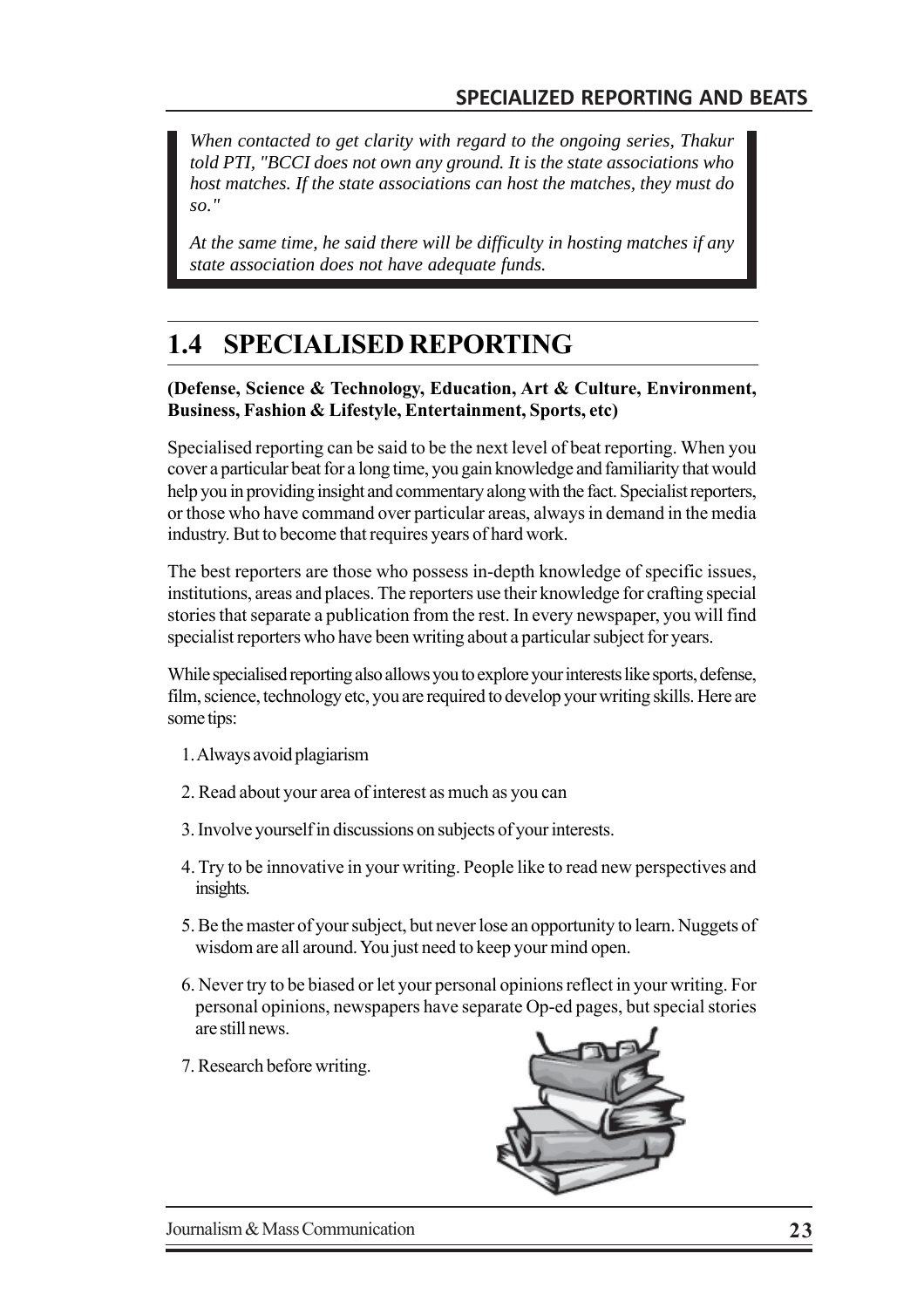*When contacted to get clarity with regard to the ongoing series, Thakur told PTI, "BCCI does not own any ground. It is the state associations who host matches. If the state associations can host the matches, they must do so."*

*At the same time, he said there will be difficulty in hosting matches if any state association does not have adequate funds.*

## 1.4 SPECIALISED REPORTING

**(Defense, Science & Technology, Education, Art & Culture, Environment, Business, Fashion & Lifestyle, Entertainment, Sports, etc)**

Specialised reporting can be said to be the next level of beat reporting. When you cover a particular beat for a long time, you gain knowledge and familiarity that would help you in providing insight and commentary along with the fact. Specialist reporters, or those who have command over particular areas, always in demand in the media industry. But to become that requires years of hard work.

The best reporters are those who possess in-depth knowledge of specific issues, institutions, areas and places. The reporters use their knowledge for crafting special stories that separate a publication from the rest. In every newspaper, you will find specialist reporters who have been writing about a particular subject for years.

While specialised reporting also allows you to explore your interests like sports, defense, film, science, technology etc, you are required to develop your writing skills. Here are some tips:

1. Always avoid plagiarism
2. Read about your area of interest as much as you can
3. Involve yourself in discussions on subjects of your interests.
4. Try to be innovative in your writing. People like to read new perspectives and insights.
5. Be the master of your subject, but never lose an opportunity to learn. Nuggets of wisdom are all around. You just need to keep your mind open.
6. Never try to be biased or let your personal opinions reflect in your writing. For personal opinions, newspapers have separate Op-ed pages, but special stories are still news.
7. Research before writing.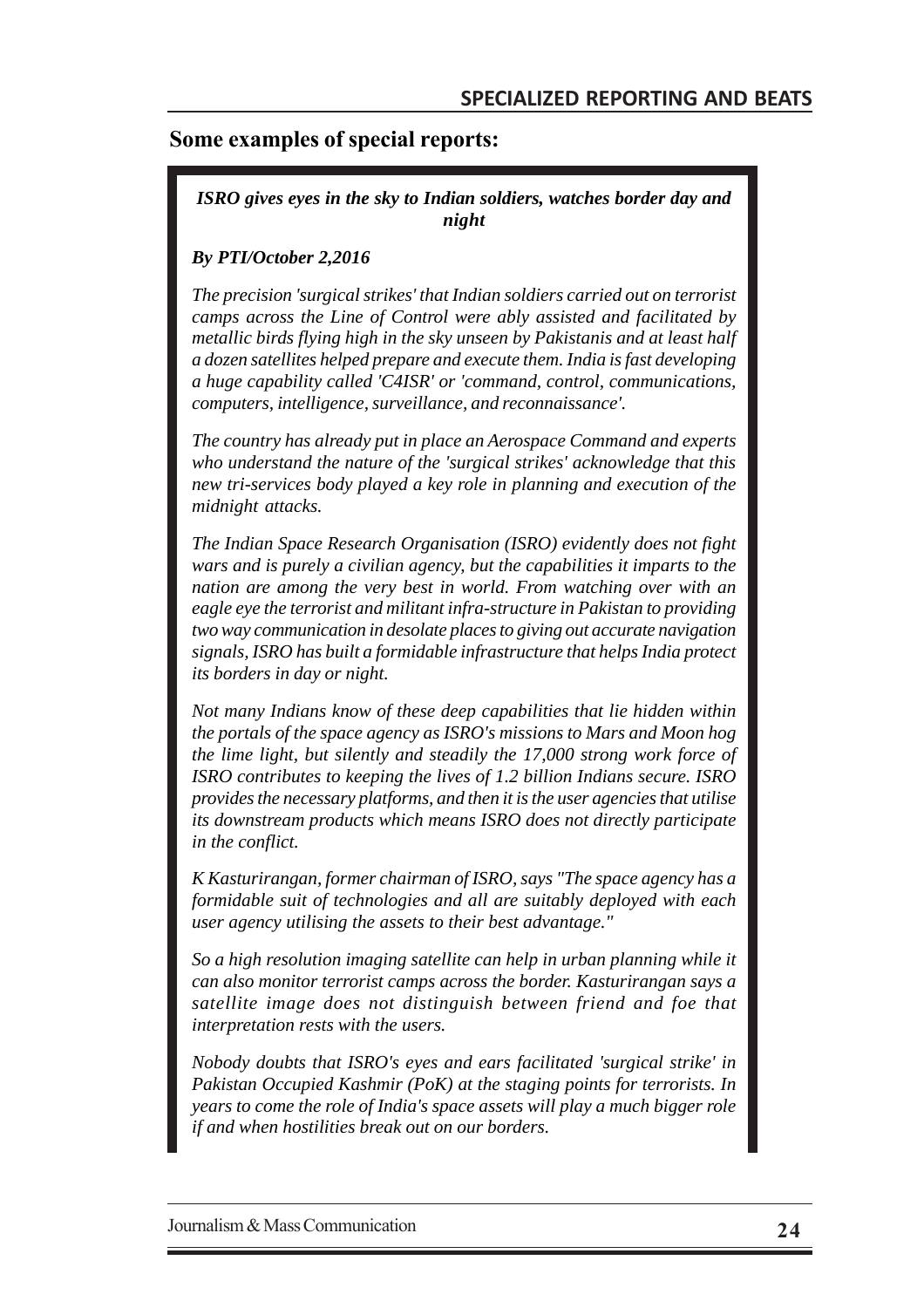## Some examples of special reports:

***ISRO gives eyes in the sky to Indian soldiers, watches border day and night***

***By PTI/October 2,2016***

*The precision 'surgical strikes' that Indian soldiers carried out on terrorist camps across the Line of Control were ably assisted and facilitated by metallic birds flying high in the sky unseen by Pakistanis and at least half a dozen satellites helped prepare and execute them. India is fast developing a huge capability called 'C4ISR' or 'command, control, communications, computers, intelligence, surveillance, and reconnaissance'.*

*The country has already put in place an Aerospace Command and experts who understand the nature of the 'surgical strikes' acknowledge that this new tri-services body played a key role in planning and execution of the midnight attacks.*

*The Indian Space Research Organisation (ISRO) evidently does not fight wars and is purely a civilian agency, but the capabilities it imparts to the nation are among the very best in world. From watching over with an eagle eye the terrorist and militant infra-structure in Pakistan to providing two way communication in desolate places to giving out accurate navigation signals, ISRO has built a formidable infrastructure that helps India protect its borders in day or night.*

*Not many Indians know of these deep capabilities that lie hidden within the portals of the space agency as ISRO's missions to Mars and Moon hog the lime light, but silently and steadily the 17,000 strong work force of ISRO contributes to keeping the lives of 1.2 billion Indians secure. ISRO provides the necessary platforms, and then it is the user agencies that utilise its downstream products which means ISRO does not directly participate in the conflict.*

*K Kasturirangan, former chairman of ISRO, says "The space agency has a formidable suit of technologies and all are suitably deployed with each user agency utilising the assets to their best advantage."*

*So a high resolution imaging satellite can help in urban planning while it can also monitor terrorist camps across the border. Kasturirangan says a satellite image does not distinguish between friend and foe that interpretation rests with the users.*

*Nobody doubts that ISRO's eyes and ears facilitated 'surgical strike' in Pakistan Occupied Kashmir (PoK) at the staging points for terrorists. In years to come the role of India's space assets will play a much bigger role if and when hostilities break out on our borders.*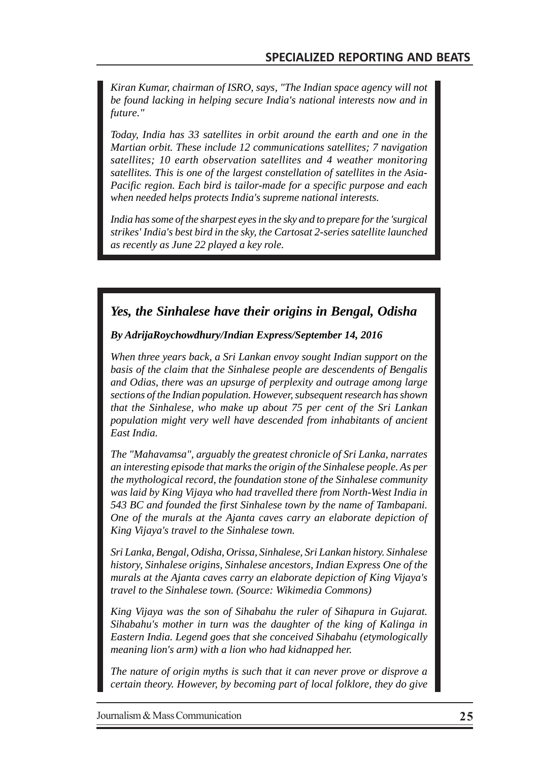*Kiran Kumar, chairman of ISRO, says, "The Indian space agency will not be found lacking in helping secure India's national interests now and in future."*

*Today, India has 33 satellites in orbit around the earth and one in the Martian orbit. These include 12 communications satellites; 7 navigation satellites; 10 earth observation satellites and 4 weather monitoring satellites. This is one of the largest constellation of satellites in the Asia-Pacific region. Each bird is tailor-made for a specific purpose and each when needed helps protects India's supreme national interests.*

*India has some of the sharpest eyes in the sky and to prepare for the 'surgical strikes' India's best bird in the sky, the Cartosat 2-series satellite launched as recently as June 22 played a key role.*

## *Yes, the Sinhalese have their origins in Bengal, Odisha*

***By AdrijaRoychowdhury/Indian Express/September 14, 2016***

*When three years back, a Sri Lankan envoy sought Indian support on the basis of the claim that the Sinhalese people are descendents of Bengalis and Odias, there was an upsurge of perplexity and outrage among large sections of the Indian population. However, subsequent research has shown that the Sinhalese, who make up about 75 per cent of the Sri Lankan population might very well have descended from inhabitants of ancient East India.*

*The "Mahavamsa", arguably the greatest chronicle of Sri Lanka, narrates an interesting episode that marks the origin of the Sinhalese people. As per the mythological record, the foundation stone of the Sinhalese community was laid by King Vijaya who had travelled there from North-West India in 543 BC and founded the first Sinhalese town by the name of Tambapani. One of the murals at the Ajanta caves carry an elaborate depiction of King Vijaya's travel to the Sinhalese town.*

*Sri Lanka, Bengal, Odisha, Orissa, Sinhalese, Sri Lankan history. Sinhalese history, Sinhalese origins, Sinhalese ancestors, Indian Express One of the murals at the Ajanta caves carry an elaborate depiction of King Vijaya's travel to the Sinhalese town. (Source: Wikimedia Commons)*

*King Vijaya was the son of Sihabahu the ruler of Sihapura in Gujarat. Sihabahu's mother in turn was the daughter of the king of Kalinga in Eastern India. Legend goes that she conceived Sihabahu (etymologically meaning lion's arm) with a lion who had kidnapped her.*

*The nature of origin myths is such that it can never prove or disprove a certain theory. However, by becoming part of local folklore, they do give*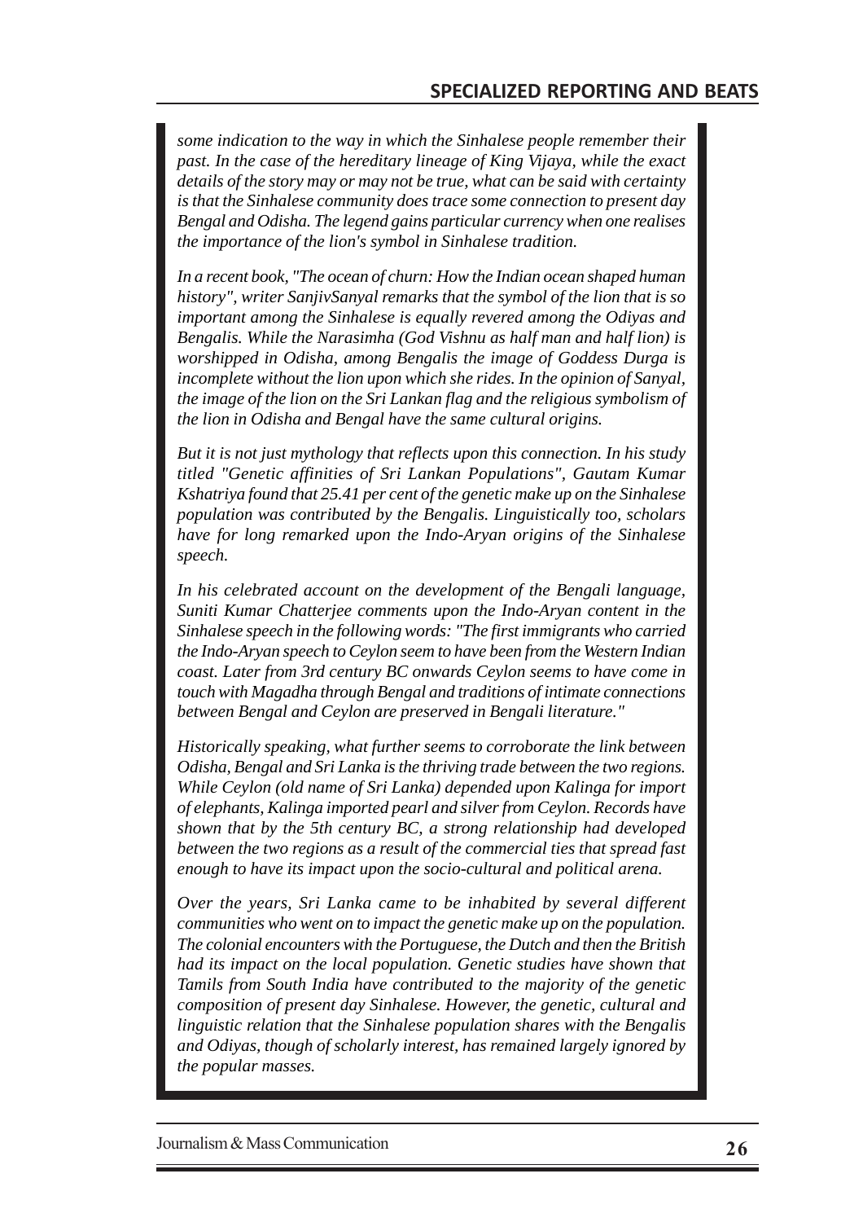*some indication to the way in which the Sinhalese people remember their past. In the case of the hereditary lineage of King Vijaya, while the exact details of the story may or may not be true, what can be said with certainty is that the Sinhalese community does trace some connection to present day Bengal and Odisha. The legend gains particular currency when one realises the importance of the lion's symbol in Sinhalese tradition.*

*In a recent book, "The ocean of churn: How the Indian ocean shaped human history", writer SanjivSanyal remarks that the symbol of the lion that is so important among the Sinhalese is equally revered among the Odiyas and Bengalis. While the Narasimha (God Vishnu as half man and half lion) is worshipped in Odisha, among Bengalis the image of Goddess Durga is incomplete without the lion upon which she rides. In the opinion of Sanyal, the image of the lion on the Sri Lankan flag and the religious symbolism of the lion in Odisha and Bengal have the same cultural origins.*

*But it is not just mythology that reflects upon this connection. In his study titled "Genetic affinities of Sri Lankan Populations", Gautam Kumar Kshatriya found that 25.41 per cent of the genetic make up on the Sinhalese population was contributed by the Bengalis. Linguistically too, scholars have for long remarked upon the Indo-Aryan origins of the Sinhalese speech.*

*In his celebrated account on the development of the Bengali language, Suniti Kumar Chatterjee comments upon the Indo-Aryan content in the Sinhalese speech in the following words: "The first immigrants who carried the Indo-Aryan speech to Ceylon seem to have been from the Western Indian coast. Later from 3rd century BC onwards Ceylon seems to have come in touch with Magadha through Bengal and traditions of intimate connections between Bengal and Ceylon are preserved in Bengali literature."*

*Historically speaking, what further seems to corroborate the link between Odisha, Bengal and Sri Lanka is the thriving trade between the two regions. While Ceylon (old name of Sri Lanka) depended upon Kalinga for import of elephants, Kalinga imported pearl and silver from Ceylon. Records have shown that by the 5th century BC, a strong relationship had developed between the two regions as a result of the commercial ties that spread fast enough to have its impact upon the socio-cultural and political arena.*

*Over the years, Sri Lanka came to be inhabited by several different communities who went on to impact the genetic make up on the population. The colonial encounters with the Portuguese, the Dutch and then the British had its impact on the local population. Genetic studies have shown that Tamils from South India have contributed to the majority of the genetic composition of present day Sinhalese. However, the genetic, cultural and linguistic relation that the Sinhalese population shares with the Bengalis and Odiyas, though of scholarly interest, has remained largely ignored by the popular masses.*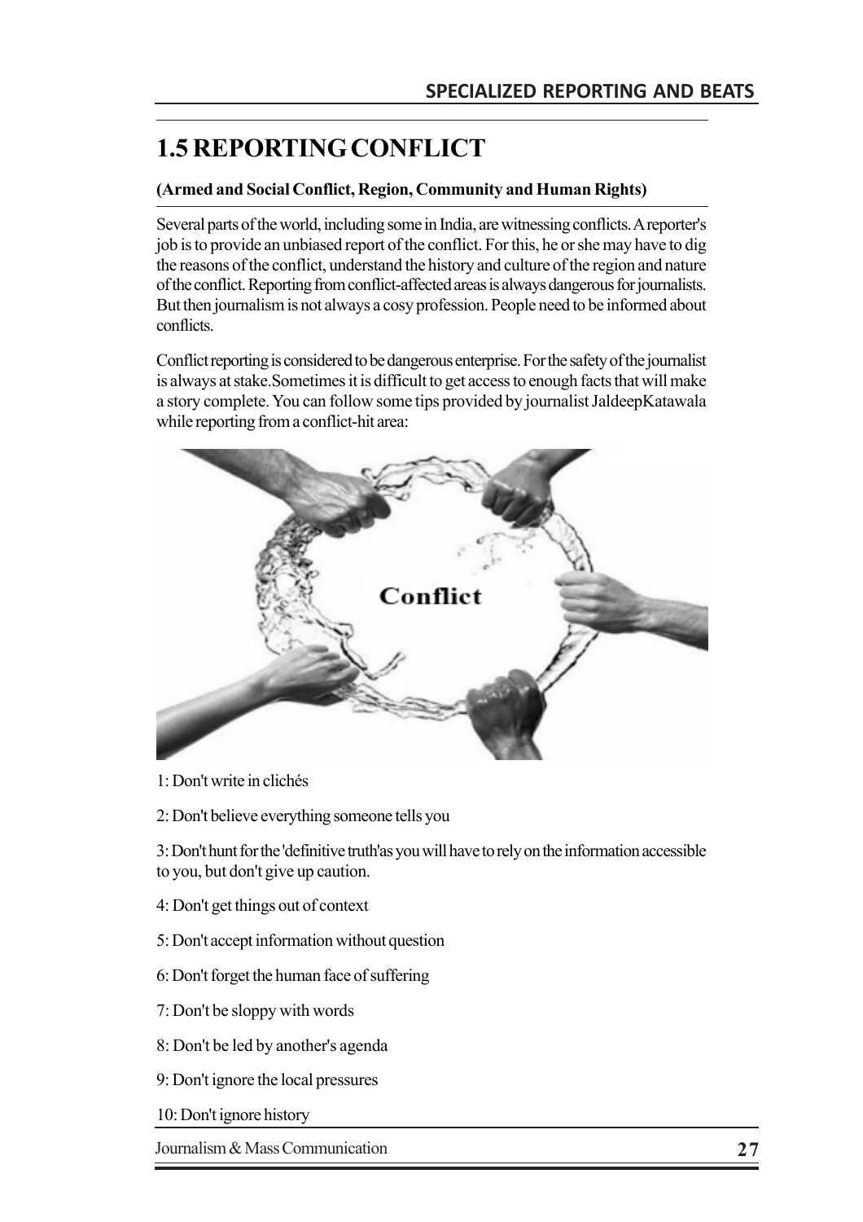# 1.5 REPORTING CONFLICT

**(Armed and Social Conflict, Region, Community and Human Rights)**

Several parts of the world, including some in India, are witnessing conflicts. A reporter's job is to provide an unbiased report of the conflict. For this, he or she may have to dig the reasons of the conflict, understand the history and culture of the region and nature of the conflict. Reporting from conflict-affected areas is always dangerous for journalists. But then journalism is not always a cosy profession. People need to be informed about conflicts.

Conflict reporting is considered to be dangerous enterprise. For the safety of the journalist is always at stake.Sometimes it is difficult to get access to enough facts that will make a story complete. You can follow some tips provided by journalist JaldeepKatawala while reporting from a conflict-hit area:

1: Don't write in clichés

2: Don't believe everything someone tells you

3: Don't hunt for the 'definitive truth'as you will have to rely on the information accessible to you, but don't give up caution.

4: Don't get things out of context

5: Don't accept information without question

6: Don't forget the human face of suffering

7: Don't be sloppy with words

8: Don't be led by another's agenda

9: Don't ignore the local pressures

10: Don't ignore history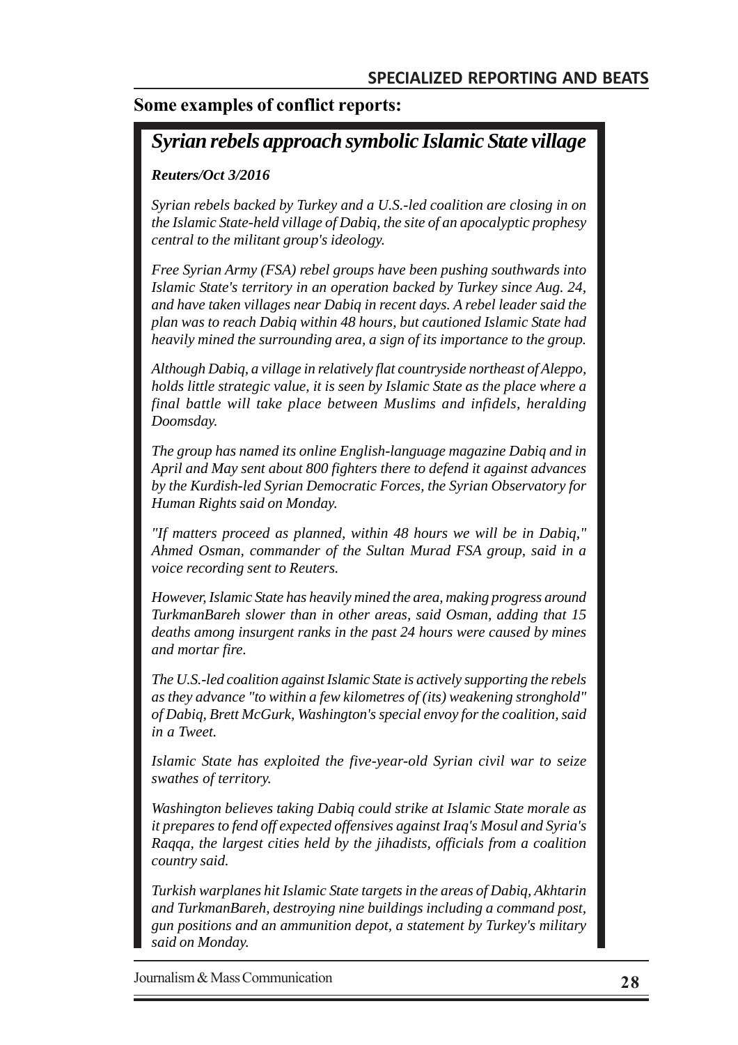## Some examples of conflict reports:

### *Syrian rebels approach symbolic Islamic State village*

***Reuters/Oct 3/2016***

*Syrian rebels backed by Turkey and a U.S.-led coalition are closing in on the Islamic State-held village of Dabiq, the site of an apocalyptic prophesy central to the militant group's ideology.*

*Free Syrian Army (FSA) rebel groups have been pushing southwards into Islamic State's territory in an operation backed by Turkey since Aug. 24, and have taken villages near Dabiq in recent days. A rebel leader said the plan was to reach Dabiq within 48 hours, but cautioned Islamic State had heavily mined the surrounding area, a sign of its importance to the group.*

*Although Dabiq, a village in relatively flat countryside northeast of Aleppo, holds little strategic value, it is seen by Islamic State as the place where a final battle will take place between Muslims and infidels, heralding Doomsday.*

*The group has named its online English-language magazine Dabiq and in April and May sent about 800 fighters there to defend it against advances by the Kurdish-led Syrian Democratic Forces, the Syrian Observatory for Human Rights said on Monday.*

*"If matters proceed as planned, within 48 hours we will be in Dabiq," Ahmed Osman, commander of the Sultan Murad FSA group, said in a voice recording sent to Reuters.*

*However, Islamic State has heavily mined the area, making progress around TurkmanBareh slower than in other areas, said Osman, adding that 15 deaths among insurgent ranks in the past 24 hours were caused by mines and mortar fire.*

*The U.S.-led coalition against Islamic State is actively supporting the rebels as they advance "to within a few kilometres of (its) weakening stronghold" of Dabiq, Brett McGurk, Washington's special envoy for the coalition, said in a Tweet.*

*Islamic State has exploited the five-year-old Syrian civil war to seize swathes of territory.*

*Washington believes taking Dabiq could strike at Islamic State morale as it prepares to fend off expected offensives against Iraq's Mosul and Syria's Raqqa, the largest cities held by the jihadists, officials from a coalition country said.*

*Turkish warplanes hit Islamic State targets in the areas of Dabiq, Akhtarin and TurkmanBareh, destroying nine buildings including a command post, gun positions and an ammunition depot, a statement by Turkey's military said on Monday.*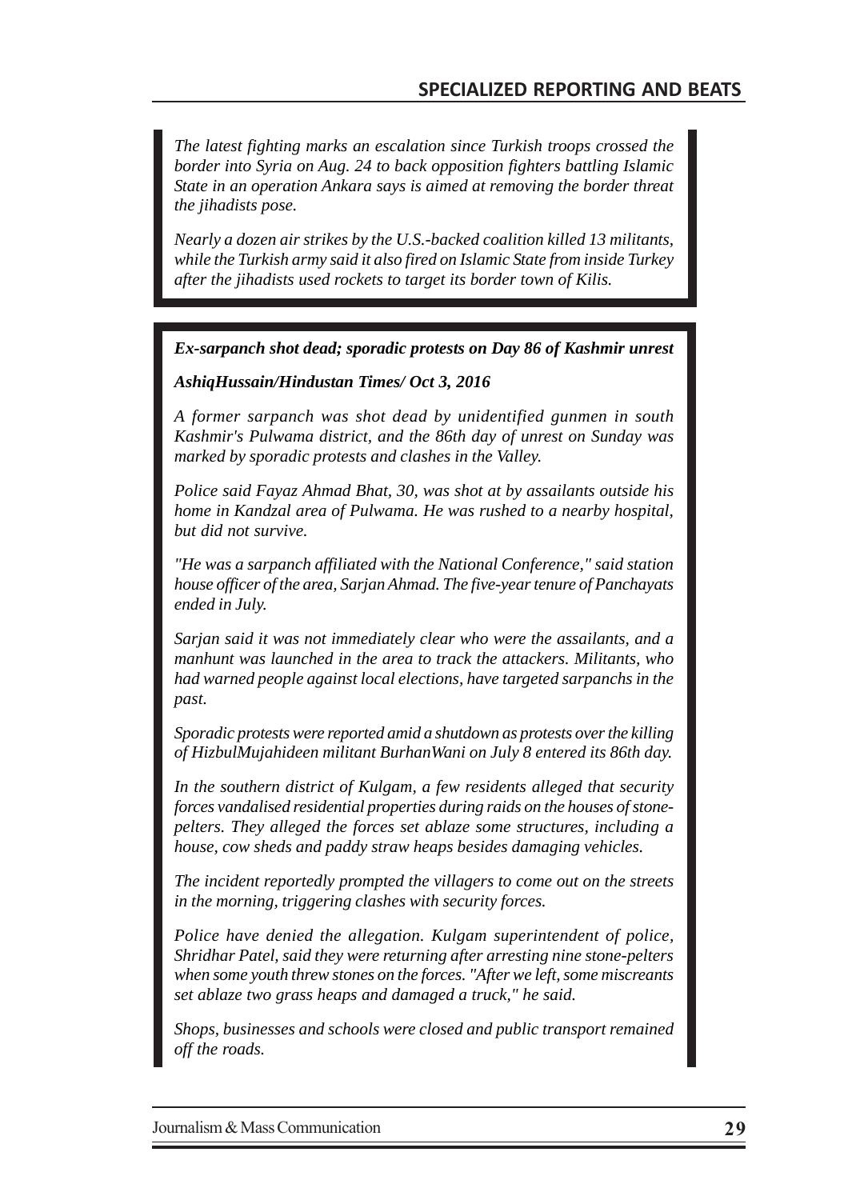*The latest fighting marks an escalation since Turkish troops crossed the border into Syria on Aug. 24 to back opposition fighters battling Islamic State in an operation Ankara says is aimed at removing the border threat the jihadists pose.*

*Nearly a dozen air strikes by the U.S.-backed coalition killed 13 militants, while the Turkish army said it also fired on Islamic State from inside Turkey after the jihadists used rockets to target its border town of Kilis.*

***Ex-sarpanch shot dead; sporadic protests on Day 86 of Kashmir unrest***

***AshiqHussain/Hindustan Times/ Oct 3, 2016***

*A former sarpanch was shot dead by unidentified gunmen in south Kashmir's Pulwama district, and the 86th day of unrest on Sunday was marked by sporadic protests and clashes in the Valley.*

*Police said Fayaz Ahmad Bhat, 30, was shot at by assailants outside his home in Kandzal area of Pulwama. He was rushed to a nearby hospital, but did not survive.*

*"He was a sarpanch affiliated with the National Conference," said station house officer of the area, Sarjan Ahmad. The five-year tenure of Panchayats ended in July.*

*Sarjan said it was not immediately clear who were the assailants, and a manhunt was launched in the area to track the attackers. Militants, who had warned people against local elections, have targeted sarpanchs in the past.*

*Sporadic protests were reported amid a shutdown as protests over the killing of HizbulMujahideen militant BurhanWani on July 8 entered its 86th day.*

*In the southern district of Kulgam, a few residents alleged that security forces vandalised residential properties during raids on the houses of stone-pelters. They alleged the forces set ablaze some structures, including a house, cow sheds and paddy straw heaps besides damaging vehicles.*

*The incident reportedly prompted the villagers to come out on the streets in the morning, triggering clashes with security forces.*

*Police have denied the allegation. Kulgam superintendent of police, Shridhar Patel, said they were returning after arresting nine stone-pelters when some youth threw stones on the forces. "After we left, some miscreants set ablaze two grass heaps and damaged a truck," he said.*

*Shops, businesses and schools were closed and public transport remained off the roads.*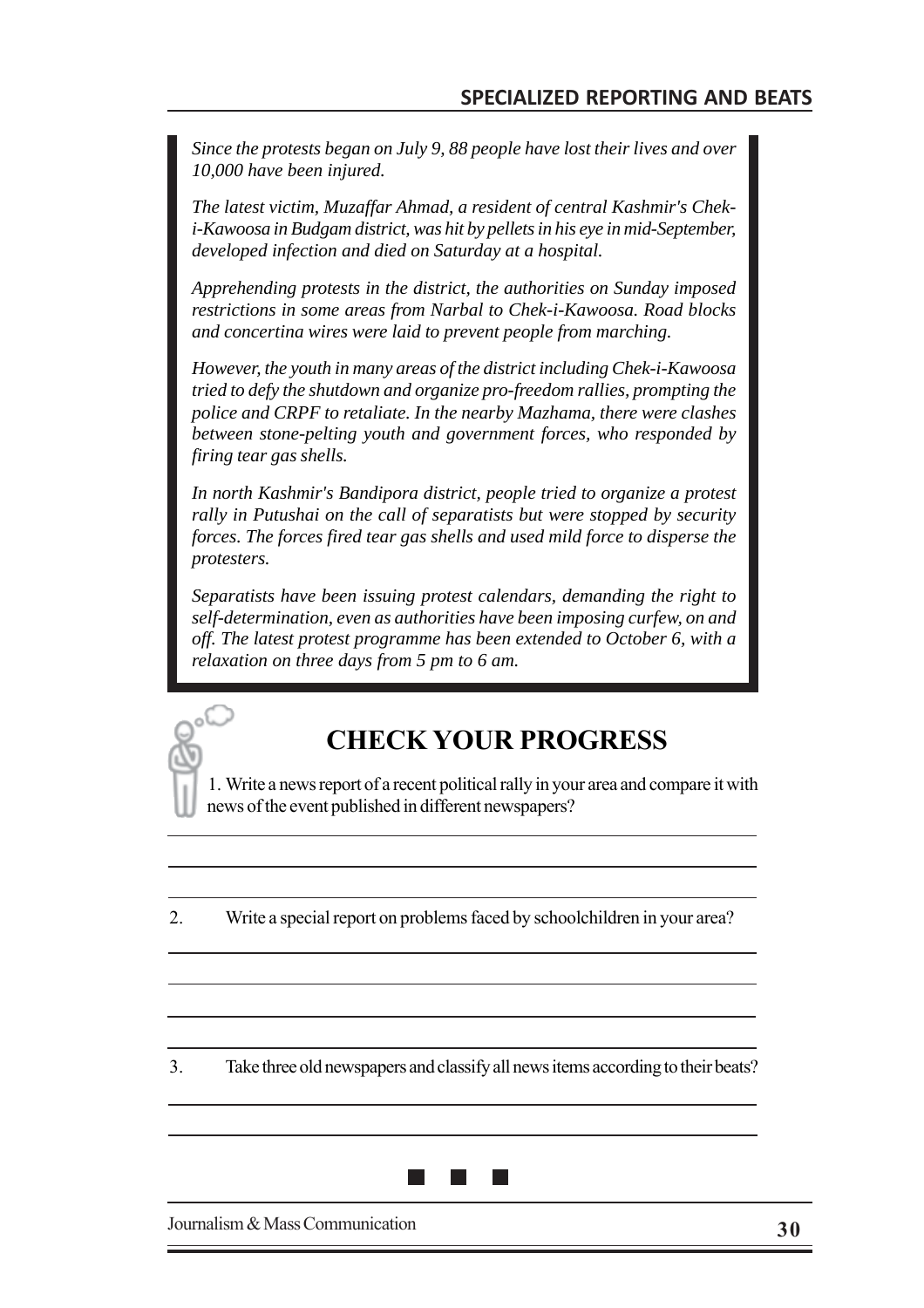*Since the protests began on July 9, 88 people have lost their lives and over 10,000 have been injured.*

*The latest victim, Muzaffar Ahmad, a resident of central Kashmir's Chek-i-Kawoosa in Budgam district, was hit by pellets in his eye in mid-September, developed infection and died on Saturday at a hospital.*

*Apprehending protests in the district, the authorities on Sunday imposed restrictions in some areas from Narbal to Chek-i-Kawoosa. Road blocks and concertina wires were laid to prevent people from marching.*

*However, the youth in many areas of the district including Chek-i-Kawoosa tried to defy the shutdown and organize pro-freedom rallies, prompting the police and CRPF to retaliate. In the nearby Mazhama, there were clashes between stone-pelting youth and government forces, who responded by firing tear gas shells.*

*In north Kashmir's Bandipora district, people tried to organize a protest rally in Putushai on the call of separatists but were stopped by security forces. The forces fired tear gas shells and used mild force to disperse the protesters.*

*Separatists have been issuing protest calendars, demanding the right to self-determination, even as authorities have been imposing curfew, on and off. The latest protest programme has been extended to October 6, with a relaxation on three days from 5 pm to 6 am.*

## CHECK YOUR PROGRESS

1. Write a news report of a recent political rally in your area and compare it with news of the event published in different newspapers?

2. Write a special report on problems faced by schoolchildren in your area?

3. Take three old newspapers and classify all news items according to their beats?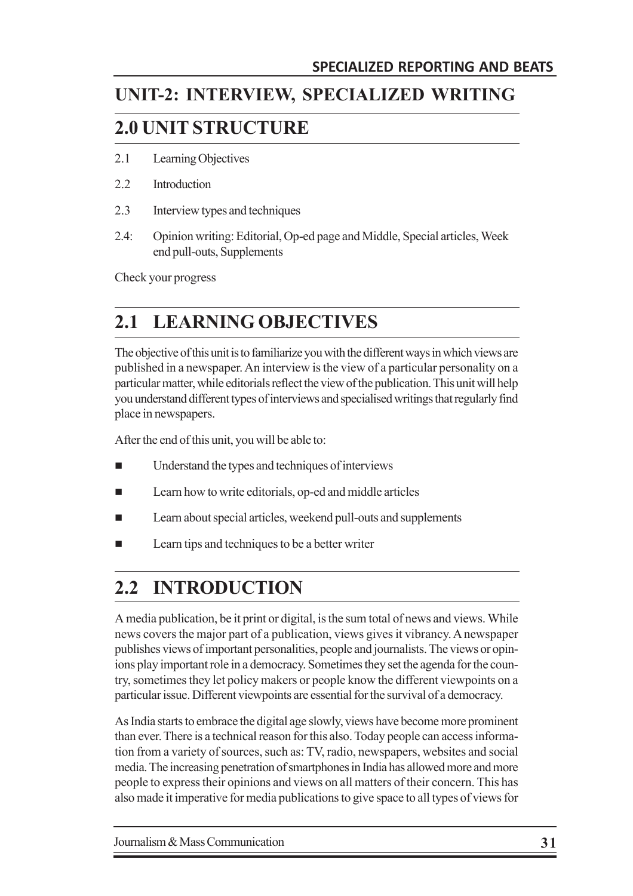# UNIT-2: INTERVIEW, SPECIALIZED WRITING

## 2.0 UNIT STRUCTURE

2.1 Learning Objectives

2.2 Introduction

2.3 Interview types and techniques

2.4: Opinion writing: Editorial, Op-ed page and Middle, Special articles, Week end pull-outs, Supplements

Check your progress

## 2.1 LEARNING OBJECTIVES

The objective of this unit is to familiarize you with the different ways in which views are published in a newspaper. An interview is the view of a particular personality on a particular matter, while editorials reflect the view of the publication. This unit will help you understand different types of interviews and specialised writings that regularly find place in newspapers.

After the end of this unit, you will be able to:

- Understand the types and techniques of interviews
- Learn how to write editorials, op-ed and middle articles
- Learn about special articles, weekend pull-outs and supplements
- Learn tips and techniques to be a better writer

## 2.2 INTRODUCTION

A media publication, be it print or digital, is the sum total of news and views. While news covers the major part of a publication, views gives it vibrancy. A newspaper publishes views of important personalities, people and journalists. The views or opinions play important role in a democracy. Sometimes they set the agenda for the country, sometimes they let policy makers or people know the different viewpoints on a particular issue. Different viewpoints are essential for the survival of a democracy.

As India starts to embrace the digital age slowly, views have become more prominent than ever. There is a technical reason for this also. Today people can access information from a variety of sources, such as: TV, radio, newspapers, websites and social media. The increasing penetration of smartphones in India has allowed more and more people to express their opinions and views on all matters of their concern. This has also made it imperative for media publications to give space to all types of views for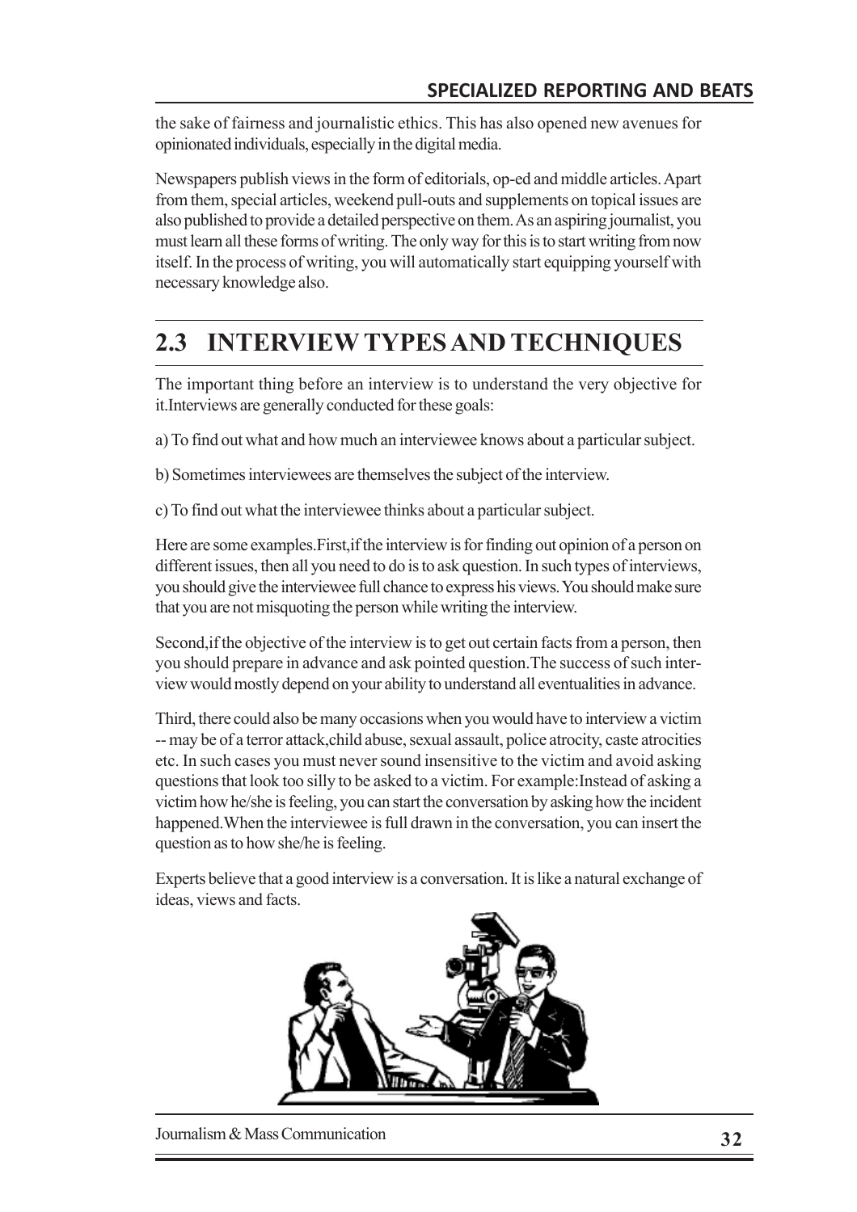the sake of fairness and journalistic ethics. This has also opened new avenues for opinionated individuals, especially in the digital media.

Newspapers publish views in the form of editorials, op-ed and middle articles. Apart from them, special articles, weekend pull-outs and supplements on topical issues are also published to provide a detailed perspective on them. As an aspiring journalist, you must learn all these forms of writing. The only way for this is to start writing from now itself. In the process of writing, you will automatically start equipping yourself with necessary knowledge also.

## 2.3 INTERVIEW TYPES AND TECHNIQUES

The important thing before an interview is to understand the very objective for it.Interviews are generally conducted for these goals:

a) To find out what and how much an interviewee knows about a particular subject.

b) Sometimes interviewees are themselves the subject of the interview.

c) To find out what the interviewee thinks about a particular subject.

Here are some examples.First,if the interview is for finding out opinion of a person on different issues, then all you need to do is to ask question. In such types of interviews, you should give the interviewee full chance to express his views. You should make sure that you are not misquoting the person while writing the interview.

Second,if the objective of the interview is to get out certain facts from a person, then you should prepare in advance and ask pointed question.The success of such interview would mostly depend on your ability to understand all eventualities in advance.

Third, there could also be many occasions when you would have to interview a victim -- may be of a terror attack,child abuse, sexual assault, police atrocity, caste atrocities etc. In such cases you must never sound insensitive to the victim and avoid asking questions that look too silly to be asked to a victim. For example:Instead of asking a victim how he/she is feeling, you can start the conversation by asking how the incident happened.When the interviewee is full drawn in the conversation, you can insert the question as to how she/he is feeling.

Experts believe that a good interview is a conversation. It is like a natural exchange of ideas, views and facts.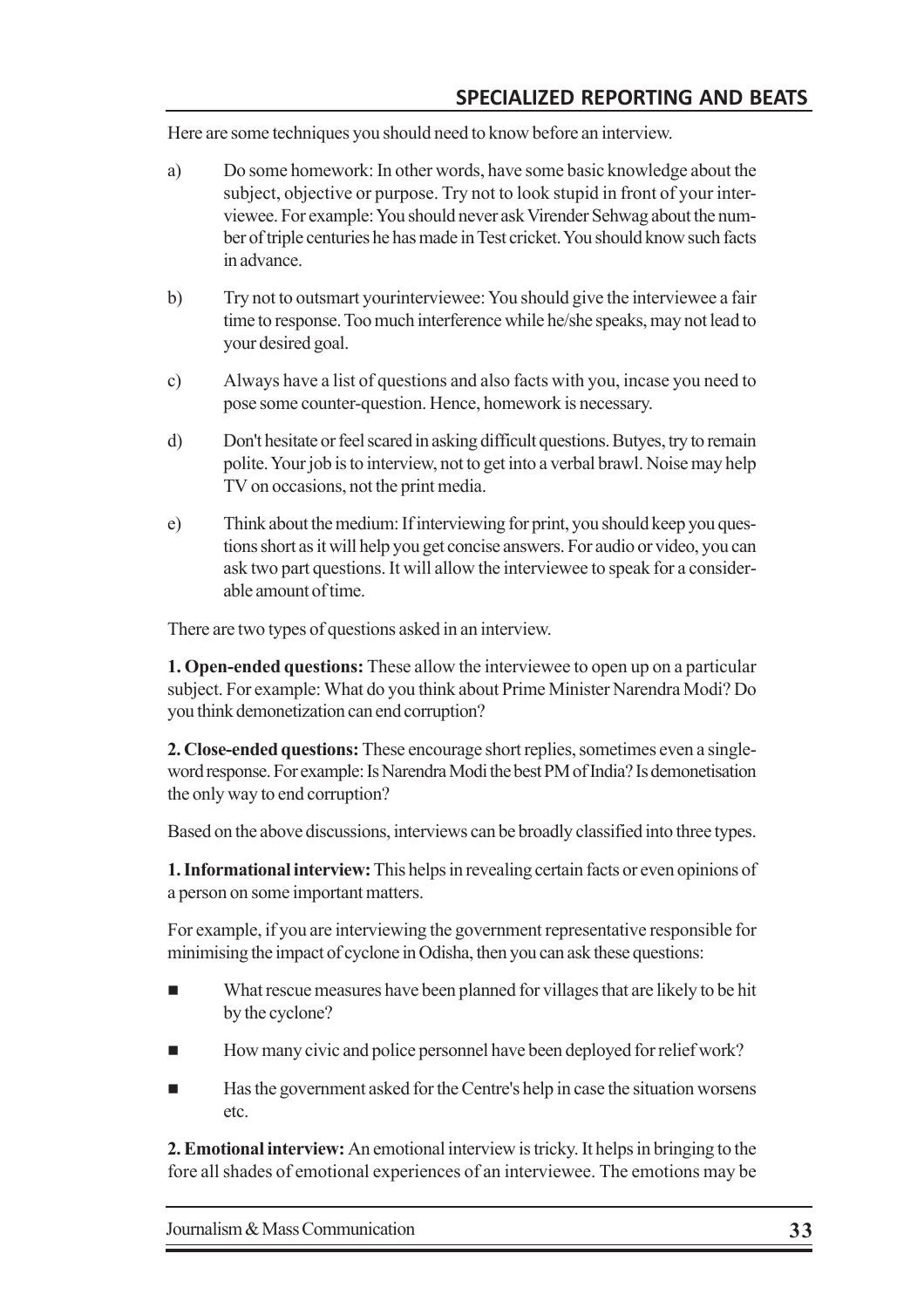Here are some techniques you should need to know before an interview.

a) Do some homework: In other words, have some basic knowledge about the subject, objective or purpose. Try not to look stupid in front of your interviewee. For example: You should never ask Virender Sehwag about the number of triple centuries he has made in Test cricket. You should know such facts in advance.

b) Try not to outsmart yourinterviewee: You should give the interviewee a fair time to response. Too much interference while he/she speaks, may not lead to your desired goal.

c) Always have a list of questions and also facts with you, incase you need to pose some counter-question. Hence, homework is necessary.

d) Don't hesitate or feel scared in asking difficult questions. Butyes, try to remain polite. Your job is to interview, not to get into a verbal brawl. Noise may help TV on occasions, not the print media.

e) Think about the medium: If interviewing for print, you should keep you questions short as it will help you get concise answers. For audio or video, you can ask two part questions. It will allow the interviewee to speak for a considerable amount of time.

There are two types of questions asked in an interview.

**1. Open-ended questions:** These allow the interviewee to open up on a particular subject. For example: What do you think about Prime Minister Narendra Modi? Do you think demonetization can end corruption?

**2. Close-ended questions:** These encourage short replies, sometimes even a single-word response. For example: Is Narendra Modi the best PM of India? Is demonetisation the only way to end corruption?

Based on the above discussions, interviews can be broadly classified into three types.

**1. Informational interview:** This helps in revealing certain facts or even opinions of a person on some important matters.

For example, if you are interviewing the government representative responsible for minimising the impact of cyclone in Odisha, then you can ask these questions:

- What rescue measures have been planned for villages that are likely to be hit by the cyclone?
- How many civic and police personnel have been deployed for relief work?
- Has the government asked for the Centre's help in case the situation worsens etc.

**2. Emotional interview:** An emotional interview is tricky. It helps in bringing to the fore all shades of emotional experiences of an interviewee. The emotions may be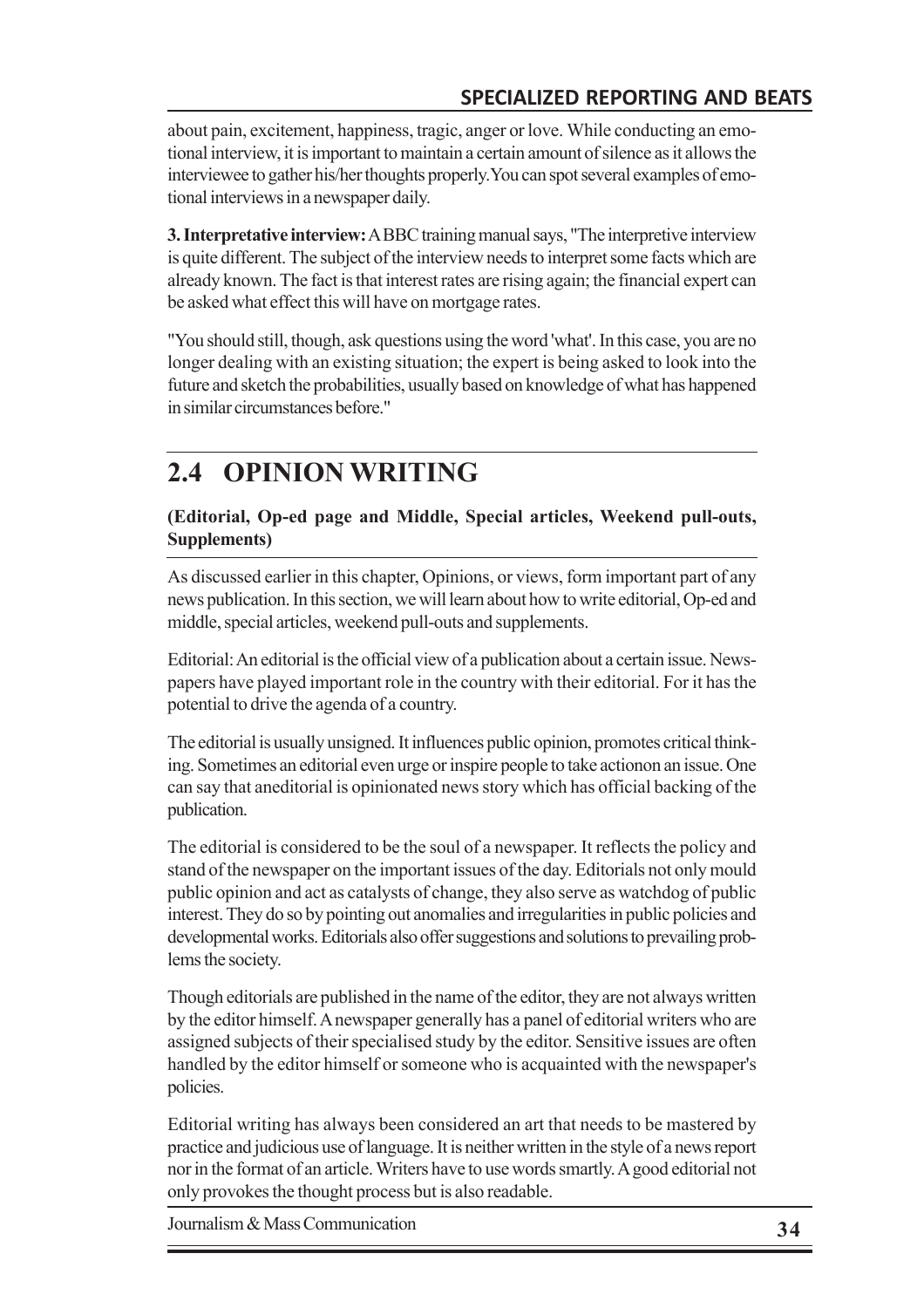about pain, excitement, happiness, tragic, anger or love. While conducting an emotional interview, it is important to maintain a certain amount of silence as it allows the interviewee to gather his/her thoughts properly.You can spot several examples of emotional interviews in a newspaper daily.

**3. Interpretative interview:** A BBC training manual says, "The interpretive interview is quite different. The subject of the interview needs to interpret some facts which are already known. The fact is that interest rates are rising again; the financial expert can be asked what effect this will have on mortgage rates.

"You should still, though, ask questions using the word 'what'. In this case, you are no longer dealing with an existing situation; the expert is being asked to look into the future and sketch the probabilities, usually based on knowledge of what has happened in similar circumstances before."

## 2.4 OPINION WRITING

**(Editorial, Op-ed page and Middle, Special articles, Weekend pull-outs, Supplements)**

As discussed earlier in this chapter, Opinions, or views, form important part of any news publication. In this section, we will learn about how to write editorial, Op-ed and middle, special articles, weekend pull-outs and supplements.

Editorial: An editorial is the official view of a publication about a certain issue. Newspapers have played important role in the country with their editorial. For it has the potential to drive the agenda of a country.

The editorial is usually unsigned. It influences public opinion, promotes critical thinking. Sometimes an editorial even urge or inspire people to take actionon an issue. One can say that aneditorial is opinionated news story which has official backing of the publication.

The editorial is considered to be the soul of a newspaper. It reflects the policy and stand of the newspaper on the important issues of the day. Editorials not only mould public opinion and act as catalysts of change, they also serve as watchdog of public interest. They do so by pointing out anomalies and irregularities in public policies and developmental works. Editorials also offer suggestions and solutions to prevailing problems the society.

Though editorials are published in the name of the editor, they are not always written by the editor himself. A newspaper generally has a panel of editorial writers who are assigned subjects of their specialised study by the editor. Sensitive issues are often handled by the editor himself or someone who is acquainted with the newspaper's policies.

Editorial writing has always been considered an art that needs to be mastered by practice and judicious use of language. It is neither written in the style of a news report nor in the format of an article. Writers have to use words smartly. A good editorial not only provokes the thought process but is also readable.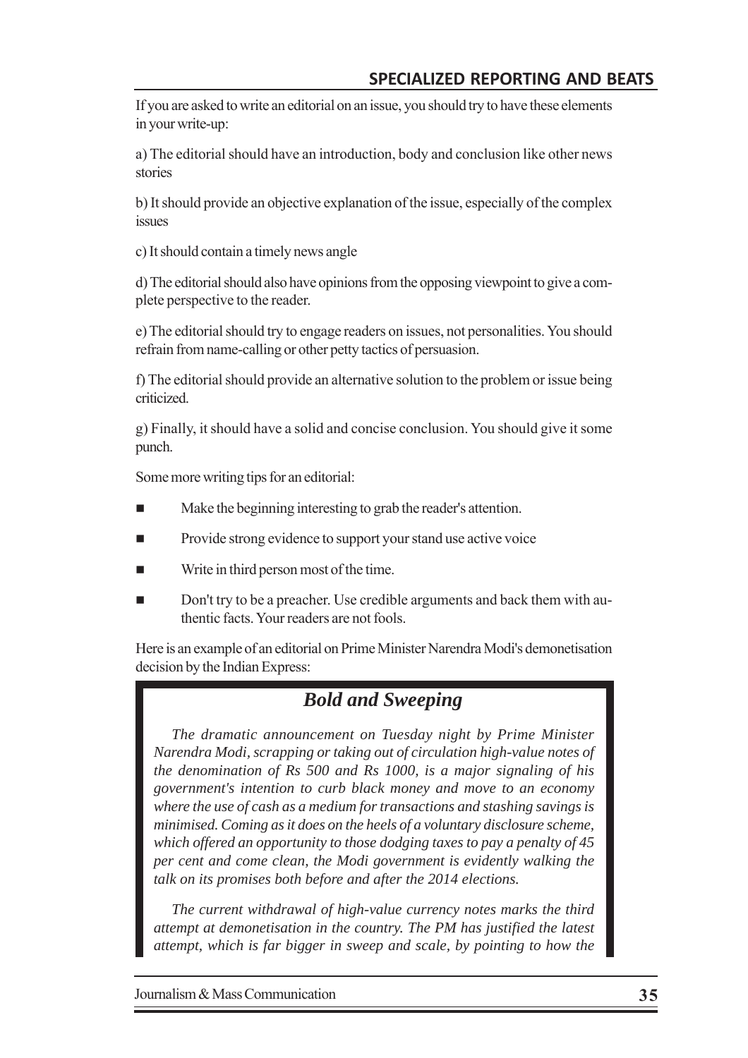If you are asked to write an editorial on an issue, you should try to have these elements in your write-up:

a) The editorial should have an introduction, body and conclusion like other news stories

b) It should provide an objective explanation of the issue, especially of the complex issues

c) It should contain a timely news angle

d) The editorial should also have opinions from the opposing viewpoint to give a complete perspective to the reader.

e) The editorial should try to engage readers on issues, not personalities. You should refrain from name-calling or other petty tactics of persuasion.

f) The editorial should provide an alternative solution to the problem or issue being criticized.

g) Finally, it should have a solid and concise conclusion. You should give it some punch.

Some more writing tips for an editorial:

- Make the beginning interesting to grab the reader's attention.
- Provide strong evidence to support your stand use active voice
- Write in third person most of the time.
- Don't try to be a preacher. Use credible arguments and back them with authentic facts. Your readers are not fools.

Here is an example of an editorial on Prime Minister Narendra Modi's demonetisation decision by the Indian Express:

## *Bold and Sweeping*

*The dramatic announcement on Tuesday night by Prime Minister Narendra Modi, scrapping or taking out of circulation high-value notes of the denomination of Rs 500 and Rs 1000, is a major signaling of his government's intention to curb black money and move to an economy where the use of cash as a medium for transactions and stashing savings is minimised. Coming as it does on the heels of a voluntary disclosure scheme, which offered an opportunity to those dodging taxes to pay a penalty of 45 per cent and come clean, the Modi government is evidently walking the talk on its promises both before and after the 2014 elections.*

*The current withdrawal of high-value currency notes marks the third attempt at demonetisation in the country. The PM has justified the latest attempt, which is far bigger in sweep and scale, by pointing to how the*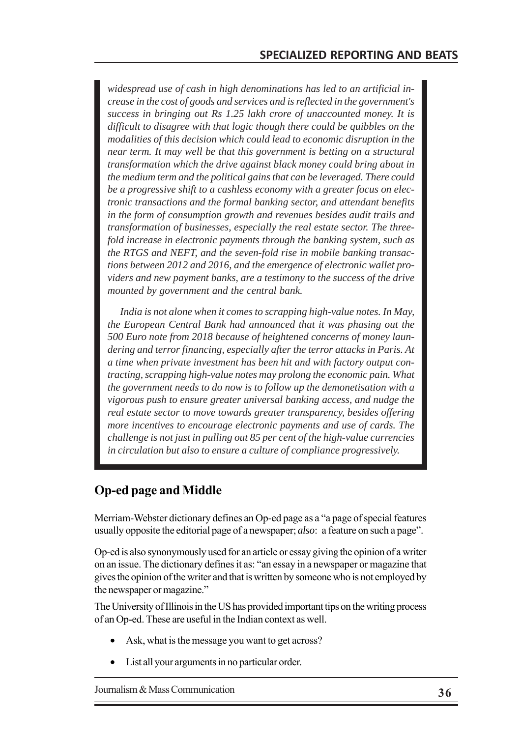*widespread use of cash in high denominations has led to an artificial increase in the cost of goods and services and is reflected in the government's success in bringing out Rs 1.25 lakh crore of unaccounted money. It is difficult to disagree with that logic though there could be quibbles on the modalities of this decision which could lead to economic disruption in the near term. It may well be that this government is betting on a structural transformation which the drive against black money could bring about in the medium term and the political gains that can be leveraged. There could be a progressive shift to a cashless economy with a greater focus on electronic transactions and the formal banking sector, and attendant benefits in the form of consumption growth and revenues besides audit trails and transformation of businesses, especially the real estate sector. The threefold increase in electronic payments through the banking system, such as the RTGS and NEFT, and the seven-fold rise in mobile banking transactions between 2012 and 2016, and the emergence of electronic wallet providers and new payment banks, are a testimony to the success of the drive mounted by government and the central bank.*

*India is not alone when it comes to scrapping high-value notes. In May, the European Central Bank had announced that it was phasing out the 500 Euro note from 2018 because of heightened concerns of money laundering and terror financing, especially after the terror attacks in Paris. At a time when private investment has been hit and with factory output contracting, scrapping high-value notes may prolong the economic pain. What the government needs to do now is to follow up the demonetisation with a vigorous push to ensure greater universal banking access, and nudge the real estate sector to move towards greater transparency, besides offering more incentives to encourage electronic payments and use of cards. The challenge is not just in pulling out 85 per cent of the high-value currencies in circulation but also to ensure a culture of compliance progressively.*

## Op-ed page and Middle

Merriam-Webster dictionary defines an Op-ed page as a "a page of special features usually opposite the editorial page of a newspaper; *also*: a feature on such a page".

Op-ed is also synonymously used for an article or essay giving the opinion of a writer on an issue. The dictionary defines it as: "an essay in a newspaper or magazine that gives the opinion of the writer and that is written by someone who is not employed by the newspaper or magazine."

The University of Illinois in the US has provided important tips on the writing process of an Op-ed. These are useful in the Indian context as well.

- Ask, what is the message you want to get across?
- List all your arguments in no particular order.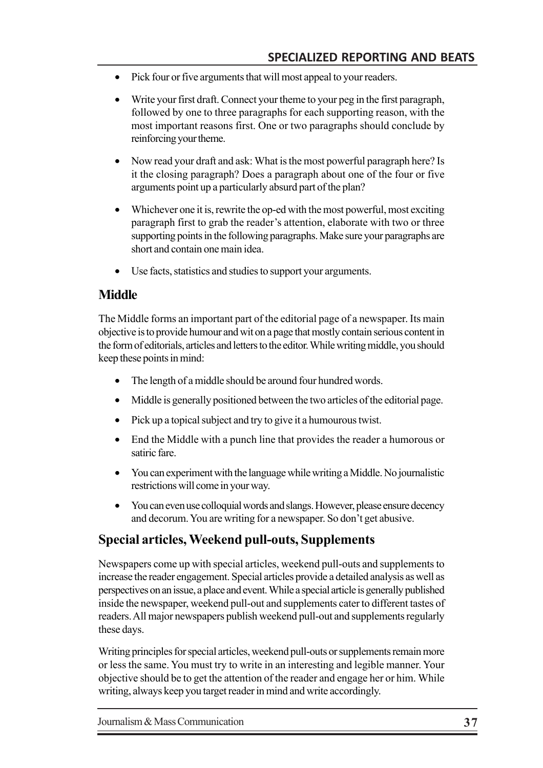- Pick four or five arguments that will most appeal to your readers.
- Write your first draft. Connect your theme to your peg in the first paragraph, followed by one to three paragraphs for each supporting reason, with the most important reasons first. One or two paragraphs should conclude by reinforcing your theme.
- Now read your draft and ask: What is the most powerful paragraph here? Is it the closing paragraph? Does a paragraph about one of the four or five arguments point up a particularly absurd part of the plan?
- Whichever one it is, rewrite the op-ed with the most powerful, most exciting paragraph first to grab the reader's attention, elaborate with two or three supporting points in the following paragraphs. Make sure your paragraphs are short and contain one main idea.
- Use facts, statistics and studies to support your arguments.

## Middle

The Middle forms an important part of the editorial page of a newspaper. Its main objective is to provide humour and wit on a page that mostly contain serious content in the form of editorials, articles and letters to the editor. While writing middle, you should keep these points in mind:

- The length of a middle should be around four hundred words.
- Middle is generally positioned between the two articles of the editorial page.
- Pick up a topical subject and try to give it a humourous twist.
- End the Middle with a punch line that provides the reader a humorous or satiric fare.
- You can experiment with the language while writing a Middle. No journalistic restrictions will come in your way.
- You can even use colloquial words and slangs. However, please ensure decency and decorum. You are writing for a newspaper. So don't get abusive.

## Special articles, Weekend pull-outs, Supplements

Newspapers come up with special articles, weekend pull-outs and supplements to increase the reader engagement. Special articles provide a detailed analysis as well as perspectives on an issue, a place and event. While a special article is generally published inside the newspaper, weekend pull-out and supplements cater to different tastes of readers. All major newspapers publish weekend pull-out and supplements regularly these days.

Writing principles for special articles, weekend pull-outs or supplements remain more or less the same. You must try to write in an interesting and legible manner. Your objective should be to get the attention of the reader and engage her or him. While writing, always keep you target reader in mind and write accordingly.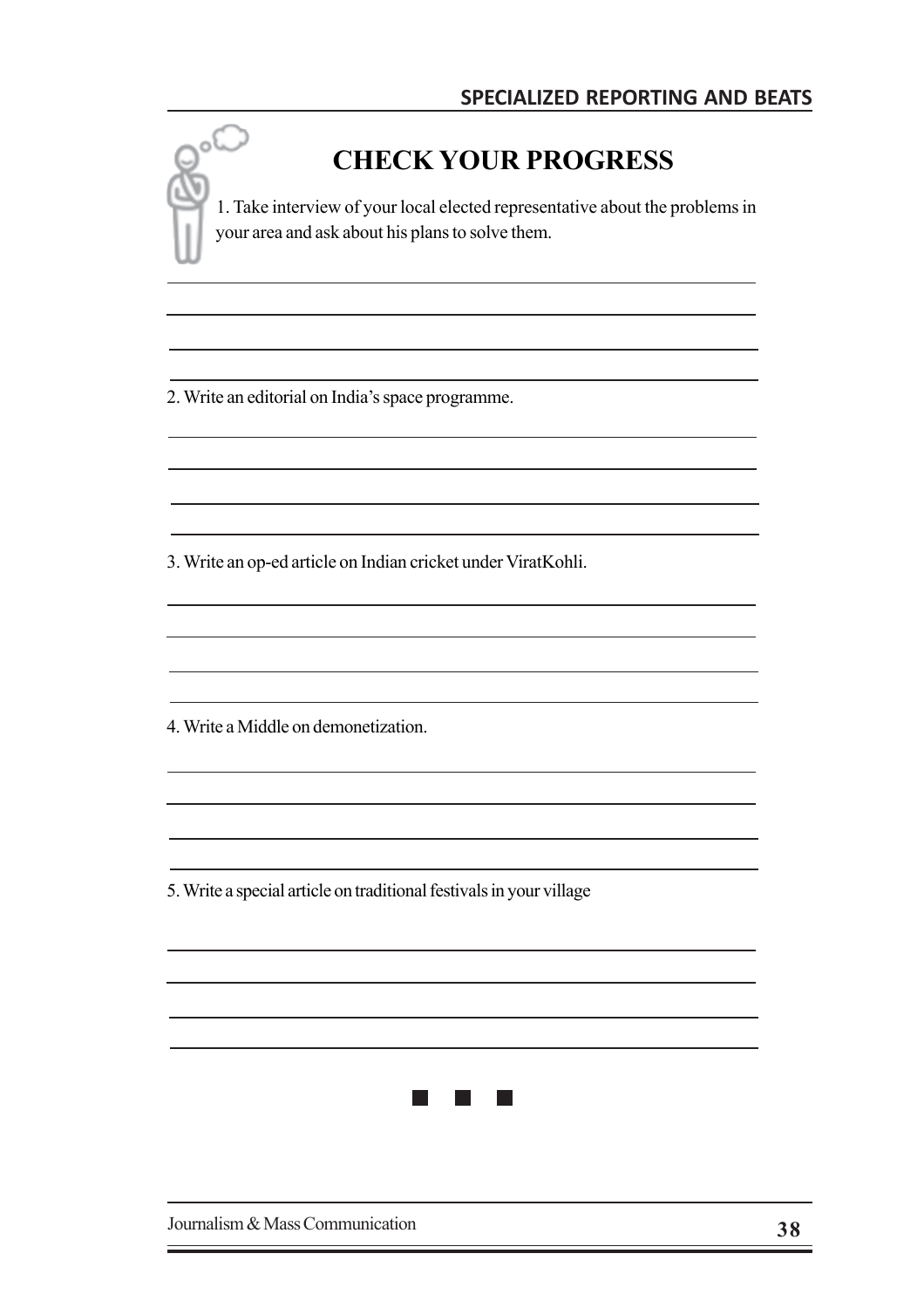## CHECK YOUR PROGRESS

1. Take interview of your local elected representative about the problems in your area and ask about his plans to solve them.

2. Write an editorial on India's space programme.

3. Write an op-ed article on Indian cricket under ViratKohli.

4. Write a Middle on demonetization.

5. Write a special article on traditional festivals in your village

■ ■ ■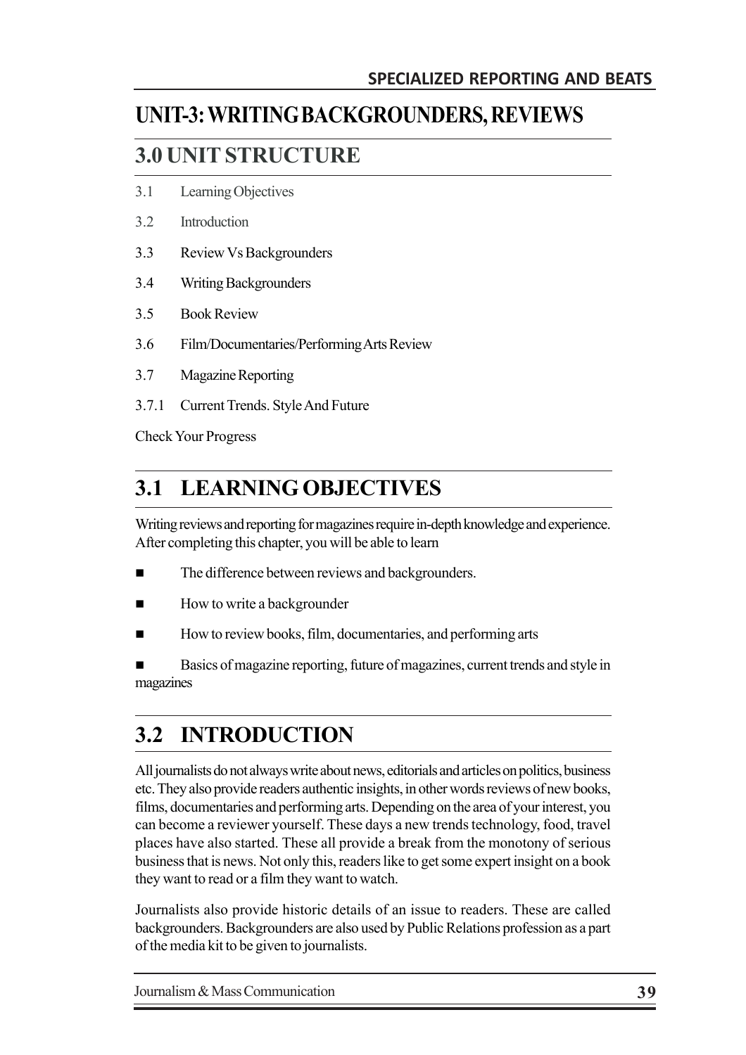# UNIT-3: WRITING BACKGROUNDERS, REVIEWS

## 3.0 UNIT STRUCTURE

3.1 Learning Objectives

3.2 Introduction

3.3 Review Vs Backgrounders

3.4 Writing Backgrounders

3.5 Book Review

3.6 Film/Documentaries/Performing Arts Review

3.7 Magazine Reporting

3.7.1 Current Trends. Style And Future

Check Your Progress

## 3.1 LEARNING OBJECTIVES

Writing reviews and reporting for magazines require in-depth knowledge and experience. After completing this chapter, you will be able to learn

- The difference between reviews and backgrounders.
- How to write a backgrounder
- How to review books, film, documentaries, and performing arts
- Basics of magazine reporting, future of magazines, current trends and style in magazines

## 3.2 INTRODUCTION

All journalists do not always write about news, editorials and articles on politics, business etc. They also provide readers authentic insights, in other words reviews of new books, films, documentaries and performing arts. Depending on the area of your interest, you can become a reviewer yourself. These days a new trends technology, food, travel places have also started. These all provide a break from the monotony of serious business that is news. Not only this, readers like to get some expert insight on a book they want to read or a film they want to watch.

Journalists also provide historic details of an issue to readers. These are called backgrounders. Backgrounders are also used by Public Relations profession as a part of the media kit to be given to journalists.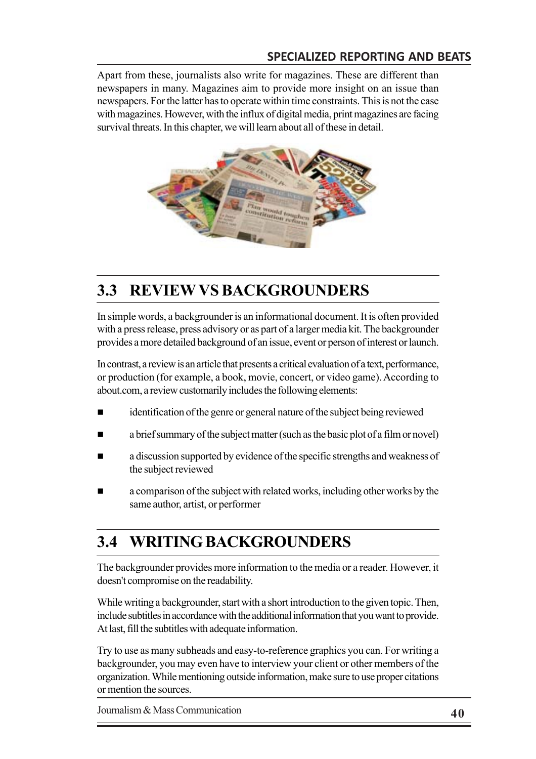Apart from these, journalists also write for magazines. These are different than newspapers in many. Magazines aim to provide more insight on an issue than newspapers. For the latter has to operate within time constraints. This is not the case with magazines. However, with the influx of digital media, print magazines are facing survival threats. In this chapter, we will learn about all of these in detail.

## 3.3 REVIEW VS BACKGROUNDERS

In simple words, a backgrounder is an informational document. It is often provided with a press release, press advisory or as part of a larger media kit. The backgrounder provides a more detailed background of an issue, event or person of interest or launch.

In contrast, a review is an article that presents a critical evaluation of a text, performance, or production (for example, a book, movie, concert, or video game). According to about.com, a review customarily includes the following elements:

- identification of the genre or general nature of the subject being reviewed
- a brief summary of the subject matter (such as the basic plot of a film or novel)
- a discussion supported by evidence of the specific strengths and weakness of the subject reviewed
- a comparison of the subject with related works, including other works by the same author, artist, or performer

## 3.4 WRITING BACKGROUNDERS

The backgrounder provides more information to the media or a reader. However, it doesn't compromise on the readability.

While writing a backgrounder, start with a short introduction to the given topic. Then, include subtitles in accordance with the additional information that you want to provide. At last, fill the subtitles with adequate information.

Try to use as many subheads and easy-to-reference graphics you can. For writing a backgrounder, you may even have to interview your client or other members of the organization. While mentioning outside information, make sure to use proper citations or mention the sources.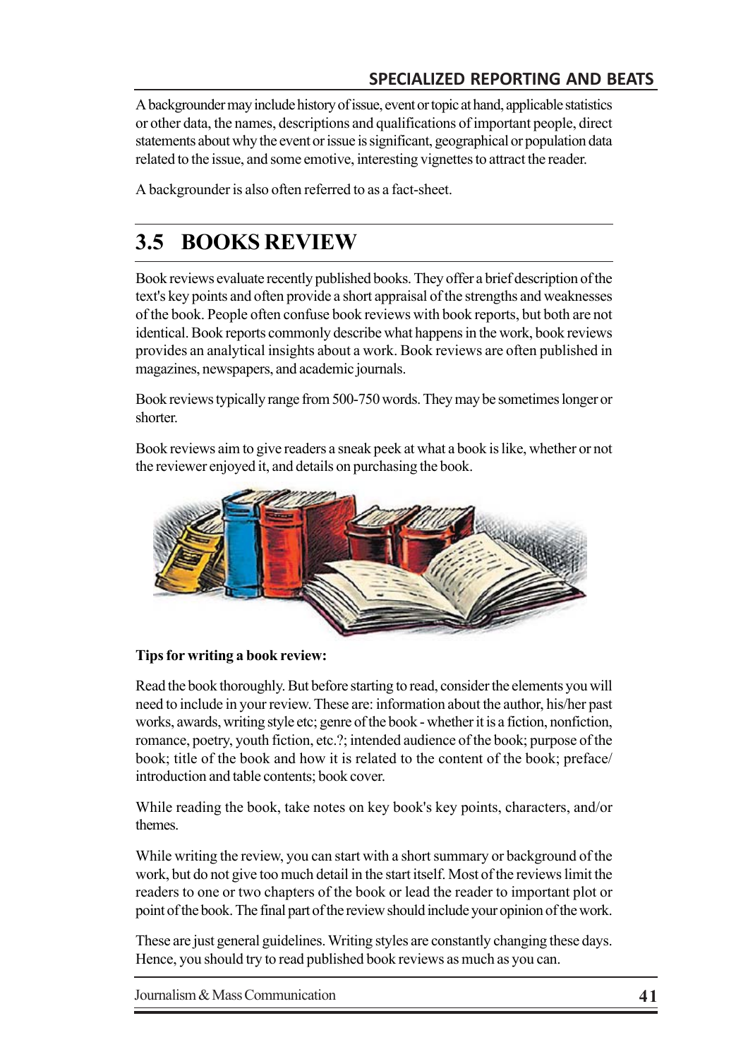A backgrounder may include history of issue, event or topic at hand, applicable statistics or other data, the names, descriptions and qualifications of important people, direct statements about why the event or issue is significant, geographical or population data related to the issue, and some emotive, interesting vignettes to attract the reader.

A backgrounder is also often referred to as a fact-sheet.

## 3.5 BOOKS REVIEW

Book reviews evaluate recently published books. They offer a brief description of the text's key points and often provide a short appraisal of the strengths and weaknesses of the book. People often confuse book reviews with book reports, but both are not identical. Book reports commonly describe what happens in the work, book reviews provides an analytical insights about a work. Book reviews are often published in magazines, newspapers, and academic journals.

Book reviews typically range from 500-750 words. They may be sometimes longer or shorter.

Book reviews aim to give readers a sneak peek at what a book is like, whether or not the reviewer enjoyed it, and details on purchasing the book.

**Tips for writing a book review:**

Read the book thoroughly. But before starting to read, consider the elements you will need to include in your review. These are: information about the author, his/her past works, awards, writing style etc; genre of the book - whether it is a fiction, nonfiction, romance, poetry, youth fiction, etc.?; intended audience of the book; purpose of the book; title of the book and how it is related to the content of the book; preface/ introduction and table contents; book cover.

While reading the book, take notes on key book's key points, characters, and/or themes.

While writing the review, you can start with a short summary or background of the work, but do not give too much detail in the start itself. Most of the reviews limit the readers to one or two chapters of the book or lead the reader to important plot or point of the book. The final part of the review should include your opinion of the work.

These are just general guidelines. Writing styles are constantly changing these days. Hence, you should try to read published book reviews as much as you can.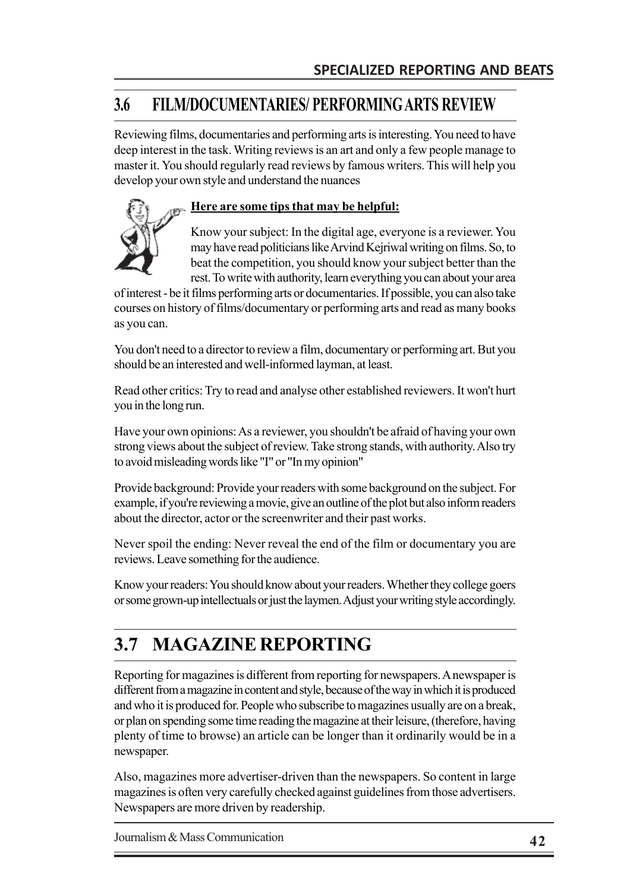## 3.6 FILM/DOCUMENTARIES/ PERFORMING ARTS REVIEW

Reviewing films, documentaries and performing arts is interesting. You need to have deep interest in the task. Writing reviews is an art and only a few people manage to master it. You should regularly read reviews by famous writers. This will help you develop your own style and understand the nuances

**Here are some tips that may be helpful:**

Know your subject: In the digital age, everyone is a reviewer. You may have read politicians like Arvind Kejriwal writing on films. So, to beat the competition, you should know your subject better than the rest. To write with authority, learn everything you can about your area of interest - be it films performing arts or documentaries. If possible, you can also take courses on history of films/documentary or performing arts and read as many books as you can.

You don't need to a director to review a film, documentary or performing art. But you should be an interested and well-informed layman, at least.

Read other critics: Try to read and analyse other established reviewers. It won't hurt you in the long run.

Have your own opinions: As a reviewer, you shouldn't be afraid of having your own strong views about the subject of review. Take strong stands, with authority. Also try to avoid misleading words like "I" or "In my opinion"

Provide background: Provide your readers with some background on the subject. For example, if you're reviewing a movie, give an outline of the plot but also inform readers about the director, actor or the screenwriter and their past works.

Never spoil the ending: Never reveal the end of the film or documentary you are reviews. Leave something for the audience.

Know your readers: You should know about your readers. Whether they college goers or some grown-up intellectuals or just the laymen. Adjust your writing style accordingly.

## 3.7 MAGAZINE REPORTING

Reporting for magazines is different from reporting for newspapers. A newspaper is different from a magazine in content and style, because of the way in which it is produced and who it is produced for. People who subscribe to magazines usually are on a break, or plan on spending some time reading the magazine at their leisure, (therefore, having plenty of time to browse) an article can be longer than it ordinarily would be in a newspaper.

Also, magazines more advertiser-driven than the newspapers. So content in large magazines is often very carefully checked against guidelines from those advertisers. Newspapers are more driven by readership.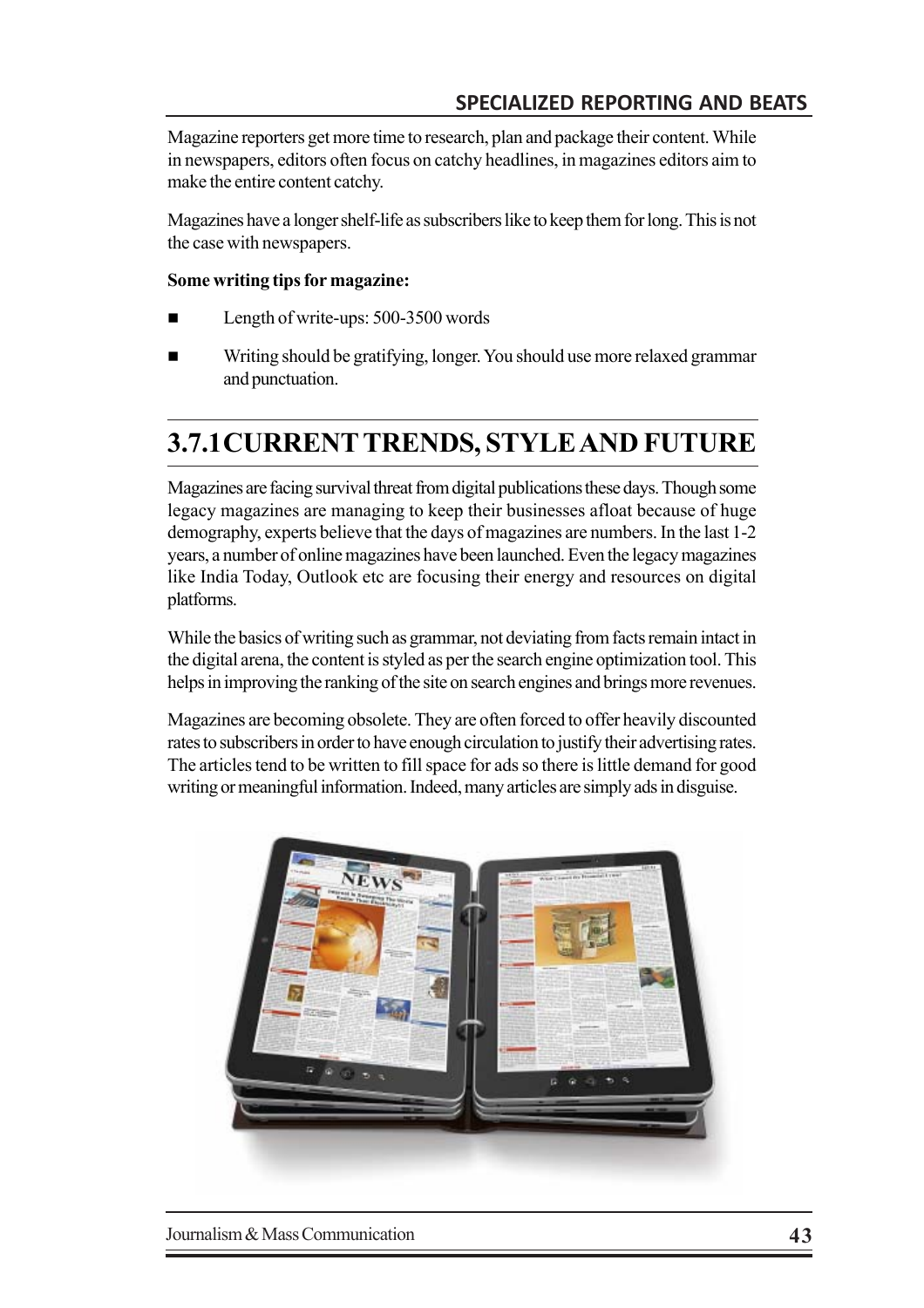Magazine reporters get more time to research, plan and package their content. While in newspapers, editors often focus on catchy headlines, in magazines editors aim to make the entire content catchy.

Magazines have a longer shelf-life as subscribers like to keep them for long. This is not the case with newspapers.

**Some writing tips for magazine:**

- Length of write-ups: 500-3500 words
- Writing should be gratifying, longer. You should use more relaxed grammar and punctuation.

## 3.7.1 CURRENT TRENDS, STYLE AND FUTURE

Magazines are facing survival threat from digital publications these days. Though some legacy magazines are managing to keep their businesses afloat because of huge demography, experts believe that the days of magazines are numbers. In the last 1-2 years, a number of online magazines have been launched. Even the legacy magazines like India Today, Outlook etc are focusing their energy and resources on digital platforms.

While the basics of writing such as grammar, not deviating from facts remain intact in the digital arena, the content is styled as per the search engine optimization tool. This helps in improving the ranking of the site on search engines and brings more revenues.

Magazines are becoming obsolete. They are often forced to offer heavily discounted rates to subscribers in order to have enough circulation to justify their advertising rates. The articles tend to be written to fill space for ads so there is little demand for good writing or meaningful information. Indeed, many articles are simply ads in disguise.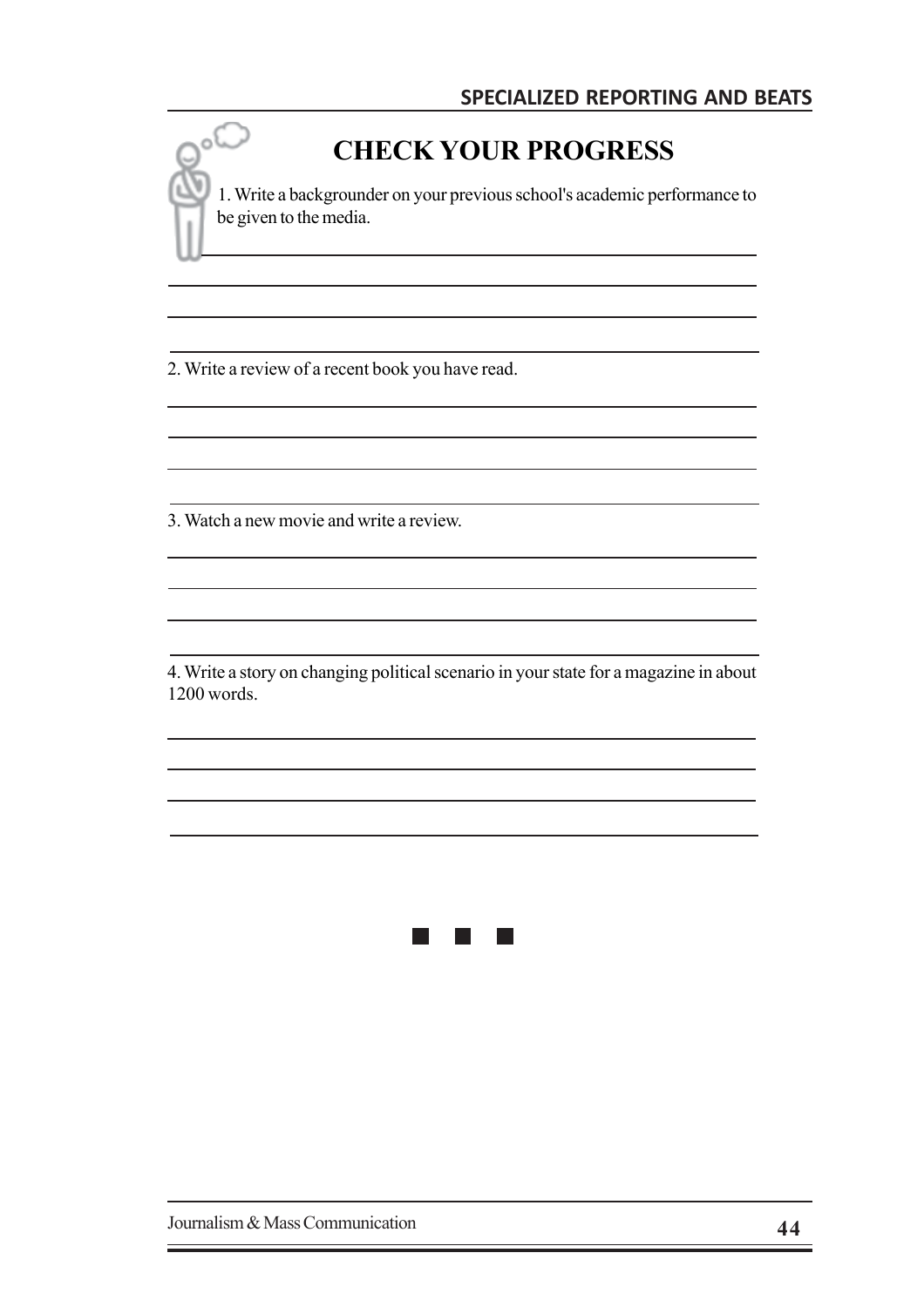## CHECK YOUR PROGRESS

1. Write a backgrounder on your previous school's academic performance to be given to the media.

2. Write a review of a recent book you have read.

3. Watch a new movie and write a review.

4. Write a story on changing political scenario in your state for a magazine in about 1200 words.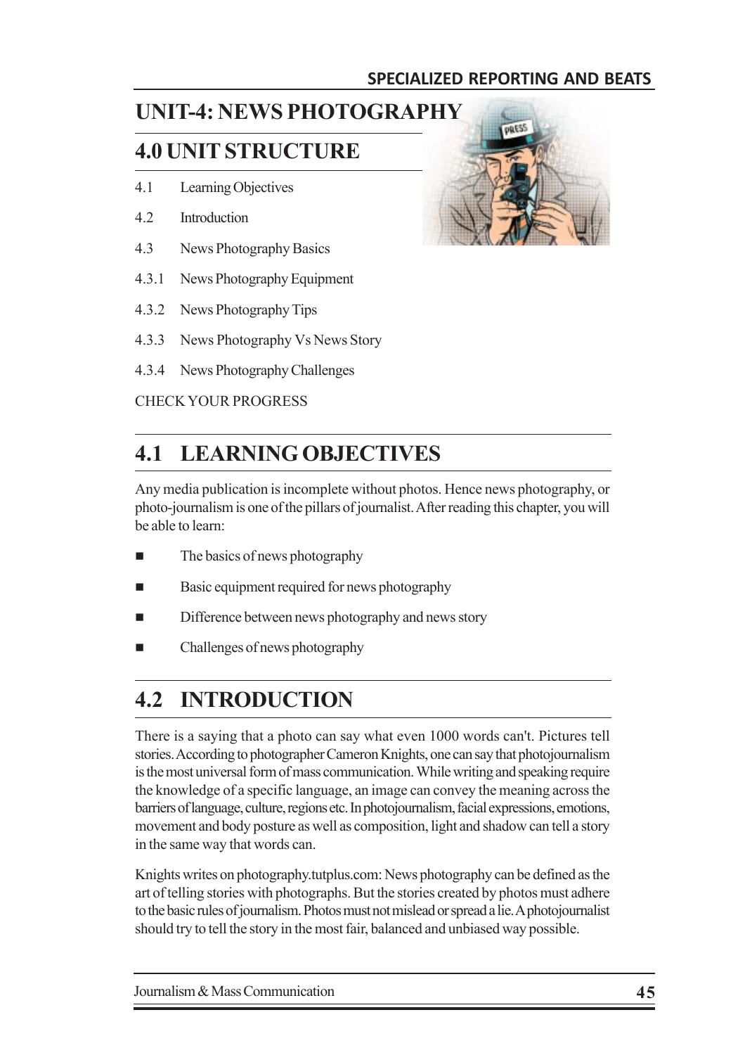# UNIT-4: NEWS PHOTOGRAPHY

## 4.0 UNIT STRUCTURE

4.1 Learning Objectives

4.2 Introduction

4.3 News Photography Basics

4.3.1 News Photography Equipment

4.3.2 News Photography Tips

4.3.3 News Photography Vs News Story

4.3.4 News Photography Challenges

CHECK YOUR PROGRESS

## 4.1 LEARNING OBJECTIVES

Any media publication is incomplete without photos. Hence news photography, or photo-journalism is one of the pillars of journalist. After reading this chapter, you will be able to learn:

- The basics of news photography
- Basic equipment required for news photography
- Difference between news photography and news story
- Challenges of news photography

## 4.2 INTRODUCTION

There is a saying that a photo can say what even 1000 words can't. Pictures tell stories. According to photographer Cameron Knights, one can say that photojournalism is the most universal form of mass communication. While writing and speaking require the knowledge of a specific language, an image can convey the meaning across the barriers of language, culture, regions etc. In photojournalism, facial expressions, emotions, movement and body posture as well as composition, light and shadow can tell a story in the same way that words can.

Knights writes on photography.tutplus.com: News photography can be defined as the art of telling stories with photographs. But the stories created by photos must adhere to the basic rules of journalism. Photos must not mislead or spread a lie. A photojournalist should try to tell the story in the most fair, balanced and unbiased way possible.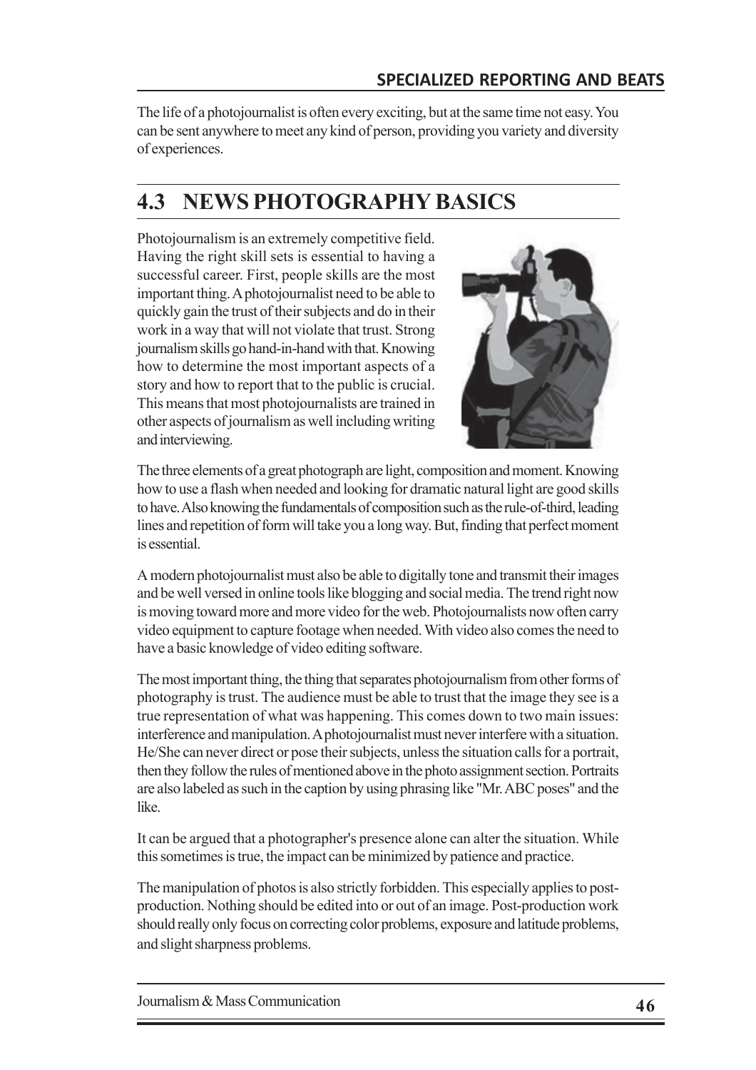The life of a photojournalist is often every exciting, but at the same time not easy. You can be sent anywhere to meet any kind of person, providing you variety and diversity of experiences.

## 4.3 NEWS PHOTOGRAPHY BASICS

Photojournalism is an extremely competitive field. Having the right skill sets is essential to having a successful career. First, people skills are the most important thing. A photojournalist need to be able to quickly gain the trust of their subjects and do in their work in a way that will not violate that trust. Strong journalism skills go hand-in-hand with that. Knowing how to determine the most important aspects of a story and how to report that to the public is crucial. This means that most photojournalists are trained in other aspects of journalism as well including writing and interviewing.

The three elements of a great photograph are light, composition and moment. Knowing how to use a flash when needed and looking for dramatic natural light are good skills to have. Also knowing the fundamentals of composition such as the rule-of-third, leading lines and repetition of form will take you a long way. But, finding that perfect moment is essential.

A modern photojournalist must also be able to digitally tone and transmit their images and be well versed in online tools like blogging and social media. The trend right now is moving toward more and more video for the web. Photojournalists now often carry video equipment to capture footage when needed. With video also comes the need to have a basic knowledge of video editing software.

The most important thing, the thing that separates photojournalism from other forms of photography is trust. The audience must be able to trust that the image they see is a true representation of what was happening. This comes down to two main issues: interference and manipulation. A photojournalist must never interfere with a situation. He/She can never direct or pose their subjects, unless the situation calls for a portrait, then they follow the rules of mentioned above in the photo assignment section. Portraits are also labeled as such in the caption by using phrasing like "Mr. ABC poses" and the like.

It can be argued that a photographer's presence alone can alter the situation. While this sometimes is true, the impact can be minimized by patience and practice.

The manipulation of photos is also strictly forbidden. This especially applies to post-production. Nothing should be edited into or out of an image. Post-production work should really only focus on correcting color problems, exposure and latitude problems, and slight sharpness problems.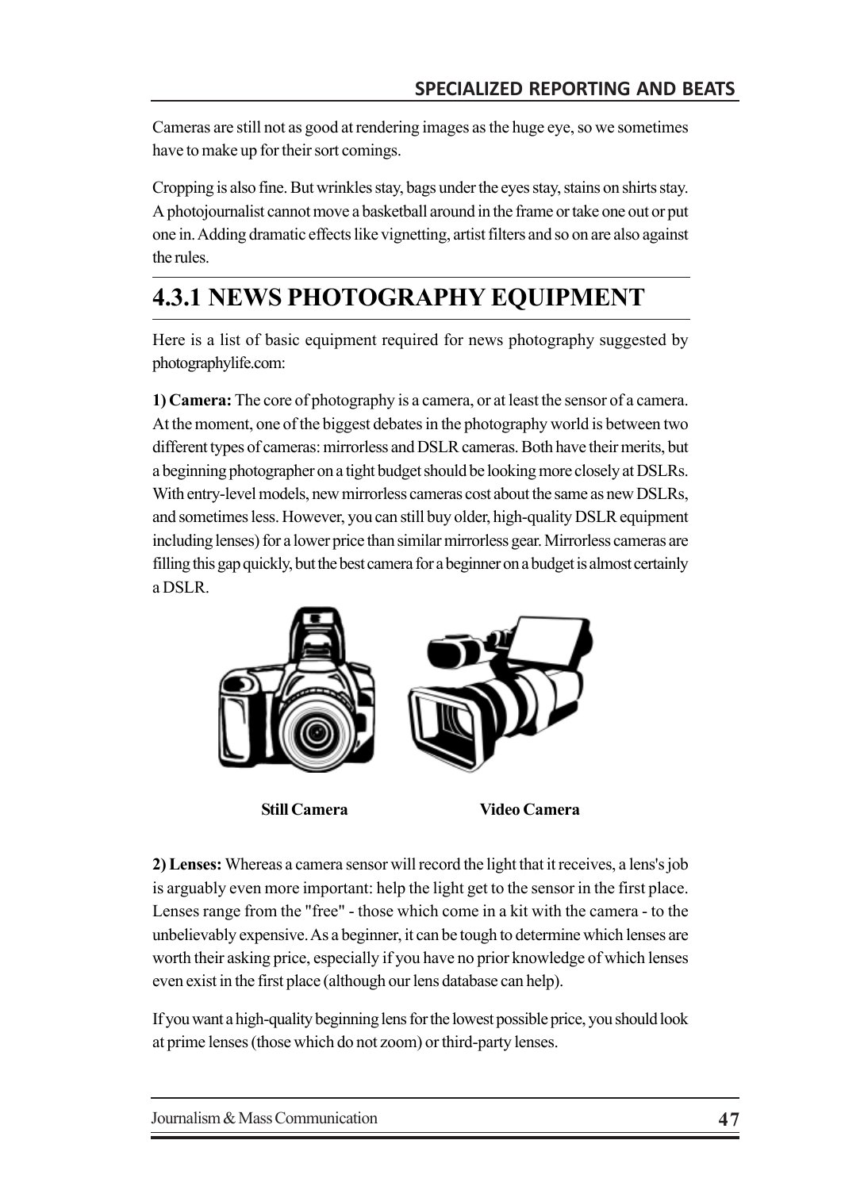Cameras are still not as good at rendering images as the huge eye, so we sometimes have to make up for their sort comings.

Cropping is also fine. But wrinkles stay, bags under the eyes stay, stains on shirts stay. A photojournalist cannot move a basketball around in the frame or take one out or put one in. Adding dramatic effects like vignetting, artist filters and so on are also against the rules.

## 4.3.1 NEWS PHOTOGRAPHY EQUIPMENT

Here is a list of basic equipment required for news photography suggested by photographylife.com:

**1) Camera:** The core of photography is a camera, or at least the sensor of a camera. At the moment, one of the biggest debates in the photography world is between two different types of cameras: mirrorless and DSLR cameras. Both have their merits, but a beginning photographer on a tight budget should be looking more closely at DSLRs. With entry-level models, new mirrorless cameras cost about the same as new DSLRs, and sometimes less. However, you can still buy older, high-quality DSLR equipment including lenses) for a lower price than similar mirrorless gear. Mirrorless cameras are filling this gap quickly, but the best camera for a beginner on a budget is almost certainly a DSLR.

**Still Camera** **Video Camera**

**2) Lenses:** Whereas a camera sensor will record the light that it receives, a lens's job is arguably even more important: help the light get to the sensor in the first place. Lenses range from the "free" - those which come in a kit with the camera - to the unbelievably expensive. As a beginner, it can be tough to determine which lenses are worth their asking price, especially if you have no prior knowledge of which lenses even exist in the first place (although our lens database can help).

If you want a high-quality beginning lens for the lowest possible price, you should look at prime lenses (those which do not zoom) or third-party lenses.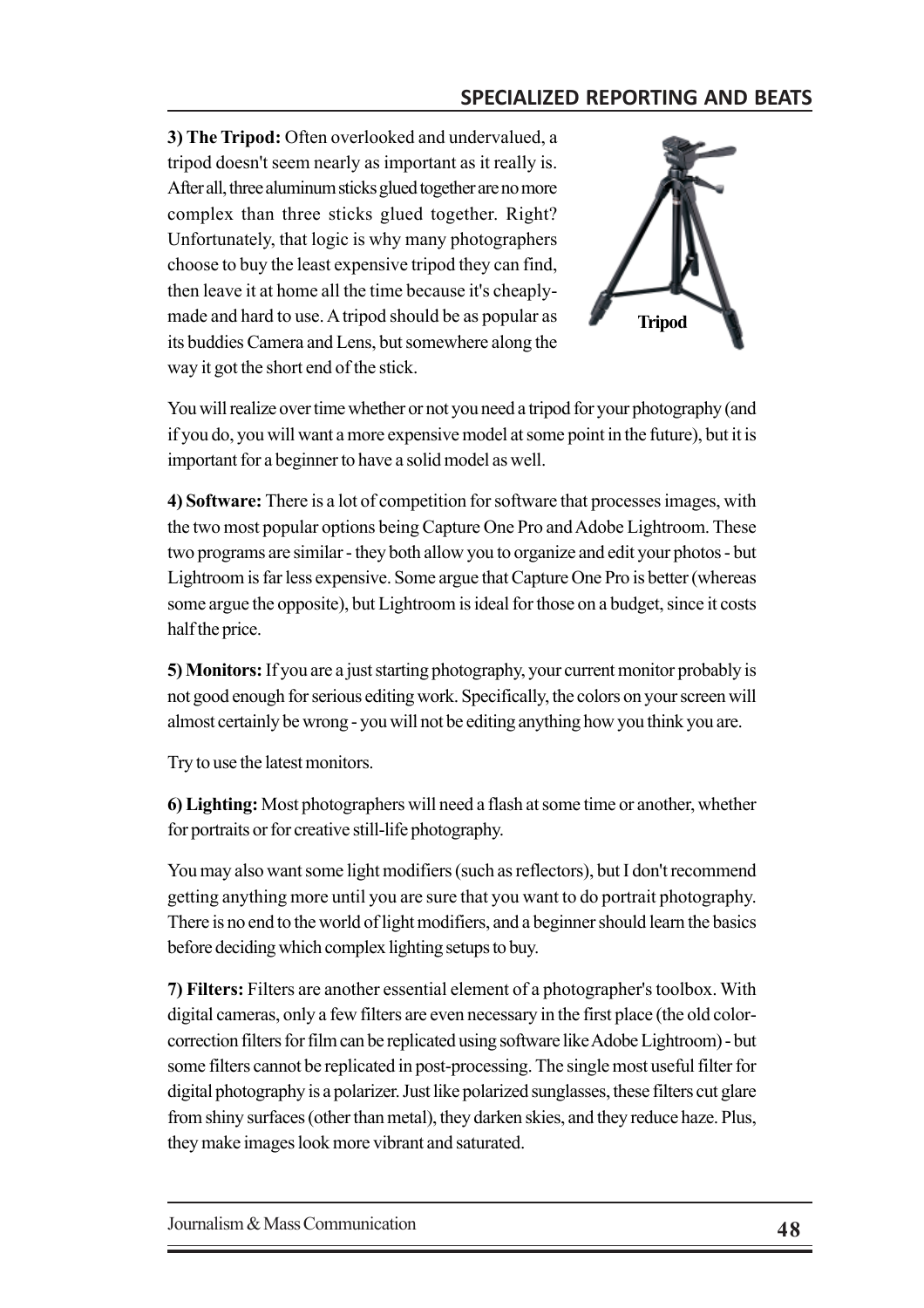**3) The Tripod:** Often overlooked and undervalued, a tripod doesn't seem nearly as important as it really is. After all, three aluminum sticks glued together are no more complex than three sticks glued together. Right? Unfortunately, that logic is why many photographers choose to buy the least expensive tripod they can find, then leave it at home all the time because it's cheaply-made and hard to use. A tripod should be as popular as its buddies Camera and Lens, but somewhere along the way it got the short end of the stick.

Tripod

You will realize over time whether or not you need a tripod for your photography (and if you do, you will want a more expensive model at some point in the future), but it is important for a beginner to have a solid model as well.

**4) Software:** There is a lot of competition for software that processes images, with the two most popular options being Capture One Pro and Adobe Lightroom. These two programs are similar - they both allow you to organize and edit your photos - but Lightroom is far less expensive. Some argue that Capture One Pro is better (whereas some argue the opposite), but Lightroom is ideal for those on a budget, since it costs half the price.

**5) Monitors:** If you are a just starting photography, your current monitor probably is not good enough for serious editing work. Specifically, the colors on your screen will almost certainly be wrong - you will not be editing anything how you think you are.

Try to use the latest monitors.

**6) Lighting:** Most photographers will need a flash at some time or another, whether for portraits or for creative still-life photography.

You may also want some light modifiers (such as reflectors), but I don't recommend getting anything more until you are sure that you want to do portrait photography. There is no end to the world of light modifiers, and a beginner should learn the basics before deciding which complex lighting setups to buy.

**7) Filters:** Filters are another essential element of a photographer's toolbox. With digital cameras, only a few filters are even necessary in the first place (the old color-correction filters for film can be replicated using software like Adobe Lightroom) - but some filters cannot be replicated in post-processing. The single most useful filter for digital photography is a polarizer. Just like polarized sunglasses, these filters cut glare from shiny surfaces (other than metal), they darken skies, and they reduce haze. Plus, they make images look more vibrant and saturated.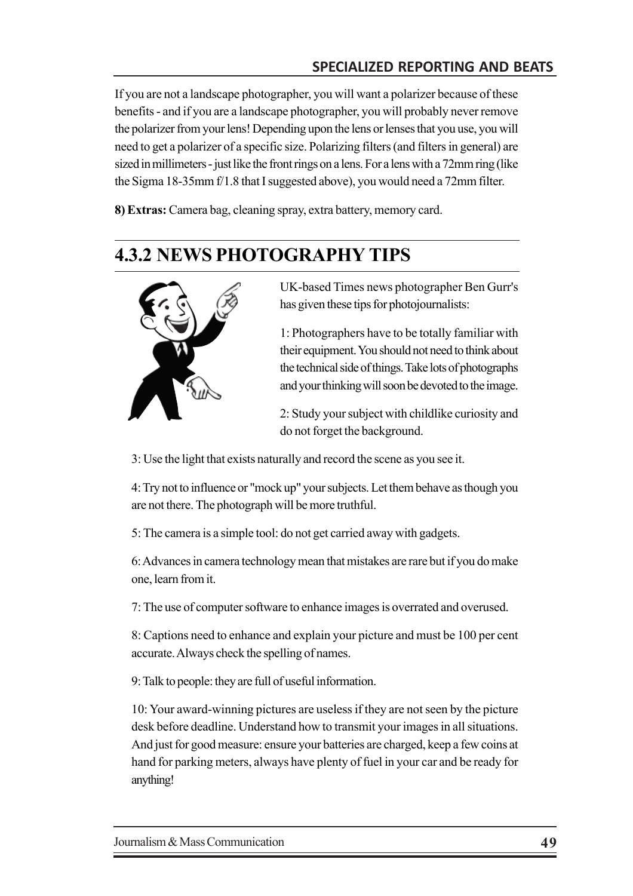If you are not a landscape photographer, you will want a polarizer because of these benefits - and if you are a landscape photographer, you will probably never remove the polarizer from your lens! Depending upon the lens or lenses that you use, you will need to get a polarizer of a specific size. Polarizing filters (and filters in general) are sized in millimeters - just like the front rings on a lens. For a lens with a 72mm ring (like the Sigma 18-35mm f/1.8 that I suggested above), you would need a 72mm filter.

**8) Extras:** Camera bag, cleaning spray, extra battery, memory card.

## 4.3.2 NEWS PHOTOGRAPHY TIPS

UK-based Times news photographer Ben Gurr's has given these tips for photojournalists:

1: Photographers have to be totally familiar with their equipment. You should not need to think about the technical side of things. Take lots of photographs and your thinking will soon be devoted to the image.

2: Study your subject with childlike curiosity and do not forget the background.

3: Use the light that exists naturally and record the scene as you see it.

4: Try not to influence or "mock up" your subjects. Let them behave as though you are not there. The photograph will be more truthful.

5: The camera is a simple tool: do not get carried away with gadgets.

6: Advances in camera technology mean that mistakes are rare but if you do make one, learn from it.

7: The use of computer software to enhance images is overrated and overused.

8: Captions need to enhance and explain your picture and must be 100 per cent accurate. Always check the spelling of names.

9: Talk to people: they are full of useful information.

10: Your award-winning pictures are useless if they are not seen by the picture desk before deadline. Understand how to transmit your images in all situations. And just for good measure: ensure your batteries are charged, keep a few coins at hand for parking meters, always have plenty of fuel in your car and be ready for anything!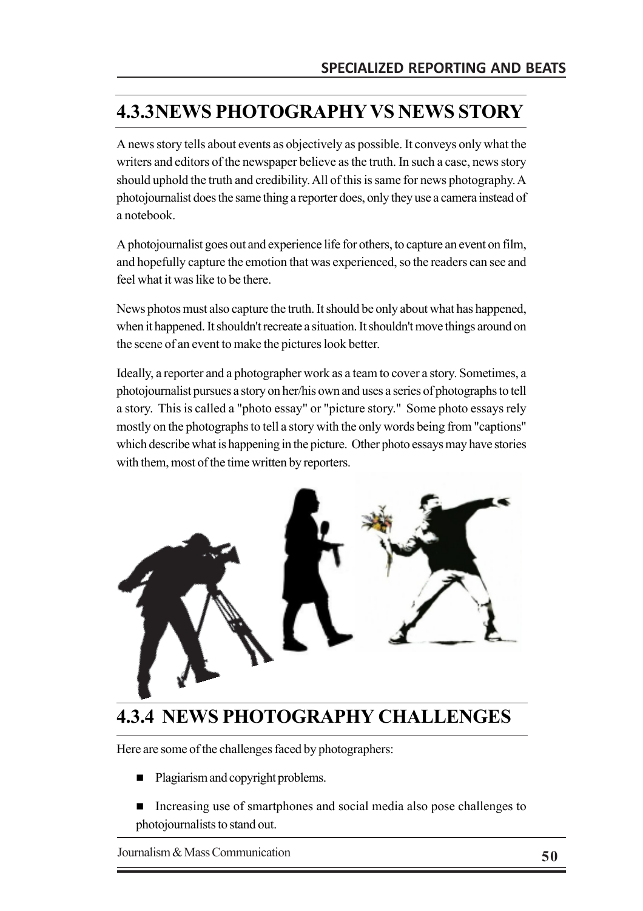## 4.3.3NEWS PHOTOGRAPHY VS NEWS STORY

A news story tells about events as objectively as possible. It conveys only what the writers and editors of the newspaper believe as the truth. In such a case, news story should uphold the truth and credibility. All of this is same for news photography. A photojournalist does the same thing a reporter does, only they use a camera instead of a notebook.

A photojournalist goes out and experience life for others, to capture an event on film, and hopefully capture the emotion that was experienced, so the readers can see and feel what it was like to be there.

News photos must also capture the truth. It should be only about what has happened, when it happened. It shouldn't recreate a situation. It shouldn't move things around on the scene of an event to make the pictures look better.

Ideally, a reporter and a photographer work as a team to cover a story. Sometimes, a photojournalist pursues a story on her/his own and uses a series of photographs to tell a story. This is called a "photo essay" or "picture story." Some photo essays rely mostly on the photographs to tell a story with the only words being from "captions" which describe what is happening in the picture. Other photo essays may have stories with them, most of the time written by reporters.

## 4.3.4 NEWS PHOTOGRAPHY CHALLENGES

Here are some of the challenges faced by photographers:

- Plagiarism and copyright problems.
- Increasing use of smartphones and social media also pose challenges to photojournalists to stand out.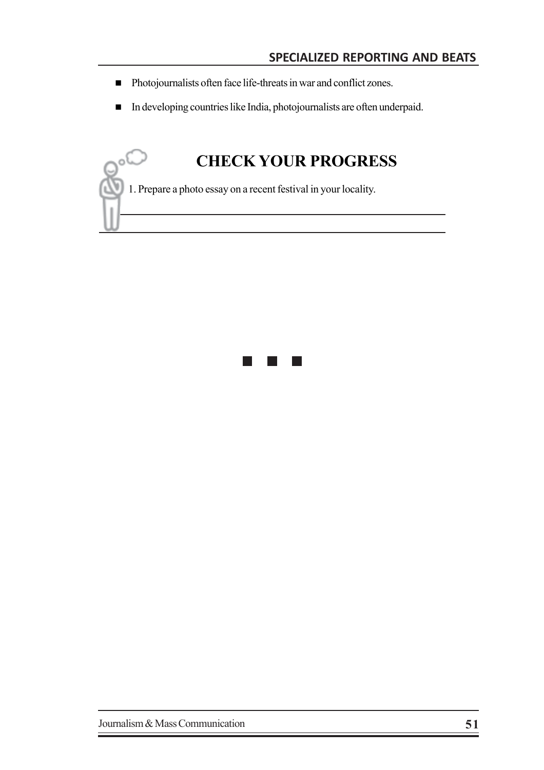- Photojournalists often face life-threats in war and conflict zones.
- In developing countries like India, photojournalists are often underpaid.

## CHECK YOUR PROGRESS

1. Prepare a photo essay on a recent festival in your locality.

■ ■ ■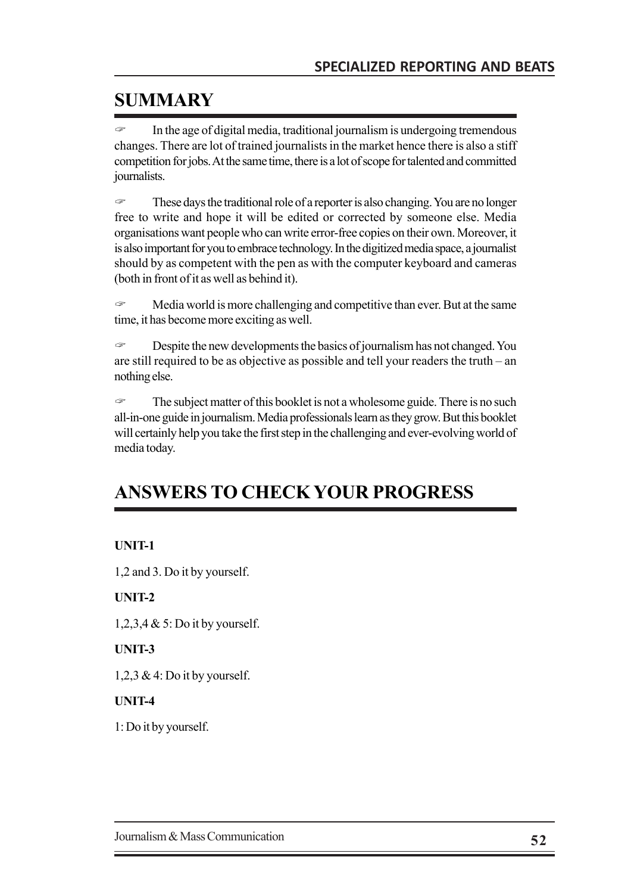## SUMMARY

- In the age of digital media, traditional journalism is undergoing tremendous changes. There are lot of trained journalists in the market hence there is also a stiff competition for jobs. At the same time, there is a lot of scope for talented and committed journalists.

- These days the traditional role of a reporter is also changing. You are no longer free to write and hope it will be edited or corrected by someone else. Media organisations want people who can write error-free copies on their own. Moreover, it is also important for you to embrace technology. In the digitized media space, a journalist should by as competent with the pen as with the computer keyboard and cameras (both in front of it as well as behind it).

- Media world is more challenging and competitive than ever. But at the same time, it has become more exciting as well.

- Despite the new developments the basics of journalism has not changed. You are still required to be as objective as possible and tell your readers the truth – an nothing else.

- The subject matter of this booklet is not a wholesome guide. There is no such all-in-one guide in journalism. Media professionals learn as they grow. But this booklet will certainly help you take the first step in the challenging and ever-evolving world of media today.

## ANSWERS TO CHECK YOUR PROGRESS

**UNIT-1**

1,2 and 3. Do it by yourself.

**UNIT-2**

1,2,3,4 & 5: Do it by yourself.

**UNIT-3**

1,2,3 & 4: Do it by yourself.

**UNIT-4**

1: Do it by yourself.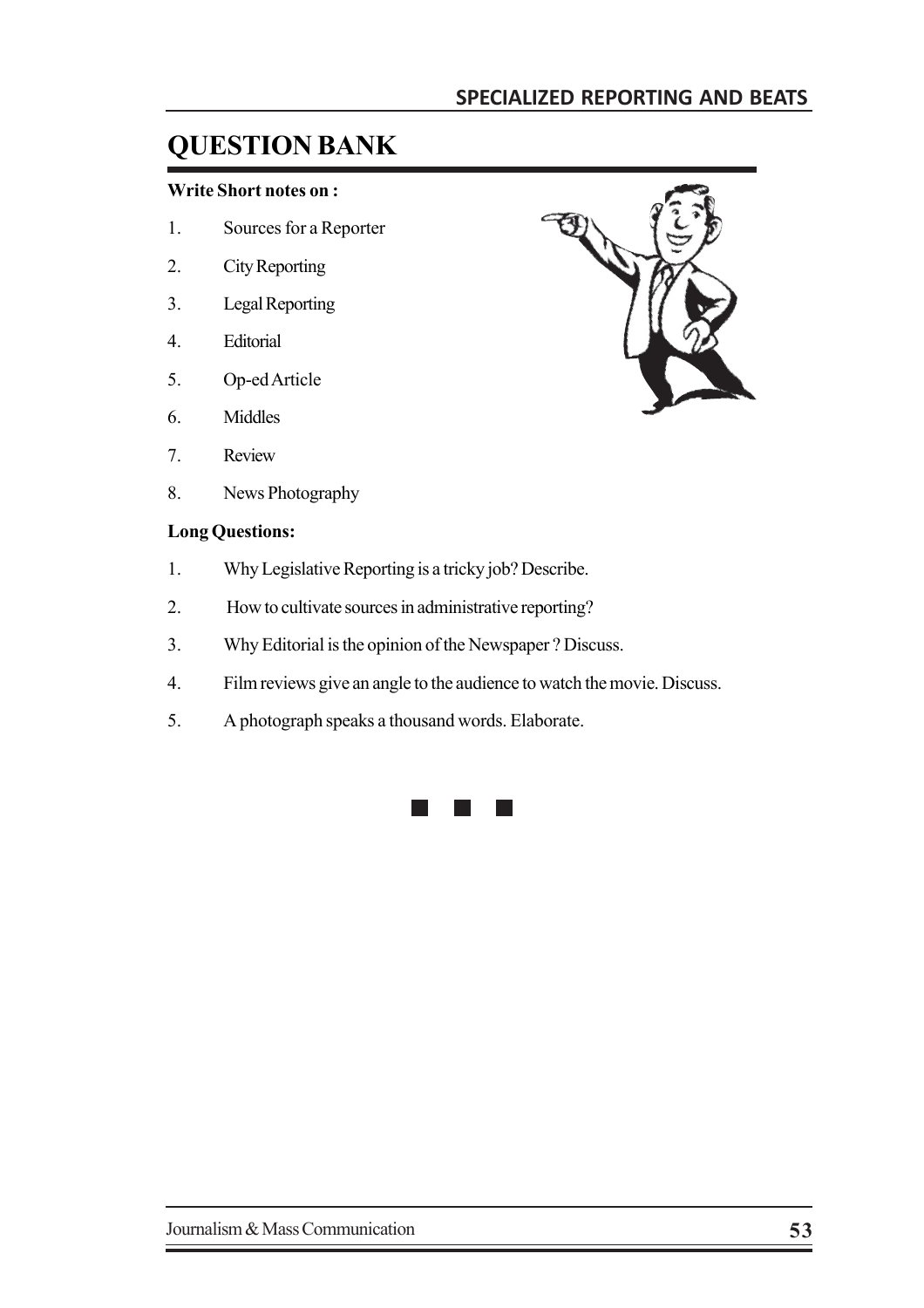# QUESTION BANK

**Write Short notes on :**

1. Sources for a Reporter
2. City Reporting
3. Legal Reporting
4. Editorial
5. Op-ed Article
6. Middles
7. Review
8. News Photography

**Long Questions:**

1. Why Legislative Reporting is a tricky job? Describe.
2. How to cultivate sources in administrative reporting?
3. Why Editorial is the opinion of the Newspaper ? Discuss.
4. Film reviews give an angle to the audience to watch the movie. Discuss.
5. A photograph speaks a thousand words. Elaborate.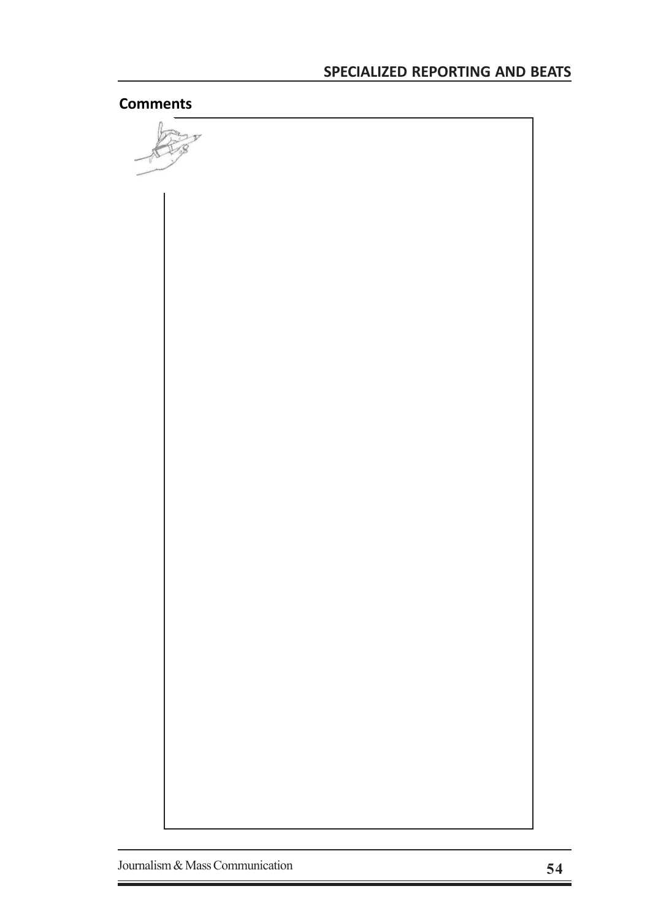**Comments**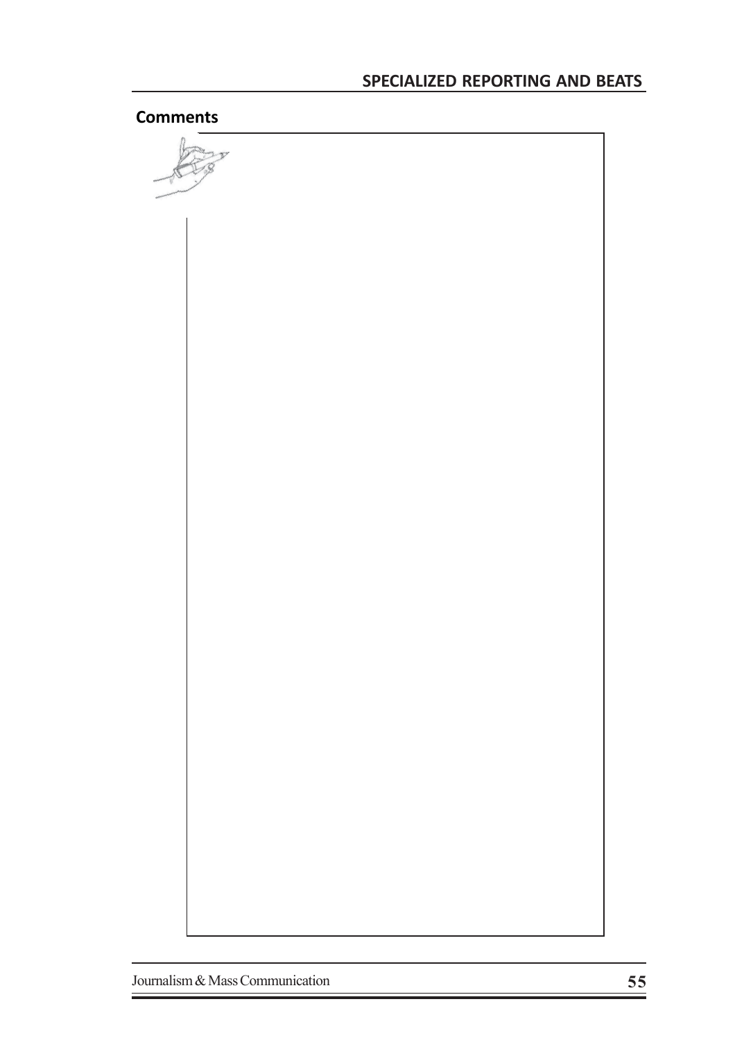**Comments**